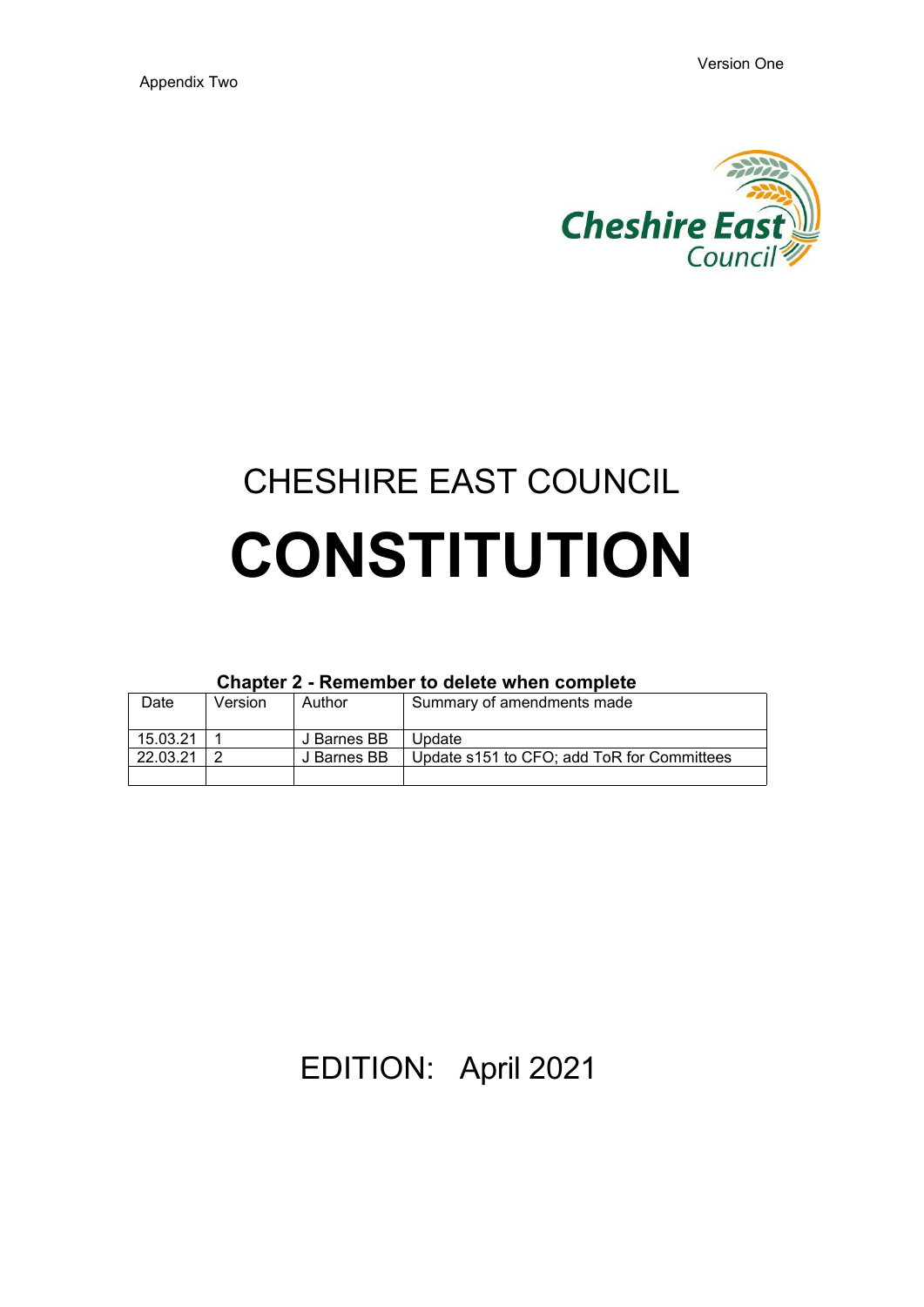Version One

Appendix Two

Cheshire East Council

# CHESHIRE EAST COUNCIL

# CONSTITUTION

**Chapter 2 - Remember to delete when complete**

| Date | Version | Author | Summary of amendments made |
| --- | --- | --- | --- |
| 15.03.21 | 1 | J Barnes BB | Update |
| 22.03.21 | 2 | J Barnes BB | Update s151 to CFO; add ToR for Committees |
| | | | |

EDITION: April 2021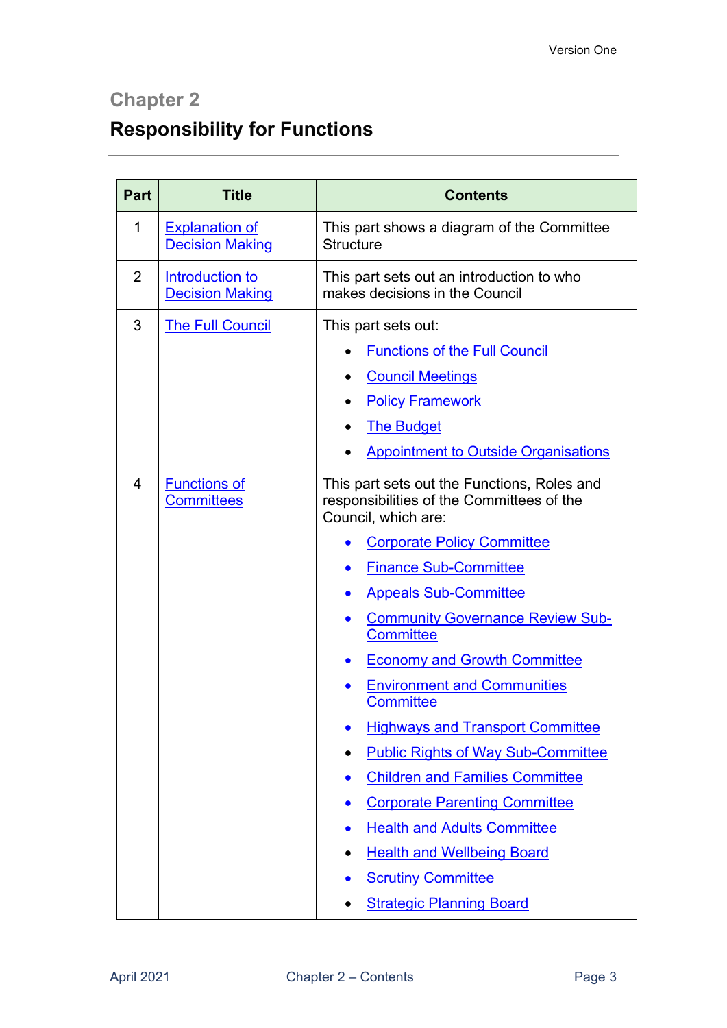## Chapter 2

# Responsibility for Functions

| Part | Title | Contents |
|---|---|---|
| 1 | Explanation of Decision Making | This part shows a diagram of the Committee Structure |
| 2 | Introduction to Decision Making | This part sets out an introduction to who makes decisions in the Council |
| 3 | The Full Council | This part sets out:<br>• Functions of the Full Council<br>• Council Meetings<br>• Policy Framework<br>• The Budget<br>• Appointment to Outside Organisations |
| 4 | Functions of Committees | This part sets out the Functions, Roles and responsibilities of the Committees of the Council, which are:<br>• Corporate Policy Committee<br>• Finance Sub-Committee<br>• Appeals Sub-Committee<br>• Community Governance Review Sub-Committee<br>• Economy and Growth Committee<br>• Environment and Communities Committee<br>• Highways and Transport Committee<br>• Public Rights of Way Sub-Committee<br>• Children and Families Committee<br>• Corporate Parenting Committee<br>• Health and Adults Committee<br>• Health and Wellbeing Board<br>• Scrutiny Committee<br>• Strategic Planning Board |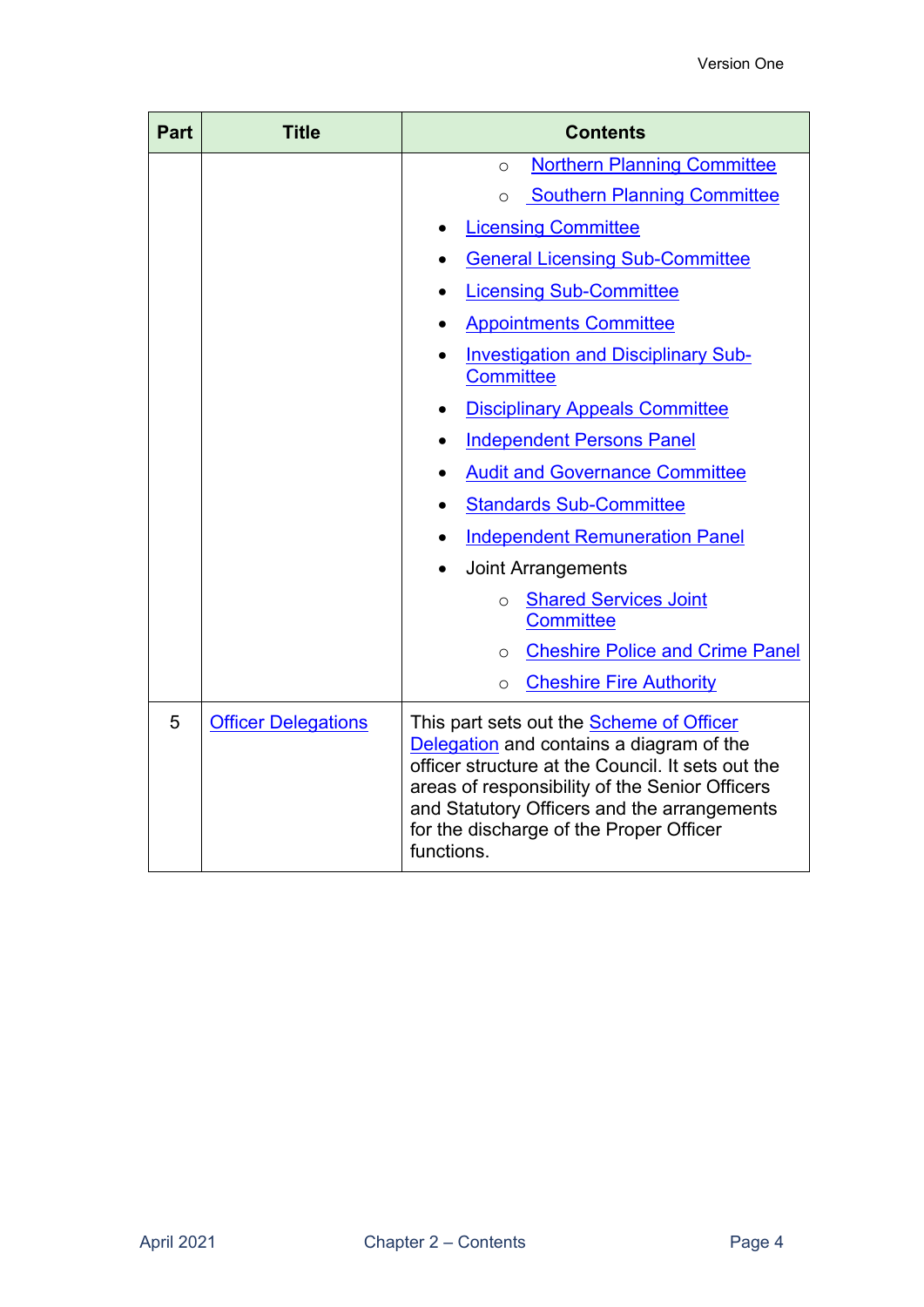| Part | Title | Contents |
|---|---|---|
| | | ◦ Northern Planning Committee<br>◦ Southern Planning Committee<br>• Licensing Committee<br>• General Licensing Sub-Committee<br>• Licensing Sub-Committee<br>• Appointments Committee<br>• Investigation and Disciplinary Sub-Committee<br>• Disciplinary Appeals Committee<br>• Independent Persons Panel<br>• Audit and Governance Committee<br>• Standards Sub-Committee<br>• Independent Remuneration Panel<br>• Joint Arrangements<br>◦ Shared Services Joint Committee<br>◦ Cheshire Police and Crime Panel<br>◦ Cheshire Fire Authority |
| 5 | Officer Delegations | This part sets out the Scheme of Officer Delegation and contains a diagram of the officer structure at the Council. It sets out the areas of responsibility of the Senior Officers and Statutory Officers and the arrangements for the discharge of the Proper Officer functions. |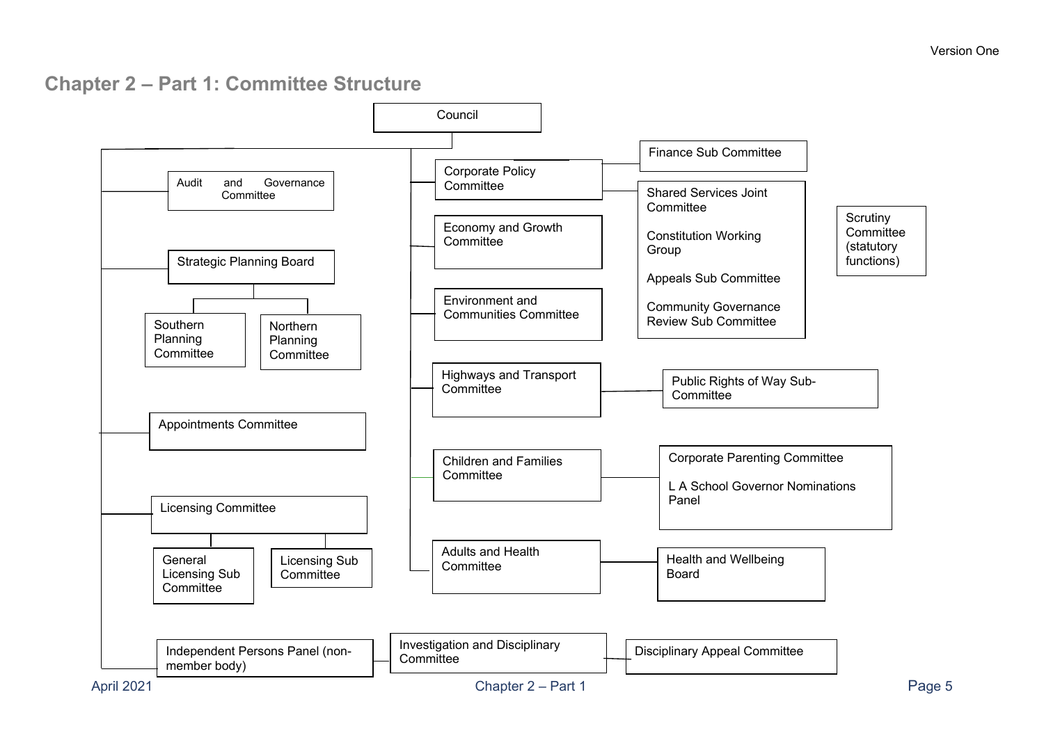## Chapter 2 – Part 1: Committee Structure

- Council
  - Audit and Governance Committee
  - Strategic Planning Board
    - Southern Planning Committee
    - Northern Planning Committee
  - Appointments Committee
  - Licensing Committee
    - General Licensing Sub Committee
    - Licensing Sub Committee
  - Independent Persons Panel (non-member body)
    - Investigation and Disciplinary Committee
      - Disciplinary Appeal Committee
  - Corporate Policy Committee
    - Finance Sub Committee
    - Shared Services Joint Committee
    - Constitution Working Group
    - Appeals Sub Committee
    - Community Governance Review Sub Committee
  - Economy and Growth Committee
  - Environment and Communities Committee
  - Highways and Transport Committee
    - Public Rights of Way Sub-Committee
  - Children and Families Committee
    - Corporate Parenting Committee
    - L A School Governor Nominations Panel
  - Adults and Health Committee
    - Health and Wellbeing Board

Scrutiny Committee (statutory functions)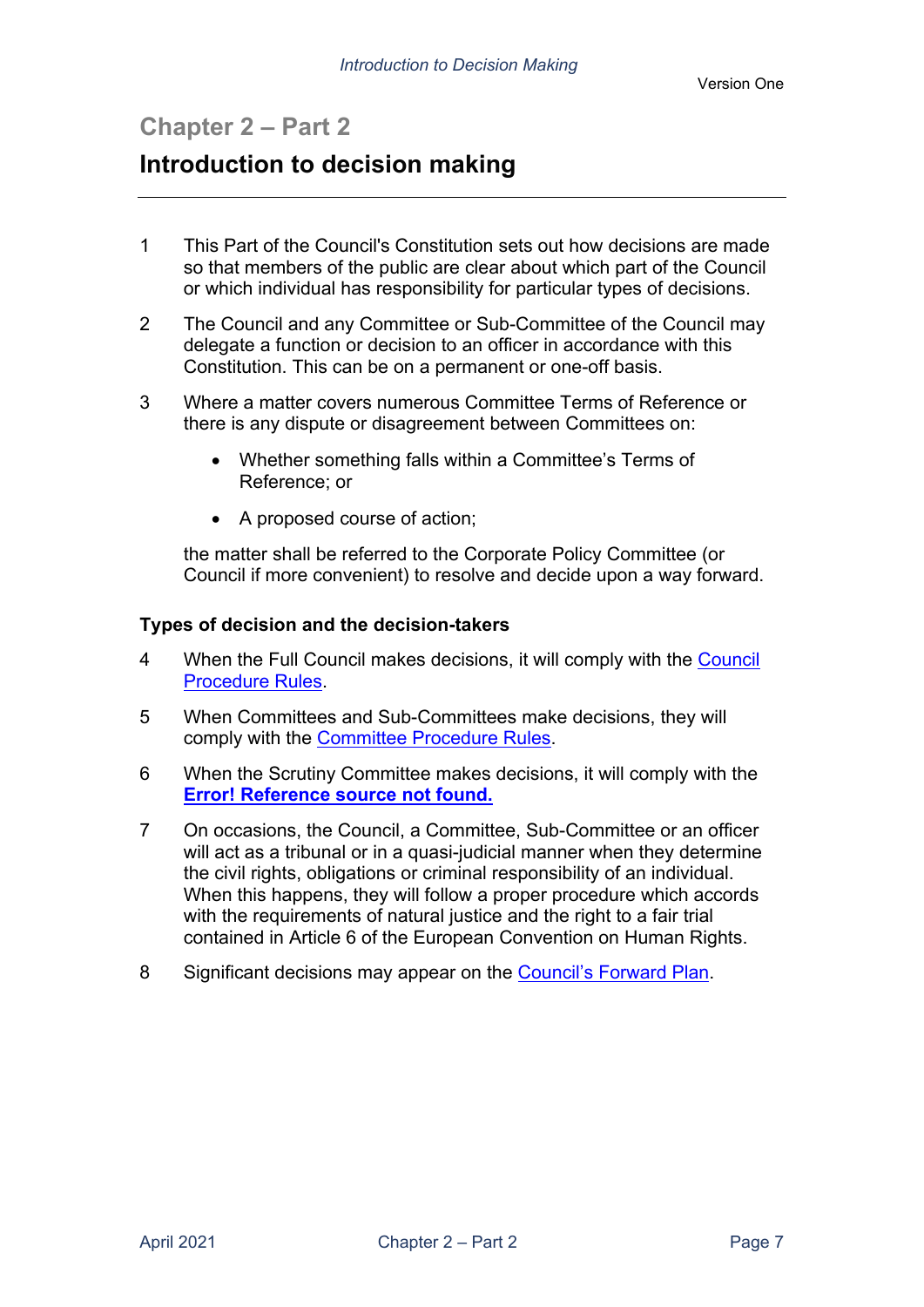## Chapter 2 – Part 2

# Introduction to decision making

---

1 This Part of the Council's Constitution sets out how decisions are made so that members of the public are clear about which part of the Council or which individual has responsibility for particular types of decisions.

2 The Council and any Committee or Sub-Committee of the Council may delegate a function or decision to an officer in accordance with this Constitution. This can be on a permanent or one-off basis.

3 Where a matter covers numerous Committee Terms of Reference or there is any dispute or disagreement between Committees on:

- Whether something falls within a Committee's Terms of Reference; or
- A proposed course of action;

the matter shall be referred to the Corporate Policy Committee (or Council if more convenient) to resolve and decide upon a way forward.

### Types of decision and the decision-takers

4 When the Full Council makes decisions, it will comply with the Council Procedure Rules.

5 When Committees and Sub-Committees make decisions, they will comply with the Committee Procedure Rules.

6 When the Scrutiny Committee makes decisions, it will comply with the **Error! Reference source not found.**

7 On occasions, the Council, a Committee, Sub-Committee or an officer will act as a tribunal or in a quasi-judicial manner when they determine the civil rights, obligations or criminal responsibility of an individual. When this happens, they will follow a proper procedure which accords with the requirements of natural justice and the right to a fair trial contained in Article 6 of the European Convention on Human Rights.

8 Significant decisions may appear on the Council's Forward Plan.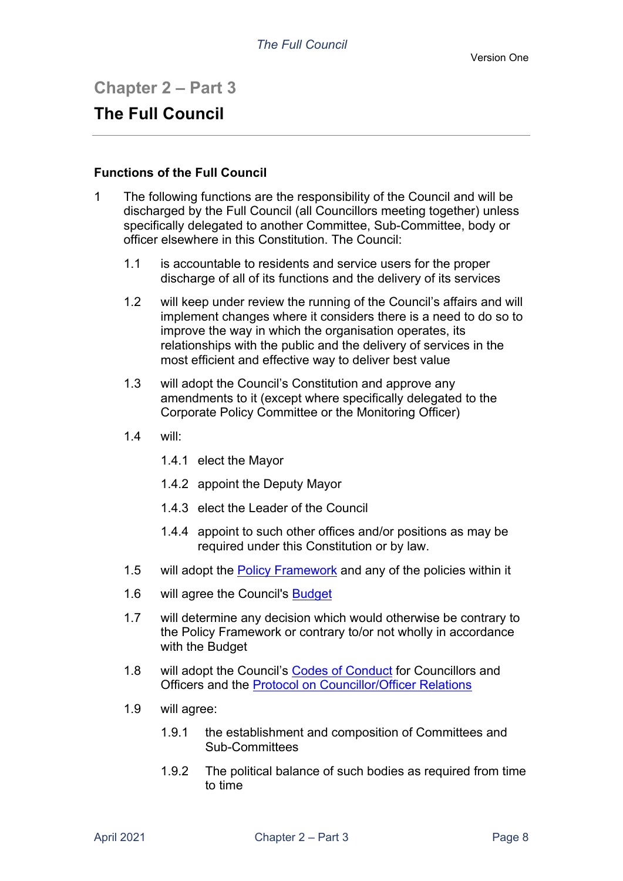## Chapter 2 – Part 3

# The Full Council

### Functions of the Full Council

1 The following functions are the responsibility of the Council and will be discharged by the Full Council (all Councillors meeting together) unless specifically delegated to another Committee, Sub-Committee, body or officer elsewhere in this Constitution. The Council:

1.1 is accountable to residents and service users for the proper discharge of all of its functions and the delivery of its services

1.2 will keep under review the running of the Council's affairs and will implement changes where it considers there is a need to do so to improve the way in which the organisation operates, its relationships with the public and the delivery of services in the most efficient and effective way to deliver best value

1.3 will adopt the Council's Constitution and approve any amendments to it (except where specifically delegated to the Corporate Policy Committee or the Monitoring Officer)

1.4 will:

1.4.1 elect the Mayor

1.4.2 appoint the Deputy Mayor

1.4.3 elect the Leader of the Council

1.4.4 appoint to such other offices and/or positions as may be required under this Constitution or by law.

1.5 will adopt the Policy Framework and any of the policies within it

1.6 will agree the Council's Budget

1.7 will determine any decision which would otherwise be contrary to the Policy Framework or contrary to/or not wholly in accordance with the Budget

1.8 will adopt the Council's Codes of Conduct for Councillors and Officers and the Protocol on Councillor/Officer Relations

1.9 will agree:

1.9.1 the establishment and composition of Committees and Sub-Committees

1.9.2 The political balance of such bodies as required from time to time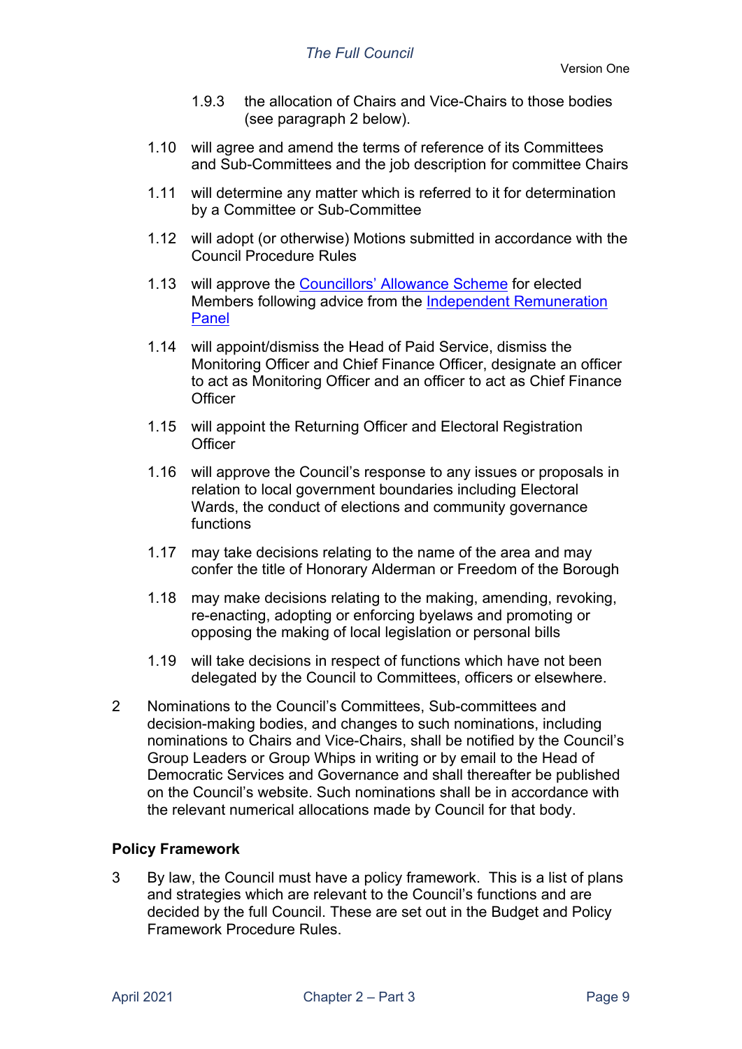1.9.3 the allocation of Chairs and Vice-Chairs to those bodies (see paragraph 2 below).

1.10 will agree and amend the terms of reference of its Committees and Sub-Committees and the job description for committee Chairs

1.11 will determine any matter which is referred to it for determination by a Committee or Sub-Committee

1.12 will adopt (or otherwise) Motions submitted in accordance with the Council Procedure Rules

1.13 will approve the Councillors' Allowance Scheme for elected Members following advice from the Independent Remuneration Panel

1.14 will appoint/dismiss the Head of Paid Service, dismiss the Monitoring Officer and Chief Finance Officer, designate an officer to act as Monitoring Officer and an officer to act as Chief Finance Officer

1.15 will appoint the Returning Officer and Electoral Registration Officer

1.16 will approve the Council's response to any issues or proposals in relation to local government boundaries including Electoral Wards, the conduct of elections and community governance functions

1.17 may take decisions relating to the name of the area and may confer the title of Honorary Alderman or Freedom of the Borough

1.18 may make decisions relating to the making, amending, revoking, re-enacting, adopting or enforcing byelaws and promoting or opposing the making of local legislation or personal bills

1.19 will take decisions in respect of functions which have not been delegated by the Council to Committees, officers or elsewhere.

2 Nominations to the Council's Committees, Sub-committees and decision-making bodies, and changes to such nominations, including nominations to Chairs and Vice-Chairs, shall be notified by the Council's Group Leaders or Group Whips in writing or by email to the Head of Democratic Services and Governance and shall thereafter be published on the Council's website. Such nominations shall be in accordance with the relevant numerical allocations made by Council for that body.

**Policy Framework**

3 By law, the Council must have a policy framework. This is a list of plans and strategies which are relevant to the Council's functions and are decided by the full Council. These are set out in the Budget and Policy Framework Procedure Rules.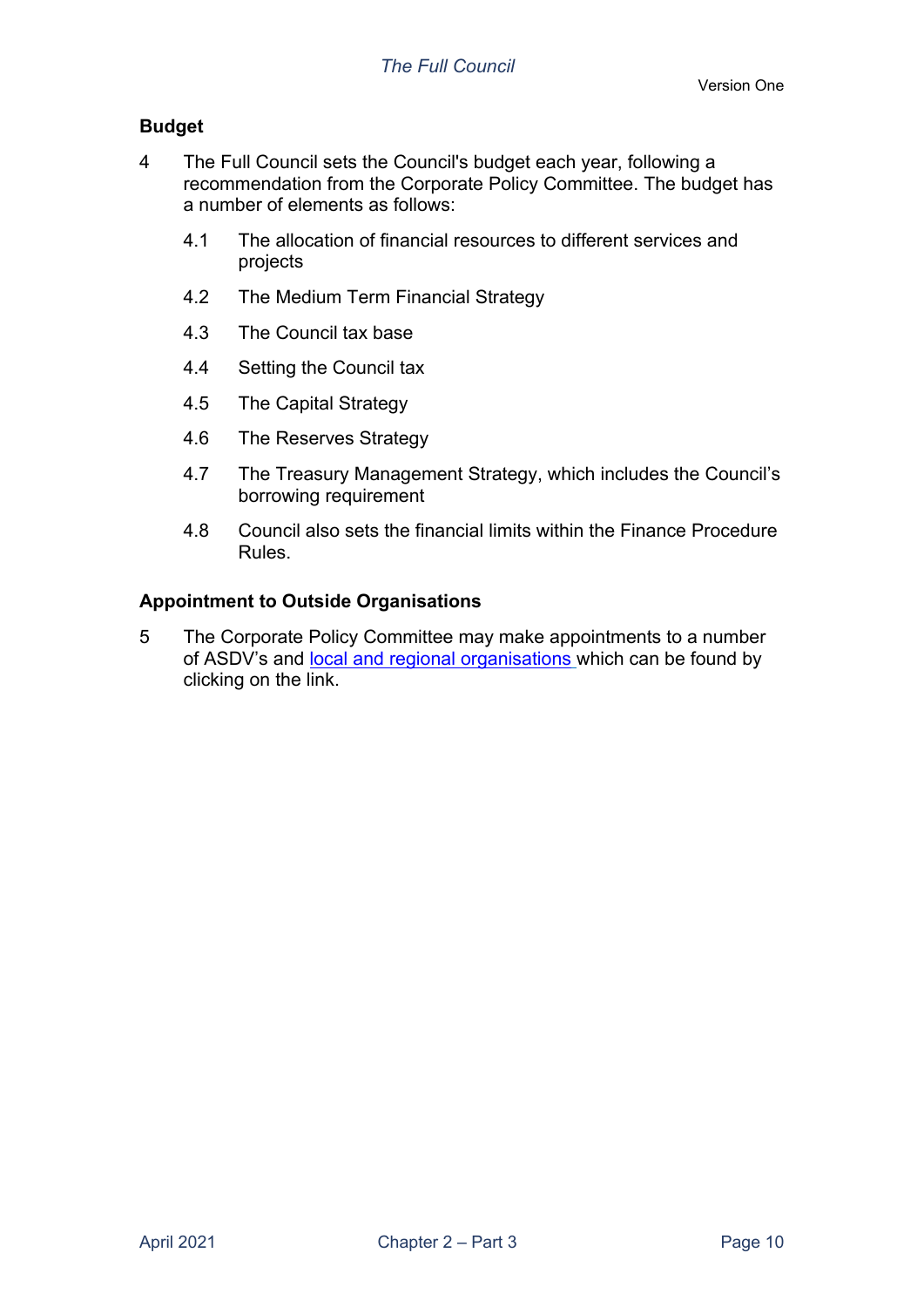## Budget

4 The Full Council sets the Council's budget each year, following a recommendation from the Corporate Policy Committee. The budget has a number of elements as follows:

4.1 The allocation of financial resources to different services and projects

4.2 The Medium Term Financial Strategy

4.3 The Council tax base

4.4 Setting the Council tax

4.5 The Capital Strategy

4.6 The Reserves Strategy

4.7 The Treasury Management Strategy, which includes the Council's borrowing requirement

4.8 Council also sets the financial limits within the Finance Procedure Rules.

## Appointment to Outside Organisations

5 The Corporate Policy Committee may make appointments to a number of ASDV's and local and regional organisations which can be found by clicking on the link.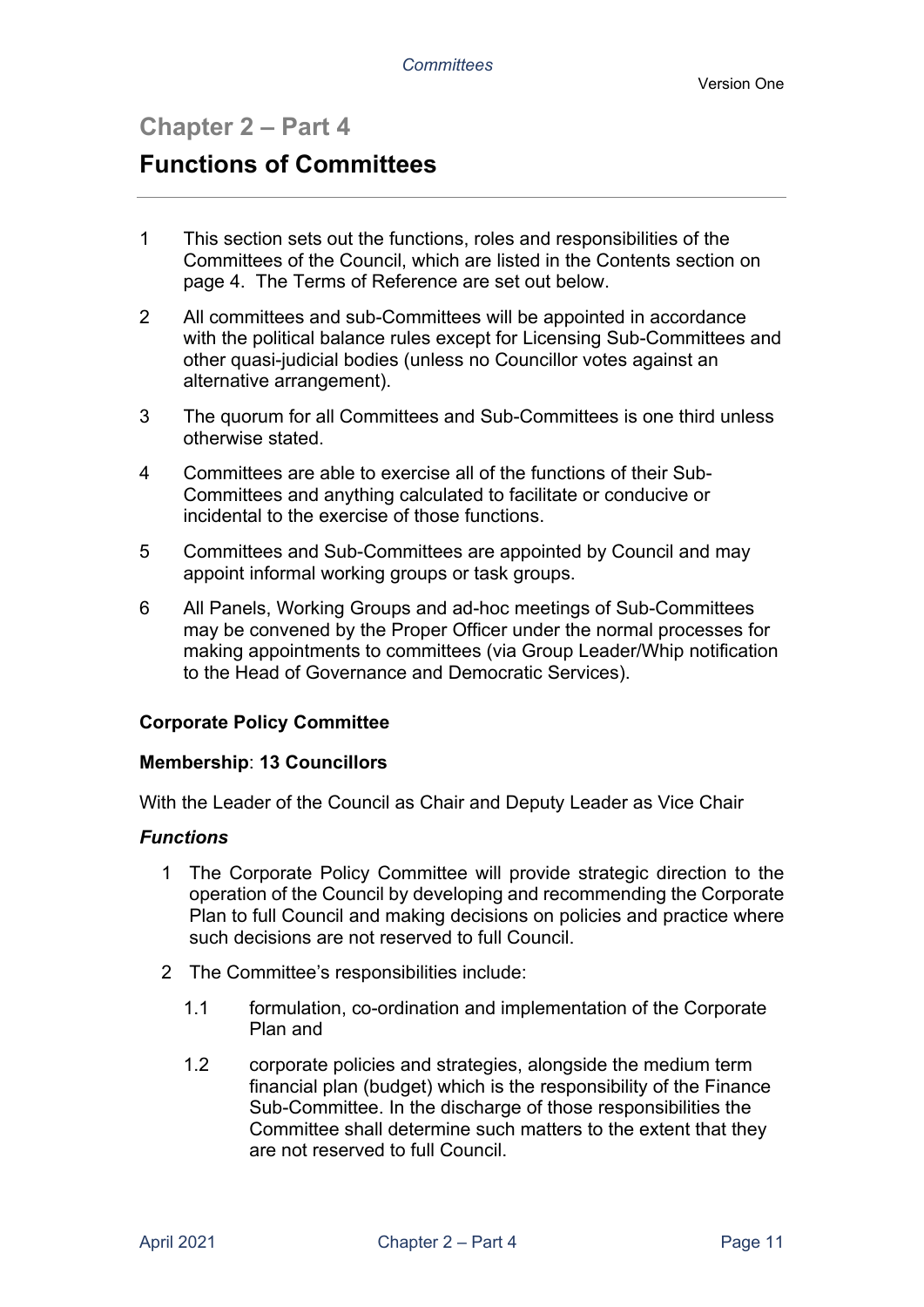## Chapter 2 – Part 4

# Functions of Committees

1 This section sets out the functions, roles and responsibilities of the Committees of the Council, which are listed in the Contents section on page 4. The Terms of Reference are set out below.

2 All committees and sub-Committees will be appointed in accordance with the political balance rules except for Licensing Sub-Committees and other quasi-judicial bodies (unless no Councillor votes against an alternative arrangement).

3 The quorum for all Committees and Sub-Committees is one third unless otherwise stated.

4 Committees are able to exercise all of the functions of their Sub-Committees and anything calculated to facilitate or conducive or incidental to the exercise of those functions.

5 Committees and Sub-Committees are appointed by Council and may appoint informal working groups or task groups.

6 All Panels, Working Groups and ad-hoc meetings of Sub-Committees may be convened by the Proper Officer under the normal processes for making appointments to committees (via Group Leader/Whip notification to the Head of Governance and Democratic Services).

**Corporate Policy Committee**

**Membership**: **13 Councillors**

With the Leader of the Council as Chair and Deputy Leader as Vice Chair

***Functions***

1 The Corporate Policy Committee will provide strategic direction to the operation of the Council by developing and recommending the Corporate Plan to full Council and making decisions on policies and practice where such decisions are not reserved to full Council.

2 The Committee's responsibilities include:

1.1 formulation, co-ordination and implementation of the Corporate Plan and

1.2 corporate policies and strategies, alongside the medium term financial plan (budget) which is the responsibility of the Finance Sub-Committee. In the discharge of those responsibilities the Committee shall determine such matters to the extent that they are not reserved to full Council.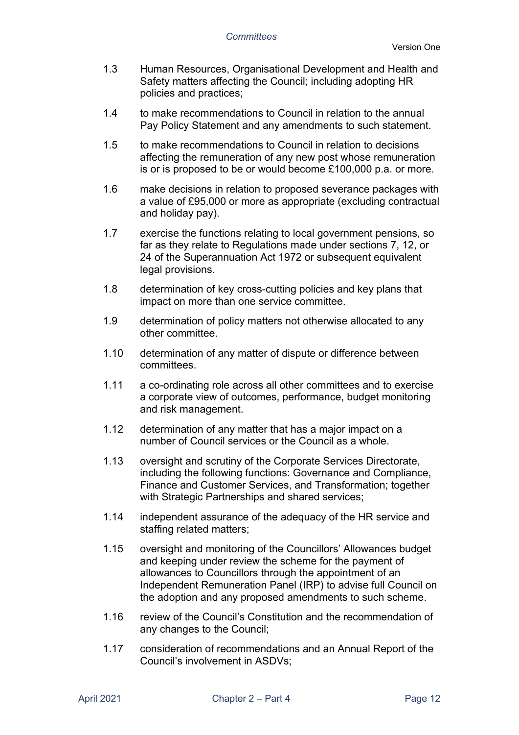1.3 Human Resources, Organisational Development and Health and Safety matters affecting the Council; including adopting HR policies and practices;

1.4 to make recommendations to Council in relation to the annual Pay Policy Statement and any amendments to such statement.

1.5 to make recommendations to Council in relation to decisions affecting the remuneration of any new post whose remuneration is or is proposed to be or would become £100,000 p.a. or more.

1.6 make decisions in relation to proposed severance packages with a value of £95,000 or more as appropriate (excluding contractual and holiday pay).

1.7 exercise the functions relating to local government pensions, so far as they relate to Regulations made under sections 7, 12, or 24 of the Superannuation Act 1972 or subsequent equivalent legal provisions.

1.8 determination of key cross-cutting policies and key plans that impact on more than one service committee.

1.9 determination of policy matters not otherwise allocated to any other committee.

1.10 determination of any matter of dispute or difference between committees.

1.11 a co-ordinating role across all other committees and to exercise a corporate view of outcomes, performance, budget monitoring and risk management.

1.12 determination of any matter that has a major impact on a number of Council services or the Council as a whole.

1.13 oversight and scrutiny of the Corporate Services Directorate, including the following functions: Governance and Compliance, Finance and Customer Services, and Transformation; together with Strategic Partnerships and shared services;

1.14 independent assurance of the adequacy of the HR service and staffing related matters;

1.15 oversight and monitoring of the Councillors' Allowances budget and keeping under review the scheme for the payment of allowances to Councillors through the appointment of an Independent Remuneration Panel (IRP) to advise full Council on the adoption and any proposed amendments to such scheme.

1.16 review of the Council's Constitution and the recommendation of any changes to the Council;

1.17 consideration of recommendations and an Annual Report of the Council's involvement in ASDVs;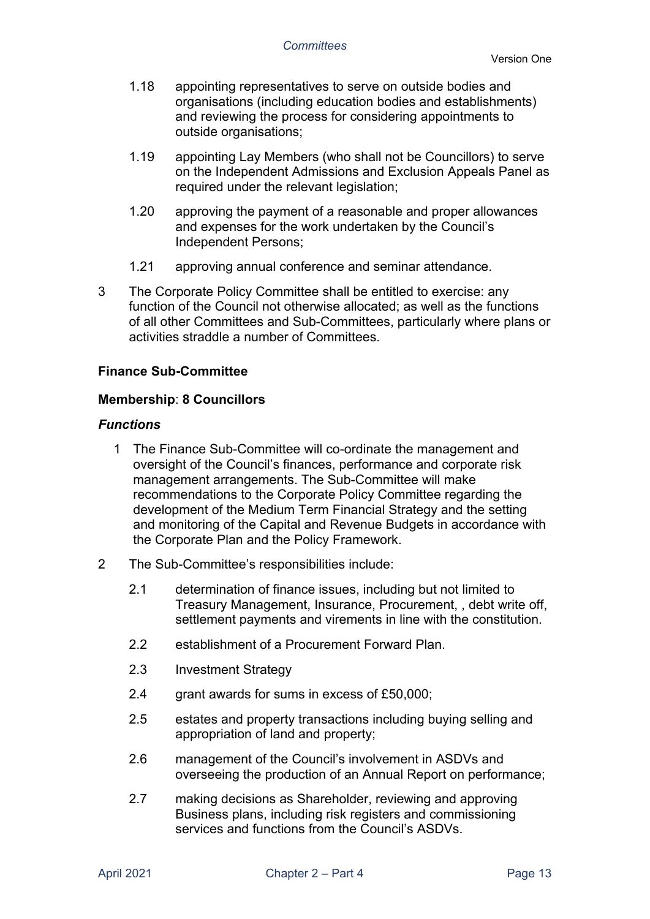1.18 appointing representatives to serve on outside bodies and organisations (including education bodies and establishments) and reviewing the process for considering appointments to outside organisations;

1.19 appointing Lay Members (who shall not be Councillors) to serve on the Independent Admissions and Exclusion Appeals Panel as required under the relevant legislation;

1.20 approving the payment of a reasonable and proper allowances and expenses for the work undertaken by the Council's Independent Persons;

1.21 approving annual conference and seminar attendance.

3 The Corporate Policy Committee shall be entitled to exercise: any function of the Council not otherwise allocated; as well as the functions of all other Committees and Sub-Committees, particularly where plans or activities straddle a number of Committees.

**Finance Sub-Committee**

**Membership**: **8 Councillors**

***Functions***

1 The Finance Sub-Committee will co-ordinate the management and oversight of the Council's finances, performance and corporate risk management arrangements. The Sub-Committee will make recommendations to the Corporate Policy Committee regarding the development of the Medium Term Financial Strategy and the setting and monitoring of the Capital and Revenue Budgets in accordance with the Corporate Plan and the Policy Framework.

2 The Sub-Committee's responsibilities include:

2.1 determination of finance issues, including but not limited to Treasury Management, Insurance, Procurement, , debt write off, settlement payments and virements in line with the constitution.

2.2 establishment of a Procurement Forward Plan.

2.3 Investment Strategy

2.4 grant awards for sums in excess of £50,000;

2.5 estates and property transactions including buying selling and appropriation of land and property;

2.6 management of the Council's involvement in ASDVs and overseeing the production of an Annual Report on performance;

2.7 making decisions as Shareholder, reviewing and approving Business plans, including risk registers and commissioning services and functions from the Council's ASDVs.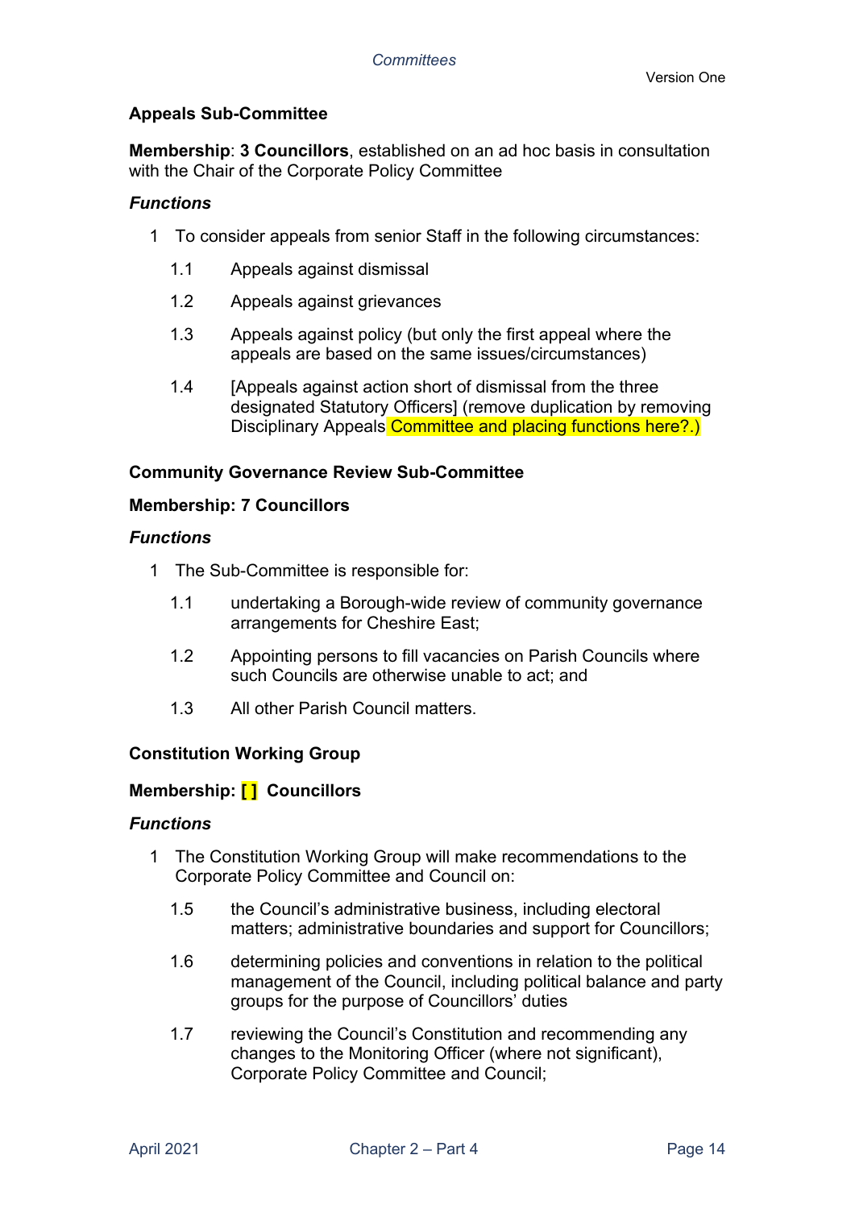**Appeals Sub-Committee**

**Membership**: **3 Councillors**, established on an ad hoc basis in consultation with the Chair of the Corporate Policy Committee

***Functions***

1 To consider appeals from senior Staff in the following circumstances:

1.1 Appeals against dismissal

1.2 Appeals against grievances

1.3 Appeals against policy (but only the first appeal where the appeals are based on the same issues/circumstances)

1.4 [Appeals against action short of dismissal from the three designated Statutory Officers] (remove duplication by removing Disciplinary Appeals Committee and placing functions here?.)

**Community Governance Review Sub-Committee**

**Membership: 7 Councillors**

***Functions***

1 The Sub-Committee is responsible for:

1.1 undertaking a Borough-wide review of community governance arrangements for Cheshire East;

1.2 Appointing persons to fill vacancies on Parish Councils where such Councils are otherwise unable to act; and

1.3 All other Parish Council matters.

**Constitution Working Group**

**Membership: [ ] Councillors**

***Functions***

1 The Constitution Working Group will make recommendations to the Corporate Policy Committee and Council on:

1.5 the Council's administrative business, including electoral matters; administrative boundaries and support for Councillors;

1.6 determining policies and conventions in relation to the political management of the Council, including political balance and party groups for the purpose of Councillors' duties

1.7 reviewing the Council's Constitution and recommending any changes to the Monitoring Officer (where not significant), Corporate Policy Committee and Council;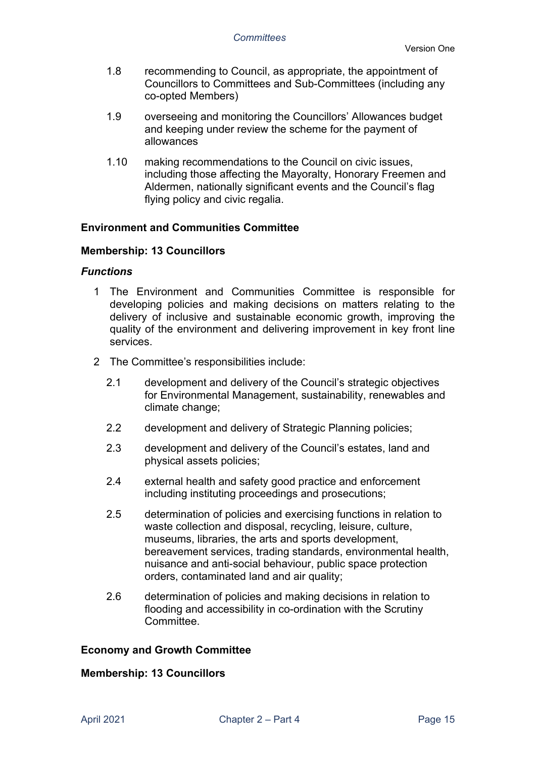1.8 recommending to Council, as appropriate, the appointment of Councillors to Committees and Sub-Committees (including any co-opted Members)

1.9 overseeing and monitoring the Councillors' Allowances budget and keeping under review the scheme for the payment of allowances

1.10 making recommendations to the Council on civic issues, including those affecting the Mayoralty, Honorary Freemen and Aldermen, nationally significant events and the Council's flag flying policy and civic regalia.

**Environment and Communities Committee**

**Membership: 13 Councillors**

***Functions***

1 The Environment and Communities Committee is responsible for developing policies and making decisions on matters relating to the delivery of inclusive and sustainable economic growth, improving the quality of the environment and delivering improvement in key front line services.

2 The Committee's responsibilities include:

2.1 development and delivery of the Council's strategic objectives for Environmental Management, sustainability, renewables and climate change;

2.2 development and delivery of Strategic Planning policies;

2.3 development and delivery of the Council's estates, land and physical assets policies;

2.4 external health and safety good practice and enforcement including instituting proceedings and prosecutions;

2.5 determination of policies and exercising functions in relation to waste collection and disposal, recycling, leisure, culture, museums, libraries, the arts and sports development, bereavement services, trading standards, environmental health, nuisance and anti-social behaviour, public space protection orders, contaminated land and air quality;

2.6 determination of policies and making decisions in relation to flooding and accessibility in co-ordination with the Scrutiny Committee.

**Economy and Growth Committee**

**Membership: 13 Councillors**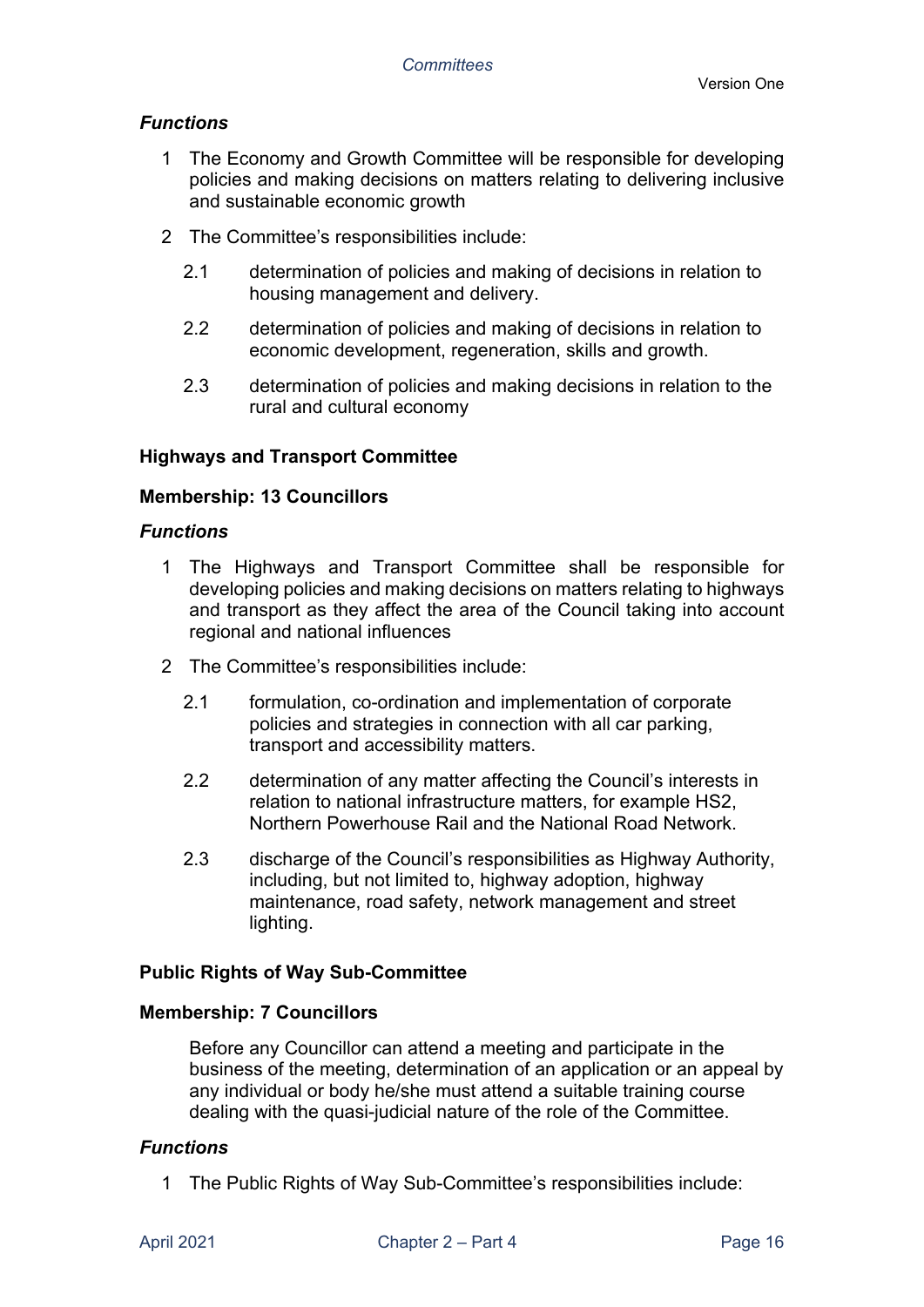### *Functions*

1 The Economy and Growth Committee will be responsible for developing policies and making decisions on matters relating to delivering inclusive and sustainable economic growth

2 The Committee's responsibilities include:

2.1 determination of policies and making of decisions in relation to housing management and delivery.

2.2 determination of policies and making of decisions in relation to economic development, regeneration, skills and growth.

2.3 determination of policies and making decisions in relation to the rural and cultural economy

## Highways and Transport Committee

**Membership: 13 Councillors**

### *Functions*

1 The Highways and Transport Committee shall be responsible for developing policies and making decisions on matters relating to highways and transport as they affect the area of the Council taking into account regional and national influences

2 The Committee's responsibilities include:

2.1 formulation, co-ordination and implementation of corporate policies and strategies in connection with all car parking, transport and accessibility matters.

2.2 determination of any matter affecting the Council's interests in relation to national infrastructure matters, for example HS2, Northern Powerhouse Rail and the National Road Network.

2.3 discharge of the Council's responsibilities as Highway Authority, including, but not limited to, highway adoption, highway maintenance, road safety, network management and street lighting.

## Public Rights of Way Sub-Committee

**Membership: 7 Councillors**

Before any Councillor can attend a meeting and participate in the business of the meeting, determination of an application or an appeal by any individual or body he/she must attend a suitable training course dealing with the quasi-judicial nature of the role of the Committee.

### *Functions*

1 The Public Rights of Way Sub-Committee's responsibilities include: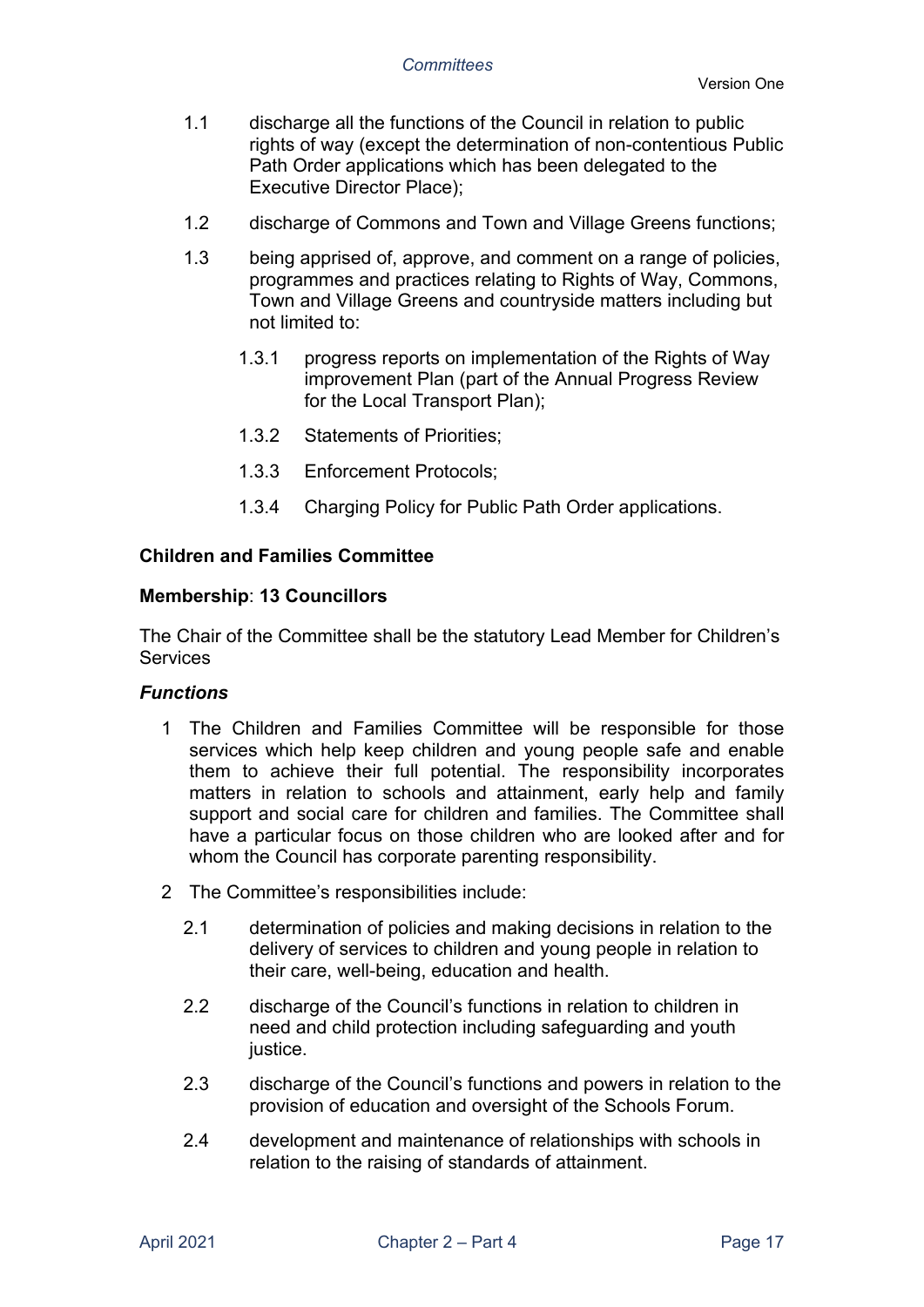1.1 discharge all the functions of the Council in relation to public rights of way (except the determination of non-contentious Public Path Order applications which has been delegated to the Executive Director Place);

1.2 discharge of Commons and Town and Village Greens functions;

1.3 being apprised of, approve, and comment on a range of policies, programmes and practices relating to Rights of Way, Commons, Town and Village Greens and countryside matters including but not limited to:

   1.3.1 progress reports on implementation of the Rights of Way improvement Plan (part of the Annual Progress Review for the Local Transport Plan);

   1.3.2 Statements of Priorities;

   1.3.3 Enforcement Protocols;

   1.3.4 Charging Policy for Public Path Order applications.

**Children and Families Committee**

**Membership**: **13 Councillors**

The Chair of the Committee shall be the statutory Lead Member for Children's Services

***Functions***

1 The Children and Families Committee will be responsible for those services which help keep children and young people safe and enable them to achieve their full potential. The responsibility incorporates matters in relation to schools and attainment, early help and family support and social care for children and families. The Committee shall have a particular focus on those children who are looked after and for whom the Council has corporate parenting responsibility.

2 The Committee's responsibilities include:

   2.1 determination of policies and making decisions in relation to the delivery of services to children and young people in relation to their care, well-being, education and health.

   2.2 discharge of the Council's functions in relation to children in need and child protection including safeguarding and youth justice.

   2.3 discharge of the Council's functions and powers in relation to the provision of education and oversight of the Schools Forum.

   2.4 development and maintenance of relationships with schools in relation to the raising of standards of attainment.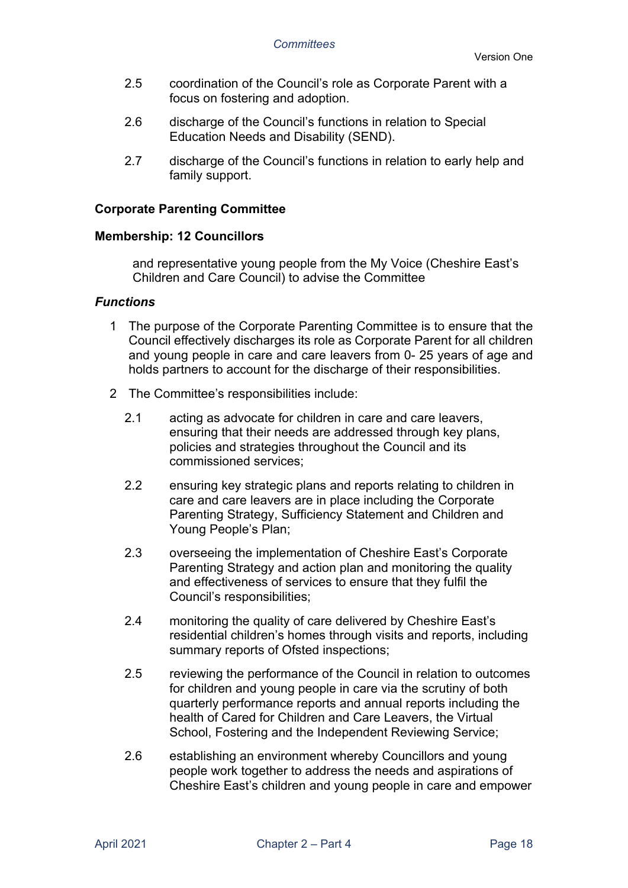2.5 coordination of the Council's role as Corporate Parent with a focus on fostering and adoption.

2.6 discharge of the Council's functions in relation to Special Education Needs and Disability (SEND).

2.7 discharge of the Council's functions in relation to early help and family support.

**Corporate Parenting Committee**

**Membership: 12 Councillors**

and representative young people from the My Voice (Cheshire East's Children and Care Council) to advise the Committee

***Functions***

1 The purpose of the Corporate Parenting Committee is to ensure that the Council effectively discharges its role as Corporate Parent for all children and young people in care and care leavers from 0- 25 years of age and holds partners to account for the discharge of their responsibilities.

2 The Committee's responsibilities include:

2.1 acting as advocate for children in care and care leavers, ensuring that their needs are addressed through key plans, policies and strategies throughout the Council and its commissioned services;

2.2 ensuring key strategic plans and reports relating to children in care and care leavers are in place including the Corporate Parenting Strategy, Sufficiency Statement and Children and Young People's Plan;

2.3 overseeing the implementation of Cheshire East's Corporate Parenting Strategy and action plan and monitoring the quality and effectiveness of services to ensure that they fulfil the Council's responsibilities;

2.4 monitoring the quality of care delivered by Cheshire East's residential children's homes through visits and reports, including summary reports of Ofsted inspections;

2.5 reviewing the performance of the Council in relation to outcomes for children and young people in care via the scrutiny of both quarterly performance reports and annual reports including the health of Cared for Children and Care Leavers, the Virtual School, Fostering and the Independent Reviewing Service;

2.6 establishing an environment whereby Councillors and young people work together to address the needs and aspirations of Cheshire East's children and young people in care and empower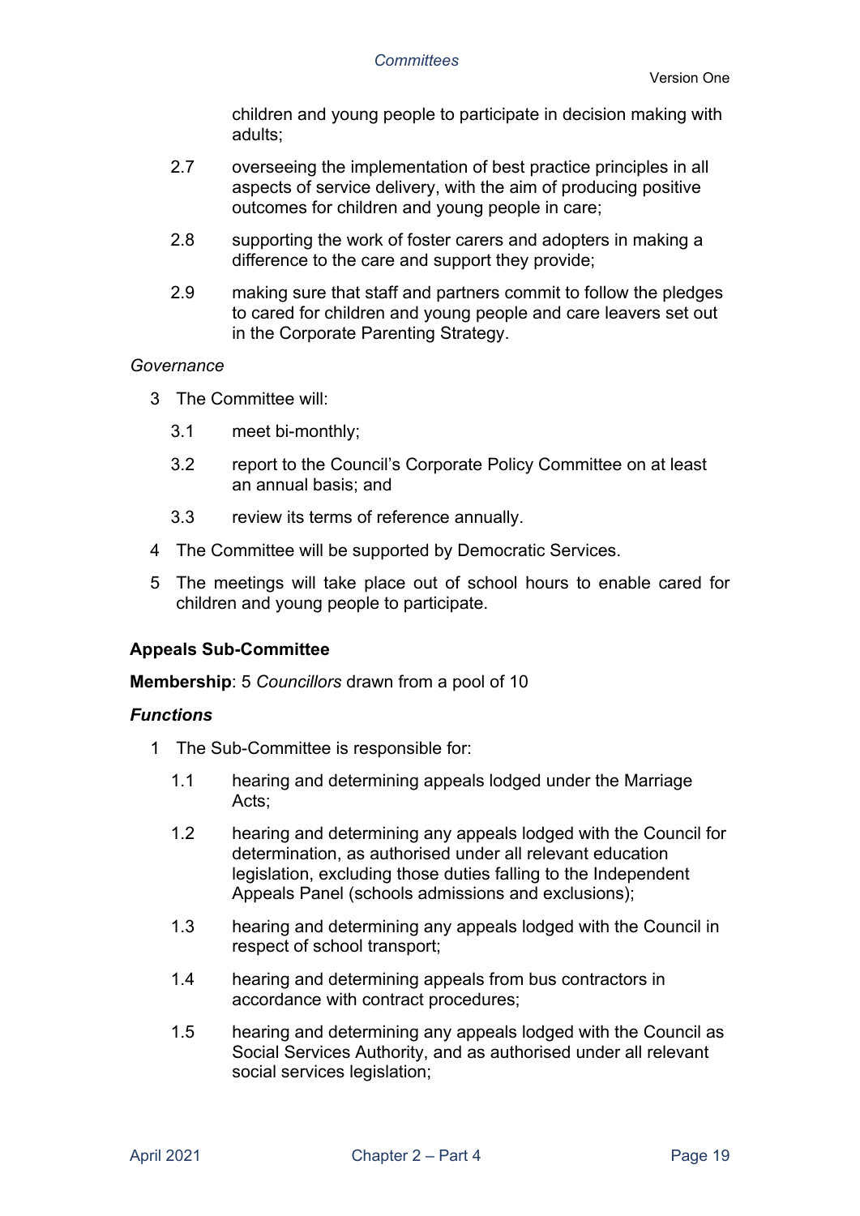children and young people to participate in decision making with adults;

2.7 overseeing the implementation of best practice principles in all aspects of service delivery, with the aim of producing positive outcomes for children and young people in care;

2.8 supporting the work of foster carers and adopters in making a difference to the care and support they provide;

2.9 making sure that staff and partners commit to follow the pledges to cared for children and young people and care leavers set out in the Corporate Parenting Strategy.

*Governance*

3 The Committee will:

3.1 meet bi-monthly;

3.2 report to the Council's Corporate Policy Committee on at least an annual basis; and

3.3 review its terms of reference annually.

4 The Committee will be supported by Democratic Services.

5 The meetings will take place out of school hours to enable cared for children and young people to participate.

**Appeals Sub-Committee**

**Membership**: 5 *Councillors* drawn from a pool of 10

***Functions***

1 The Sub-Committee is responsible for:

1.1 hearing and determining appeals lodged under the Marriage Acts;

1.2 hearing and determining any appeals lodged with the Council for determination, as authorised under all relevant education legislation, excluding those duties falling to the Independent Appeals Panel (schools admissions and exclusions);

1.3 hearing and determining any appeals lodged with the Council in respect of school transport;

1.4 hearing and determining appeals from bus contractors in accordance with contract procedures;

1.5 hearing and determining any appeals lodged with the Council as Social Services Authority, and as authorised under all relevant social services legislation;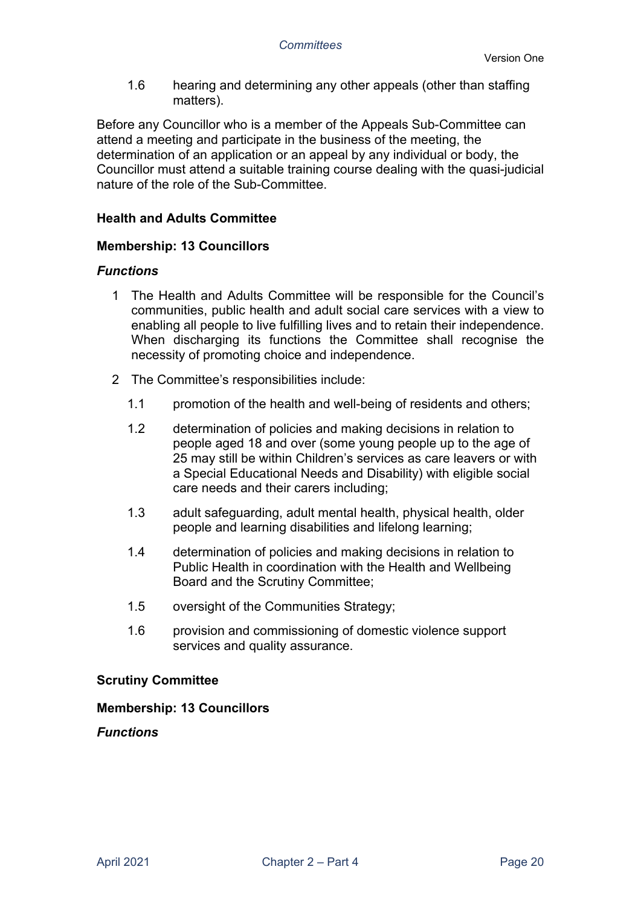1.6 hearing and determining any other appeals (other than staffing matters).

Before any Councillor who is a member of the Appeals Sub-Committee can attend a meeting and participate in the business of the meeting, the determination of an application or an appeal by any individual or body, the Councillor must attend a suitable training course dealing with the quasi-judicial nature of the role of the Sub-Committee.

**Health and Adults Committee**

**Membership: 13 Councillors**

***Functions***

1 The Health and Adults Committee will be responsible for the Council's communities, public health and adult social care services with a view to enabling all people to live fulfilling lives and to retain their independence. When discharging its functions the Committee shall recognise the necessity of promoting choice and independence.

2 The Committee's responsibilities include:

1.1 promotion of the health and well-being of residents and others;

1.2 determination of policies and making decisions in relation to people aged 18 and over (some young people up to the age of 25 may still be within Children's services as care leavers or with a Special Educational Needs and Disability) with eligible social care needs and their carers including;

1.3 adult safeguarding, adult mental health, physical health, older people and learning disabilities and lifelong learning;

1.4 determination of policies and making decisions in relation to Public Health in coordination with the Health and Wellbeing Board and the Scrutiny Committee;

1.5 oversight of the Communities Strategy;

1.6 provision and commissioning of domestic violence support services and quality assurance.

**Scrutiny Committee**

**Membership: 13 Councillors**

***Functions***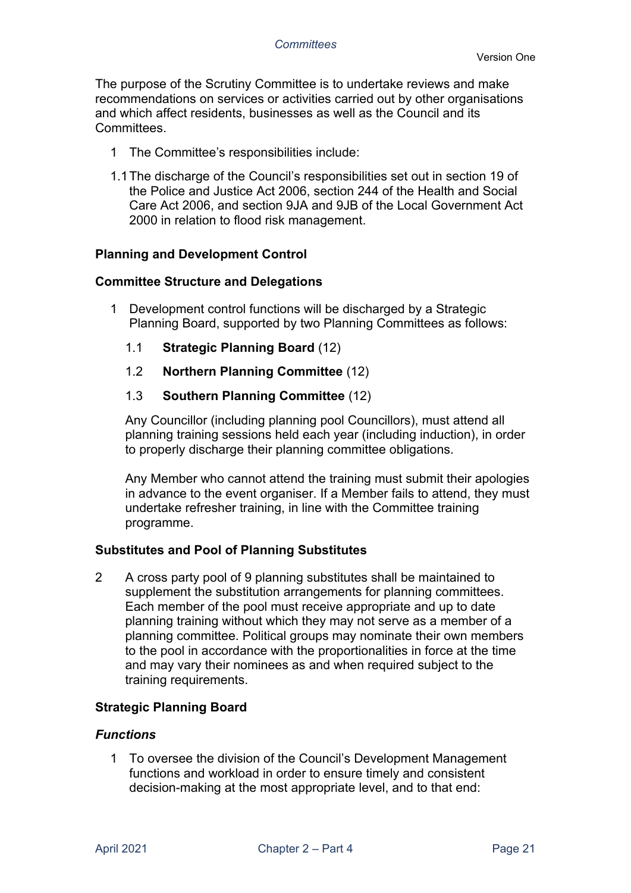The purpose of the Scrutiny Committee is to undertake reviews and make recommendations on services or activities carried out by other organisations and which affect residents, businesses as well as the Council and its Committees.

1 The Committee's responsibilities include:

1.1 The discharge of the Council's responsibilities set out in section 19 of the Police and Justice Act 2006, section 244 of the Health and Social Care Act 2006, and section 9JA and 9JB of the Local Government Act 2000 in relation to flood risk management.

## Planning and Development Control

### Committee Structure and Delegations

1 Development control functions will be discharged by a Strategic Planning Board, supported by two Planning Committees as follows:

1.1 **Strategic Planning Board** (12)

1.2 **Northern Planning Committee** (12)

1.3 **Southern Planning Committee** (12)

Any Councillor (including planning pool Councillors), must attend all planning training sessions held each year (including induction), in order to properly discharge their planning committee obligations.

Any Member who cannot attend the training must submit their apologies in advance to the event organiser. If a Member fails to attend, they must undertake refresher training, in line with the Committee training programme.

### Substitutes and Pool of Planning Substitutes

2 A cross party pool of 9 planning substitutes shall be maintained to supplement the substitution arrangements for planning committees. Each member of the pool must receive appropriate and up to date planning training without which they may not serve as a member of a planning committee. Political groups may nominate their own members to the pool in accordance with the proportionalities in force at the time and may vary their nominees as and when required subject to the training requirements.

### Strategic Planning Board

#### *Functions*

1 To oversee the division of the Council's Development Management functions and workload in order to ensure timely and consistent decision-making at the most appropriate level, and to that end: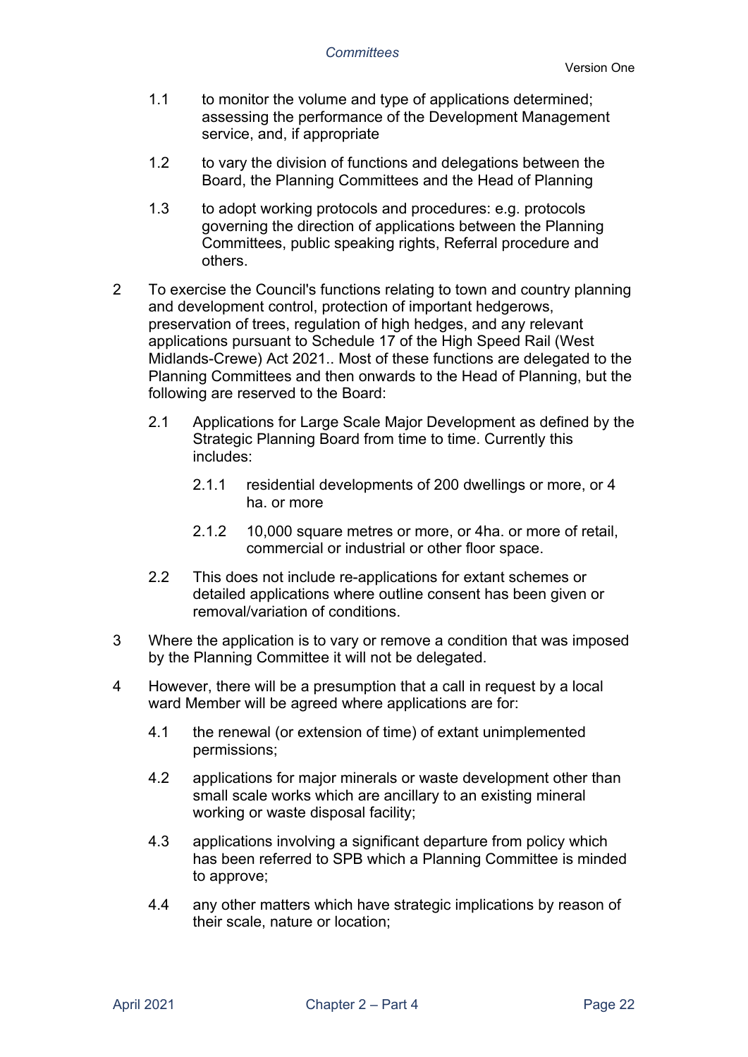1.1 to monitor the volume and type of applications determined; assessing the performance of the Development Management service, and, if appropriate

1.2 to vary the division of functions and delegations between the Board, the Planning Committees and the Head of Planning

1.3 to adopt working protocols and procedures: e.g. protocols governing the direction of applications between the Planning Committees, public speaking rights, Referral procedure and others.

2 To exercise the Council's functions relating to town and country planning and development control, protection of important hedgerows, preservation of trees, regulation of high hedges, and any relevant applications pursuant to Schedule 17 of the High Speed Rail (West Midlands-Crewe) Act 2021.. Most of these functions are delegated to the Planning Committees and then onwards to the Head of Planning, but the following are reserved to the Board:

2.1 Applications for Large Scale Major Development as defined by the Strategic Planning Board from time to time. Currently this includes:

2.1.1 residential developments of 200 dwellings or more, or 4 ha. or more

2.1.2 10,000 square metres or more, or 4ha. or more of retail, commercial or industrial or other floor space.

2.2 This does not include re-applications for extant schemes or detailed applications where outline consent has been given or removal/variation of conditions.

3 Where the application is to vary or remove a condition that was imposed by the Planning Committee it will not be delegated.

4 However, there will be a presumption that a call in request by a local ward Member will be agreed where applications are for:

4.1 the renewal (or extension of time) of extant unimplemented permissions;

4.2 applications for major minerals or waste development other than small scale works which are ancillary to an existing mineral working or waste disposal facility;

4.3 applications involving a significant departure from policy which has been referred to SPB which a Planning Committee is minded to approve;

4.4 any other matters which have strategic implications by reason of their scale, nature or location;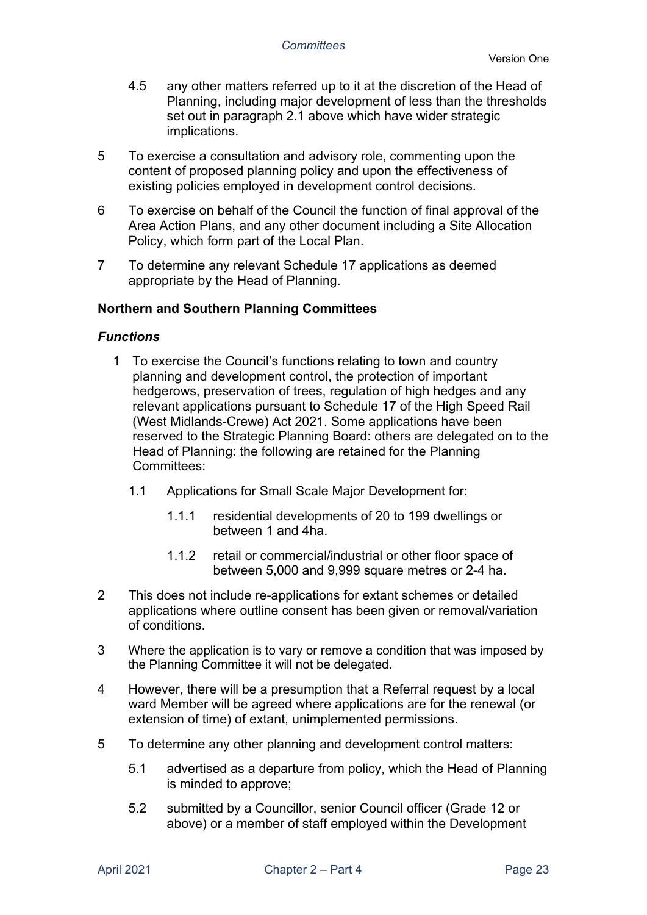4.5 any other matters referred up to it at the discretion of the Head of Planning, including major development of less than the thresholds set out in paragraph 2.1 above which have wider strategic implications.

5 To exercise a consultation and advisory role, commenting upon the content of proposed planning policy and upon the effectiveness of existing policies employed in development control decisions.

6 To exercise on behalf of the Council the function of final approval of the Area Action Plans, and any other document including a Site Allocation Policy, which form part of the Local Plan.

7 To determine any relevant Schedule 17 applications as deemed appropriate by the Head of Planning.

**Northern and Southern Planning Committees**

***Functions***

1 To exercise the Council's functions relating to town and country planning and development control, the protection of important hedgerows, preservation of trees, regulation of high hedges and any relevant applications pursuant to Schedule 17 of the High Speed Rail (West Midlands-Crewe) Act 2021. Some applications have been reserved to the Strategic Planning Board: others are delegated on to the Head of Planning: the following are retained for the Planning Committees:

1.1 Applications for Small Scale Major Development for:

1.1.1 residential developments of 20 to 199 dwellings or between 1 and 4ha.

1.1.2 retail or commercial/industrial or other floor space of between 5,000 and 9,999 square metres or 2-4 ha.

2 This does not include re-applications for extant schemes or detailed applications where outline consent has been given or removal/variation of conditions.

3 Where the application is to vary or remove a condition that was imposed by the Planning Committee it will not be delegated.

4 However, there will be a presumption that a Referral request by a local ward Member will be agreed where applications are for the renewal (or extension of time) of extant, unimplemented permissions.

5 To determine any other planning and development control matters:

5.1 advertised as a departure from policy, which the Head of Planning is minded to approve;

5.2 submitted by a Councillor, senior Council officer (Grade 12 or above) or a member of staff employed within the Development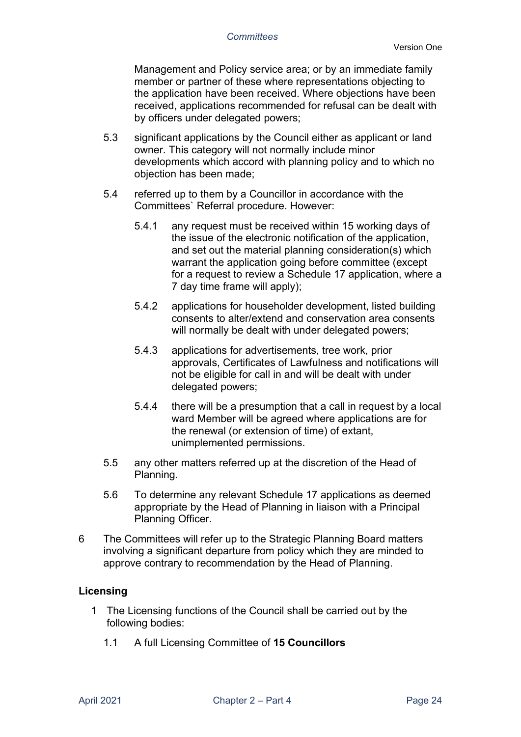Management and Policy service area; or by an immediate family member or partner of these where representations objecting to the application have been received. Where objections have been received, applications recommended for refusal can be dealt with by officers under delegated powers;

5.3 significant applications by the Council either as applicant or land owner. This category will not normally include minor developments which accord with planning policy and to which no objection has been made;

5.4 referred up to them by a Councillor in accordance with the Committees` Referral procedure. However:

5.4.1 any request must be received within 15 working days of the issue of the electronic notification of the application, and set out the material planning consideration(s) which warrant the application going before committee (except for a request to review a Schedule 17 application, where a 7 day time frame will apply);

5.4.2 applications for householder development, listed building consents to alter/extend and conservation area consents will normally be dealt with under delegated powers;

5.4.3 applications for advertisements, tree work, prior approvals, Certificates of Lawfulness and notifications will not be eligible for call in and will be dealt with under delegated powers;

5.4.4 there will be a presumption that a call in request by a local ward Member will be agreed where applications are for the renewal (or extension of time) of extant, unimplemented permissions.

5.5 any other matters referred up at the discretion of the Head of Planning.

5.6 To determine any relevant Schedule 17 applications as deemed appropriate by the Head of Planning in liaison with a Principal Planning Officer.

6 The Committees will refer up to the Strategic Planning Board matters involving a significant departure from policy which they are minded to approve contrary to recommendation by the Head of Planning.

**Licensing**

1 The Licensing functions of the Council shall be carried out by the following bodies:

1.1 A full Licensing Committee of **15 Councillors**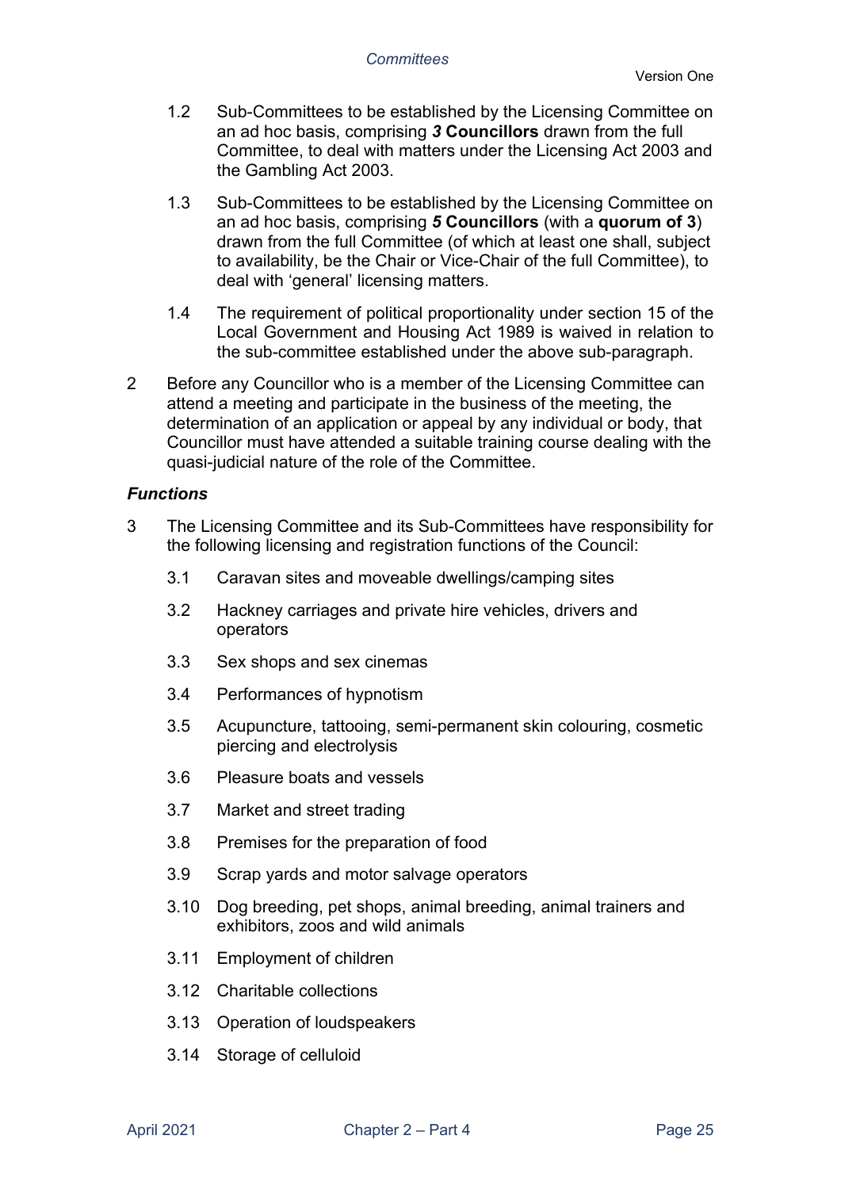1.2 Sub-Committees to be established by the Licensing Committee on an ad hoc basis, comprising ***3* Councillors** drawn from the full Committee, to deal with matters under the Licensing Act 2003 and the Gambling Act 2003.

1.3 Sub-Committees to be established by the Licensing Committee on an ad hoc basis, comprising ***5* Councillors** (with a **quorum of 3**) drawn from the full Committee (of which at least one shall, subject to availability, be the Chair or Vice-Chair of the full Committee), to deal with 'general' licensing matters.

1.4 The requirement of political proportionality under section 15 of the Local Government and Housing Act 1989 is waived in relation to the sub-committee established under the above sub-paragraph.

2 Before any Councillor who is a member of the Licensing Committee can attend a meeting and participate in the business of the meeting, the determination of an application or appeal by any individual or body, that Councillor must have attended a suitable training course dealing with the quasi-judicial nature of the role of the Committee.

### *Functions*

3 The Licensing Committee and its Sub-Committees have responsibility for the following licensing and registration functions of the Council:

3.1 Caravan sites and moveable dwellings/camping sites

3.2 Hackney carriages and private hire vehicles, drivers and operators

3.3 Sex shops and sex cinemas

3.4 Performances of hypnotism

3.5 Acupuncture, tattooing, semi-permanent skin colouring, cosmetic piercing and electrolysis

3.6 Pleasure boats and vessels

3.7 Market and street trading

3.8 Premises for the preparation of food

3.9 Scrap yards and motor salvage operators

3.10 Dog breeding, pet shops, animal breeding, animal trainers and exhibitors, zoos and wild animals

3.11 Employment of children

3.12 Charitable collections

3.13 Operation of loudspeakers

3.14 Storage of celluloid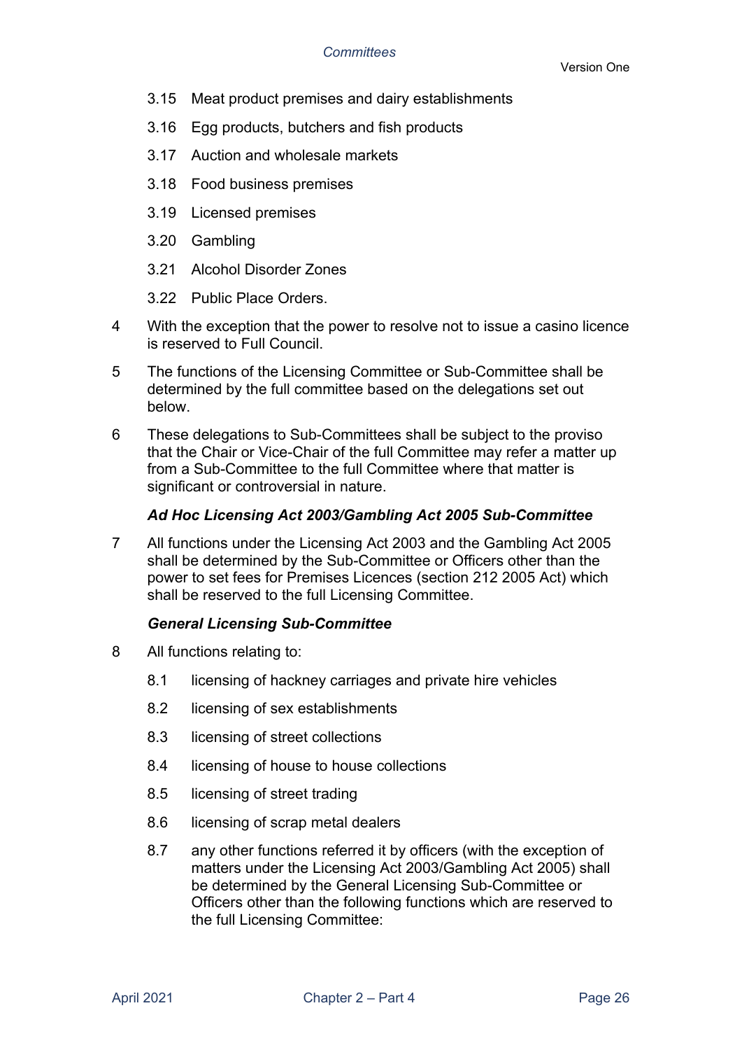3.15 Meat product premises and dairy establishments

3.16 Egg products, butchers and fish products

3.17 Auction and wholesale markets

3.18 Food business premises

3.19 Licensed premises

3.20 Gambling

3.21 Alcohol Disorder Zones

3.22 Public Place Orders.

4 With the exception that the power to resolve not to issue a casino licence is reserved to Full Council.

5 The functions of the Licensing Committee or Sub-Committee shall be determined by the full committee based on the delegations set out below.

6 These delegations to Sub-Committees shall be subject to the proviso that the Chair or Vice-Chair of the full Committee may refer a matter up from a Sub-Committee to the full Committee where that matter is significant or controversial in nature.

***Ad Hoc Licensing Act 2003/Gambling Act 2005 Sub-Committee***

7 All functions under the Licensing Act 2003 and the Gambling Act 2005 shall be determined by the Sub-Committee or Officers other than the power to set fees for Premises Licences (section 212 2005 Act) which shall be reserved to the full Licensing Committee.

***General Licensing Sub-Committee***

8 All functions relating to:

8.1 licensing of hackney carriages and private hire vehicles

8.2 licensing of sex establishments

8.3 licensing of street collections

8.4 licensing of house to house collections

8.5 licensing of street trading

8.6 licensing of scrap metal dealers

8.7 any other functions referred it by officers (with the exception of matters under the Licensing Act 2003/Gambling Act 2005) shall be determined by the General Licensing Sub-Committee or Officers other than the following functions which are reserved to the full Licensing Committee: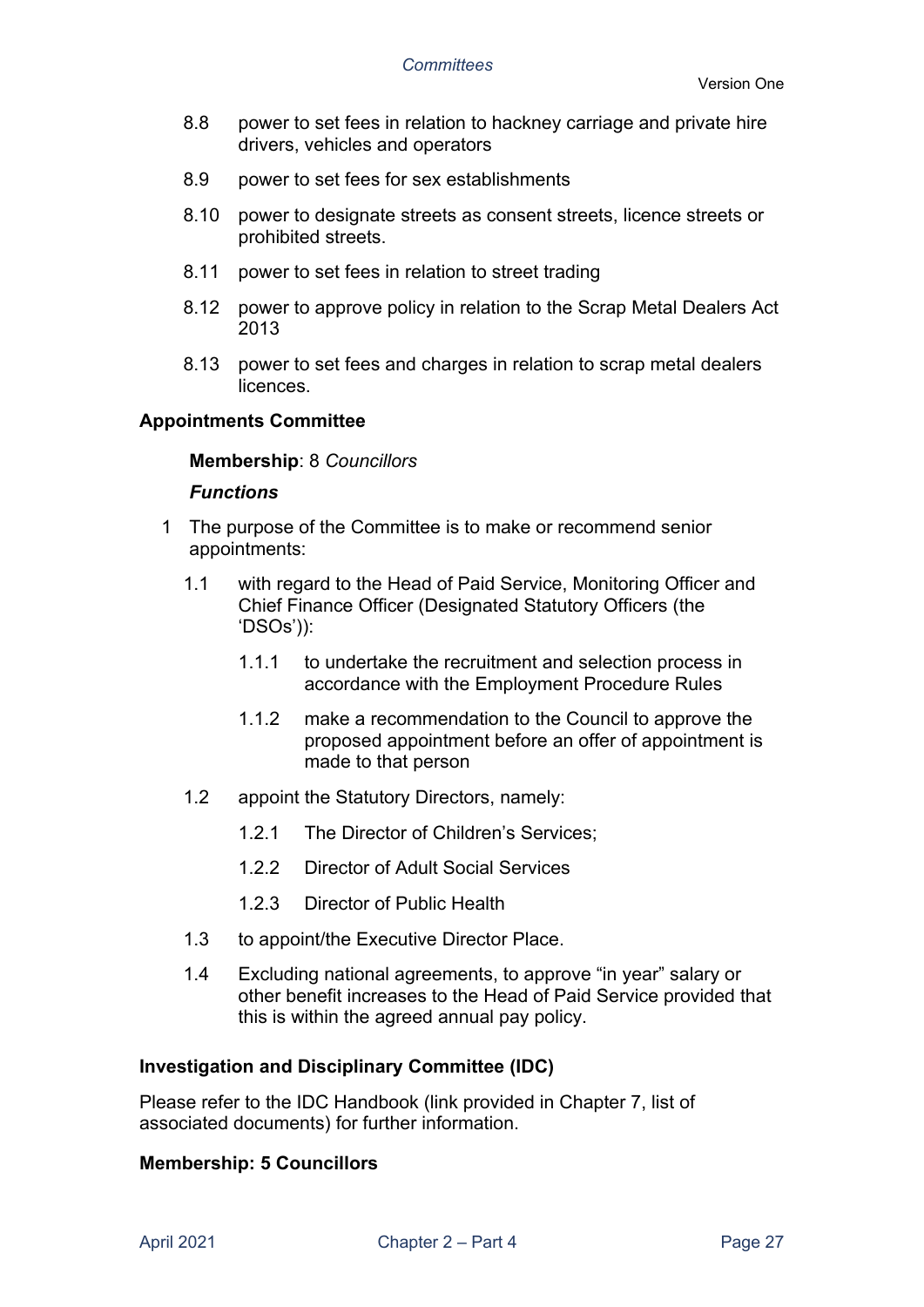8.8 power to set fees in relation to hackney carriage and private hire drivers, vehicles and operators

8.9 power to set fees for sex establishments

8.10 power to designate streets as consent streets, licence streets or prohibited streets.

8.11 power to set fees in relation to street trading

8.12 power to approve policy in relation to the Scrap Metal Dealers Act 2013

8.13 power to set fees and charges in relation to scrap metal dealers licences.

### Appointments Committee

**Membership**: 8 *Councillors*

***Functions***

1 The purpose of the Committee is to make or recommend senior appointments:

1.1 with regard to the Head of Paid Service, Monitoring Officer and Chief Finance Officer (Designated Statutory Officers (the 'DSOs')):

1.1.1 to undertake the recruitment and selection process in accordance with the Employment Procedure Rules

1.1.2 make a recommendation to the Council to approve the proposed appointment before an offer of appointment is made to that person

1.2 appoint the Statutory Directors, namely:

1.2.1 The Director of Children's Services;

1.2.2 Director of Adult Social Services

1.2.3 Director of Public Health

1.3 to appoint/the Executive Director Place.

1.4 Excluding national agreements, to approve "in year" salary or other benefit increases to the Head of Paid Service provided that this is within the agreed annual pay policy.

### Investigation and Disciplinary Committee (IDC)

Please refer to the IDC Handbook (link provided in Chapter 7, list of associated documents) for further information.

**Membership: 5 Councillors**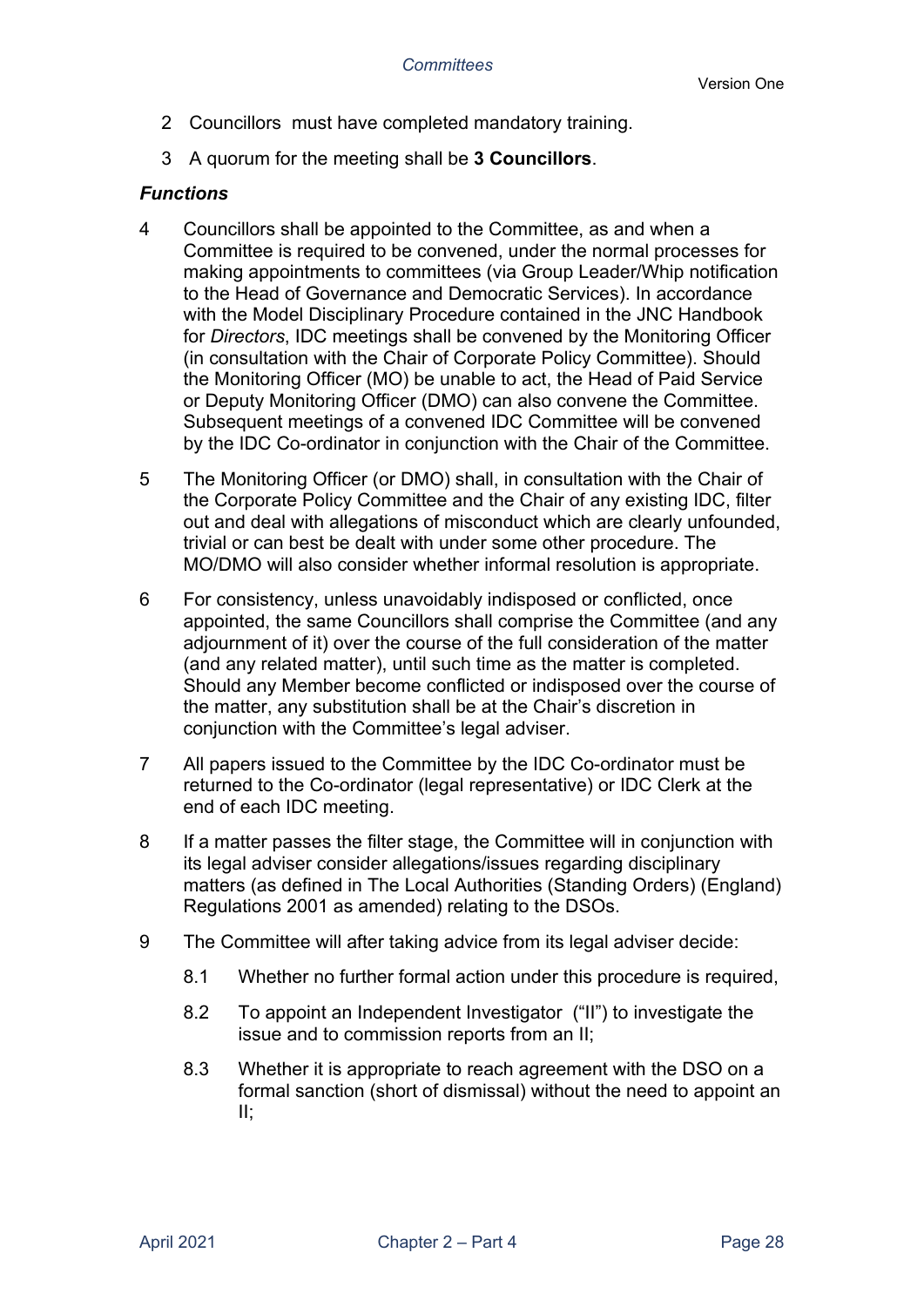2 Councillors must have completed mandatory training.

3 A quorum for the meeting shall be **3 Councillors**.

### *Functions*

4 Councillors shall be appointed to the Committee, as and when a Committee is required to be convened, under the normal processes for making appointments to committees (via Group Leader/Whip notification to the Head of Governance and Democratic Services). In accordance with the Model Disciplinary Procedure contained in the JNC Handbook for *Directors*, IDC meetings shall be convened by the Monitoring Officer (in consultation with the Chair of Corporate Policy Committee). Should the Monitoring Officer (MO) be unable to act, the Head of Paid Service or Deputy Monitoring Officer (DMO) can also convene the Committee. Subsequent meetings of a convened IDC Committee will be convened by the IDC Co-ordinator in conjunction with the Chair of the Committee.

5 The Monitoring Officer (or DMO) shall, in consultation with the Chair of the Corporate Policy Committee and the Chair of any existing IDC, filter out and deal with allegations of misconduct which are clearly unfounded, trivial or can best be dealt with under some other procedure. The MO/DMO will also consider whether informal resolution is appropriate.

6 For consistency, unless unavoidably indisposed or conflicted, once appointed, the same Councillors shall comprise the Committee (and any adjournment of it) over the course of the full consideration of the matter (and any related matter), until such time as the matter is completed. Should any Member become conflicted or indisposed over the course of the matter, any substitution shall be at the Chair's discretion in conjunction with the Committee's legal adviser.

7 All papers issued to the Committee by the IDC Co-ordinator must be returned to the Co-ordinator (legal representative) or IDC Clerk at the end of each IDC meeting.

8 If a matter passes the filter stage, the Committee will in conjunction with its legal adviser consider allegations/issues regarding disciplinary matters (as defined in The Local Authorities (Standing Orders) (England) Regulations 2001 as amended) relating to the DSOs.

9 The Committee will after taking advice from its legal adviser decide:

8.1 Whether no further formal action under this procedure is required,

8.2 To appoint an Independent Investigator ("II") to investigate the issue and to commission reports from an II;

8.3 Whether it is appropriate to reach agreement with the DSO on a formal sanction (short of dismissal) without the need to appoint an II;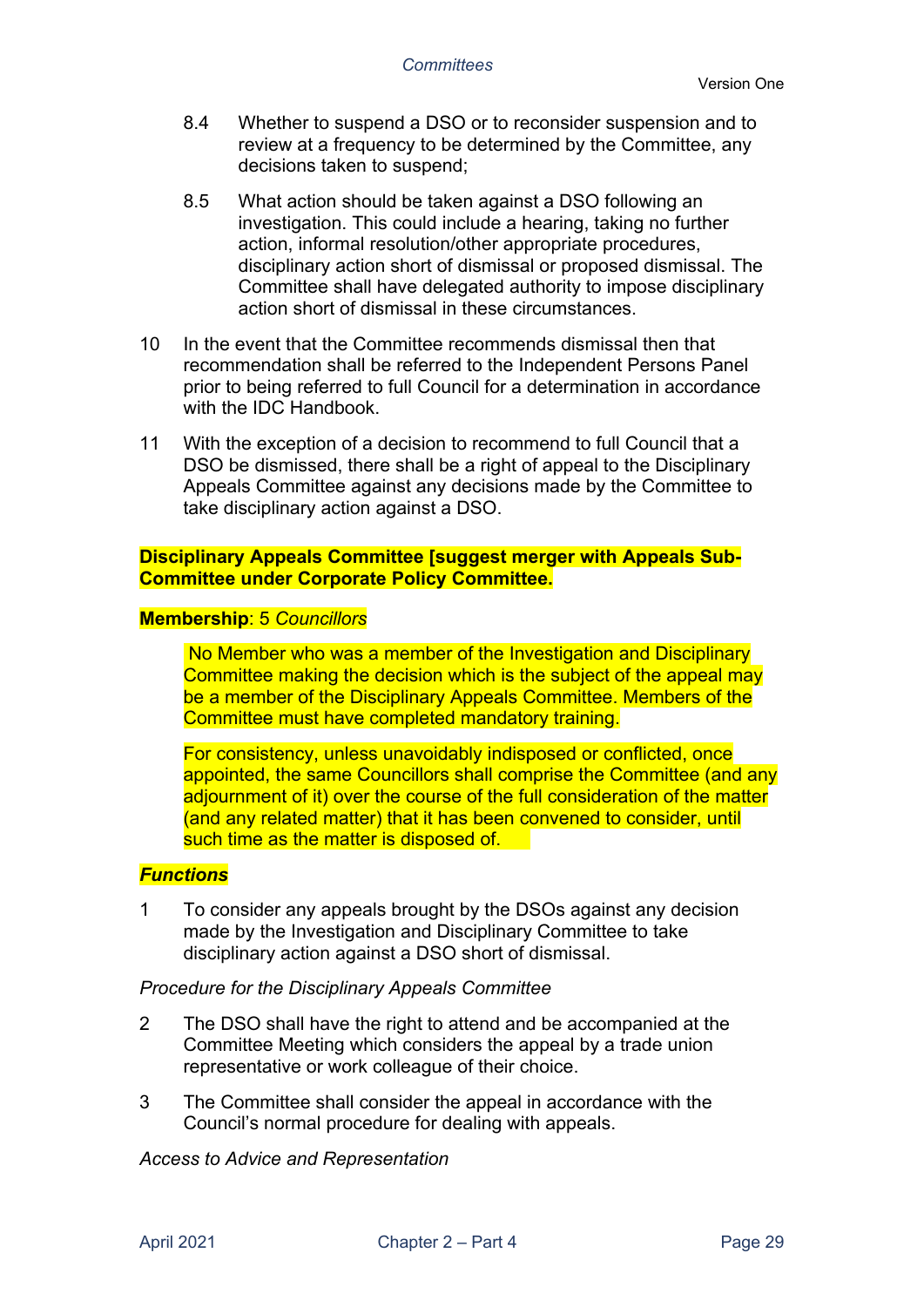8.4 Whether to suspend a DSO or to reconsider suspension and to review at a frequency to be determined by the Committee, any decisions taken to suspend;

8.5 What action should be taken against a DSO following an investigation. This could include a hearing, taking no further action, informal resolution/other appropriate procedures, disciplinary action short of dismissal or proposed dismissal. The Committee shall have delegated authority to impose disciplinary action short of dismissal in these circumstances.

10 In the event that the Committee recommends dismissal then that recommendation shall be referred to the Independent Persons Panel prior to being referred to full Council for a determination in accordance with the IDC Handbook.

11 With the exception of a decision to recommend to full Council that a DSO be dismissed, there shall be a right of appeal to the Disciplinary Appeals Committee against any decisions made by the Committee to take disciplinary action against a DSO.

**Disciplinary Appeals Committee [suggest merger with Appeals Sub-Committee under Corporate Policy Committee.**

**Membership**: 5 *Councillors*

No Member who was a member of the Investigation and Disciplinary Committee making the decision which is the subject of the appeal may be a member of the Disciplinary Appeals Committee. Members of the Committee must have completed mandatory training.

For consistency, unless unavoidably indisposed or conflicted, once appointed, the same Councillors shall comprise the Committee (and any adjournment of it) over the course of the full consideration of the matter (and any related matter) that it has been convened to consider, until such time as the matter is disposed of.

***Functions***

1 To consider any appeals brought by the DSOs against any decision made by the Investigation and Disciplinary Committee to take disciplinary action against a DSO short of dismissal.

*Procedure for the Disciplinary Appeals Committee*

2 The DSO shall have the right to attend and be accompanied at the Committee Meeting which considers the appeal by a trade union representative or work colleague of their choice.

3 The Committee shall consider the appeal in accordance with the Council's normal procedure for dealing with appeals.

*Access to Advice and Representation*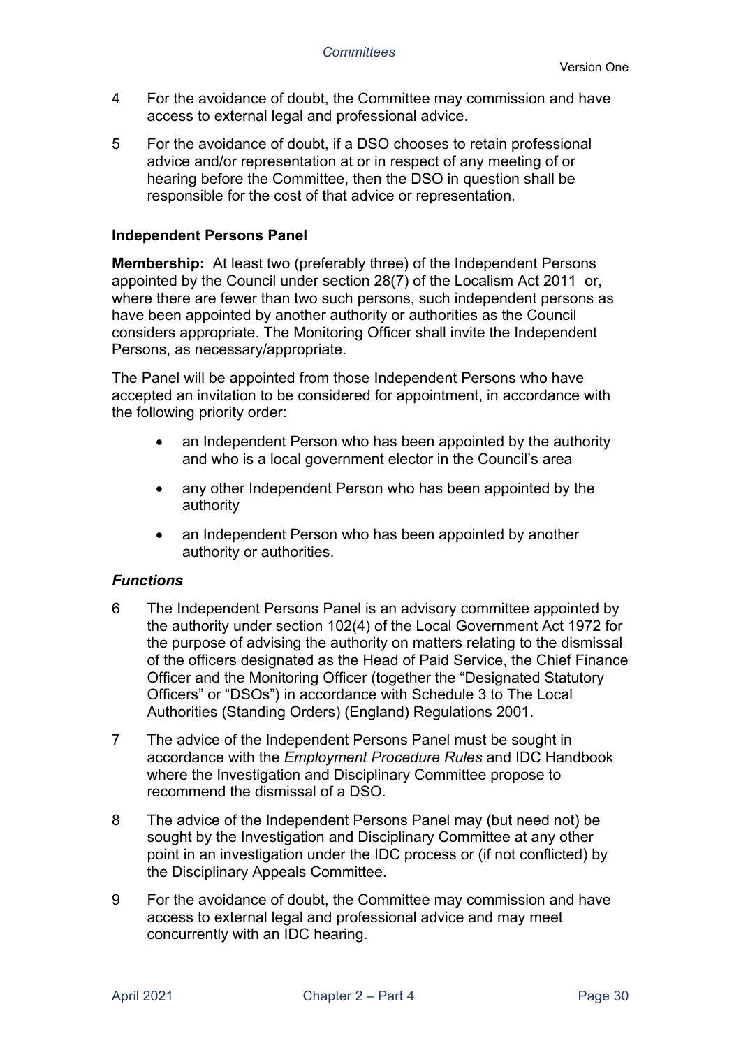4 For the avoidance of doubt, the Committee may commission and have access to external legal and professional advice.

5 For the avoidance of doubt, if a DSO chooses to retain professional advice and/or representation at or in respect of any meeting of or hearing before the Committee, then the DSO in question shall be responsible for the cost of that advice or representation.

### Independent Persons Panel

**Membership:** At least two (preferably three) of the Independent Persons appointed by the Council under section 28(7) of the Localism Act 2011 or, where there are fewer than two such persons, such independent persons as have been appointed by another authority or authorities as the Council considers appropriate. The Monitoring Officer shall invite the Independent Persons, as necessary/appropriate.

The Panel will be appointed from those Independent Persons who have accepted an invitation to be considered for appointment, in accordance with the following priority order:

- an Independent Person who has been appointed by the authority and who is a local government elector in the Council's area
- any other Independent Person who has been appointed by the authority
- an Independent Person who has been appointed by another authority or authorities.

#### *Functions*

6 The Independent Persons Panel is an advisory committee appointed by the authority under section 102(4) of the Local Government Act 1972 for the purpose of advising the authority on matters relating to the dismissal of the officers designated as the Head of Paid Service, the Chief Finance Officer and the Monitoring Officer (together the "Designated Statutory Officers" or "DSOs") in accordance with Schedule 3 to The Local Authorities (Standing Orders) (England) Regulations 2001.

7 The advice of the Independent Persons Panel must be sought in accordance with the *Employment Procedure Rules* and IDC Handbook where the Investigation and Disciplinary Committee propose to recommend the dismissal of a DSO.

8 The advice of the Independent Persons Panel may (but need not) be sought by the Investigation and Disciplinary Committee at any other point in an investigation under the IDC process or (if not conflicted) by the Disciplinary Appeals Committee.

9 For the avoidance of doubt, the Committee may commission and have access to external legal and professional advice and may meet concurrently with an IDC hearing.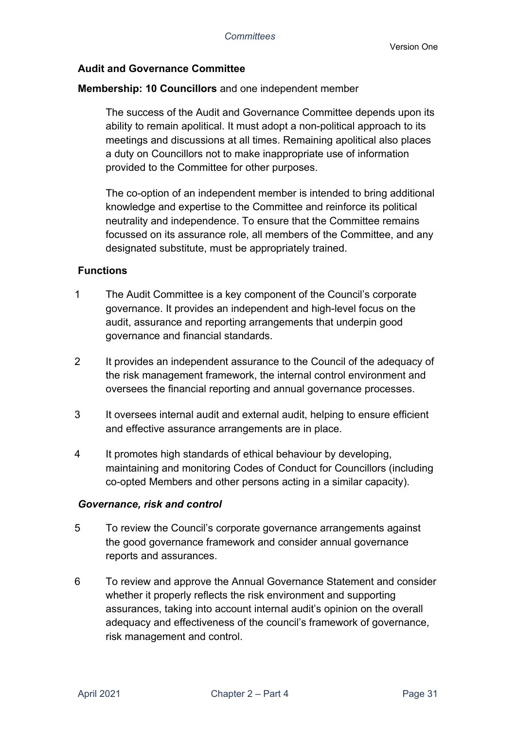## Audit and Governance Committee

**Membership: 10 Councillors** and one independent member

The success of the Audit and Governance Committee depends upon its ability to remain apolitical. It must adopt a non-political approach to its meetings and discussions at all times. Remaining apolitical also places a duty on Councillors not to make inappropriate use of information provided to the Committee for other purposes.

The co-option of an independent member is intended to bring additional knowledge and expertise to the Committee and reinforce its political neutrality and independence. To ensure that the Committee remains focussed on its assurance role, all members of the Committee, and any designated substitute, must be appropriately trained.

### Functions

1 The Audit Committee is a key component of the Council's corporate governance. It provides an independent and high-level focus on the audit, assurance and reporting arrangements that underpin good governance and financial standards.

2 It provides an independent assurance to the Council of the adequacy of the risk management framework, the internal control environment and oversees the financial reporting and annual governance processes.

3 It oversees internal audit and external audit, helping to ensure efficient and effective assurance arrangements are in place.

4 It promotes high standards of ethical behaviour by developing, maintaining and monitoring Codes of Conduct for Councillors (including co-opted Members and other persons acting in a similar capacity).

#### *Governance, risk and control*

5 To review the Council's corporate governance arrangements against the good governance framework and consider annual governance reports and assurances.

6 To review and approve the Annual Governance Statement and consider whether it properly reflects the risk environment and supporting assurances, taking into account internal audit's opinion on the overall adequacy and effectiveness of the council's framework of governance, risk management and control.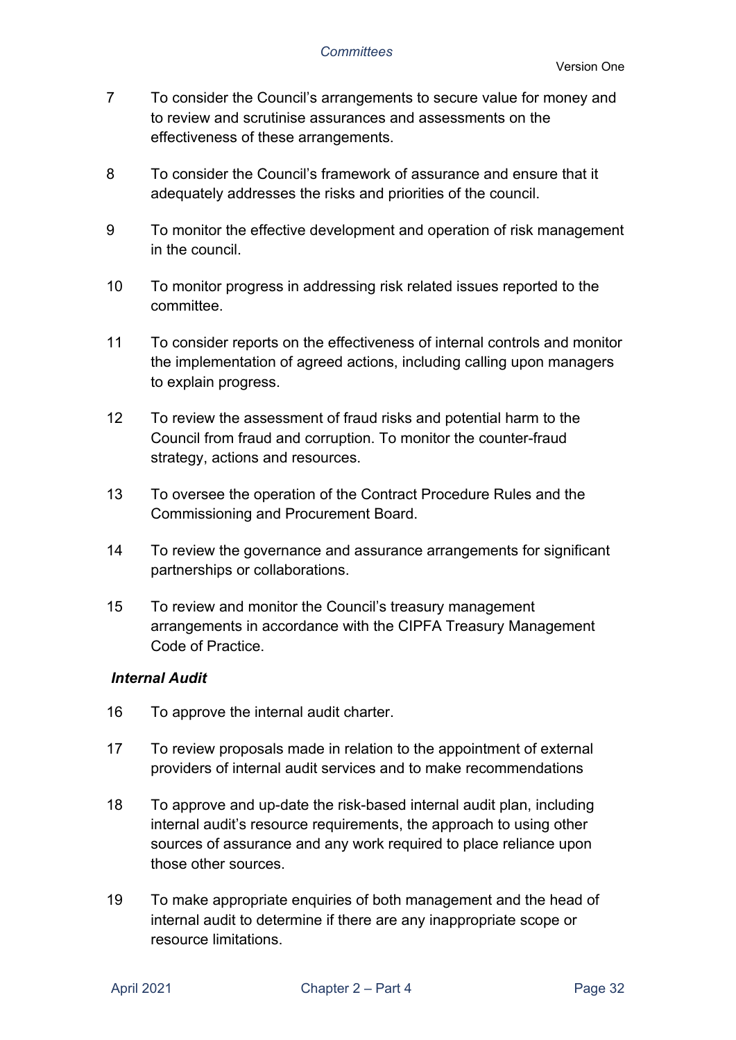7 To consider the Council's arrangements to secure value for money and to review and scrutinise assurances and assessments on the effectiveness of these arrangements.

8 To consider the Council's framework of assurance and ensure that it adequately addresses the risks and priorities of the council.

9 To monitor the effective development and operation of risk management in the council.

10 To monitor progress in addressing risk related issues reported to the committee.

11 To consider reports on the effectiveness of internal controls and monitor the implementation of agreed actions, including calling upon managers to explain progress.

12 To review the assessment of fraud risks and potential harm to the Council from fraud and corruption. To monitor the counter-fraud strategy, actions and resources.

13 To oversee the operation of the Contract Procedure Rules and the Commissioning and Procurement Board.

14 To review the governance and assurance arrangements for significant partnerships or collaborations.

15 To review and monitor the Council's treasury management arrangements in accordance with the CIPFA Treasury Management Code of Practice.

***Internal Audit***

16 To approve the internal audit charter.

17 To review proposals made in relation to the appointment of external providers of internal audit services and to make recommendations

18 To approve and up-date the risk-based internal audit plan, including internal audit's resource requirements, the approach to using other sources of assurance and any work required to place reliance upon those other sources.

19 To make appropriate enquiries of both management and the head of internal audit to determine if there are any inappropriate scope or resource limitations.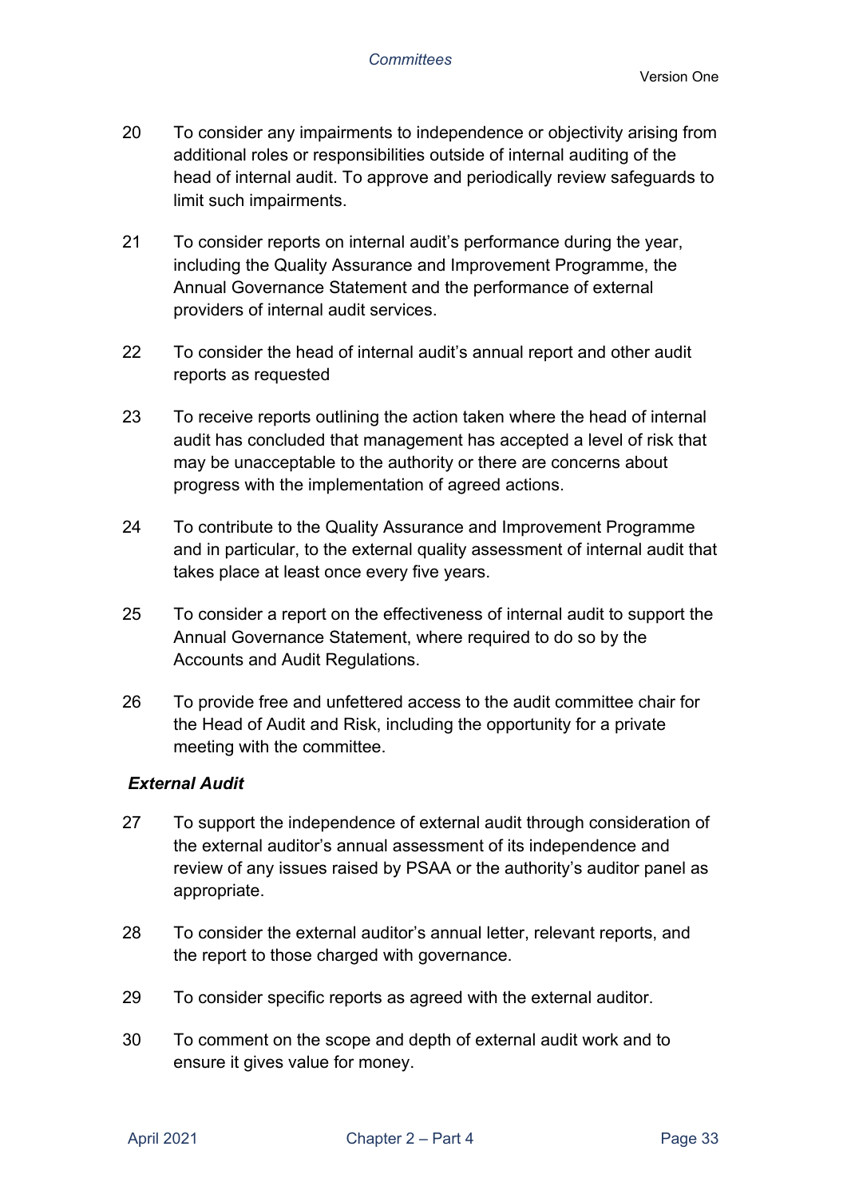20 To consider any impairments to independence or objectivity arising from additional roles or responsibilities outside of internal auditing of the head of internal audit. To approve and periodically review safeguards to limit such impairments.

21 To consider reports on internal audit's performance during the year, including the Quality Assurance and Improvement Programme, the Annual Governance Statement and the performance of external providers of internal audit services.

22 To consider the head of internal audit's annual report and other audit reports as requested

23 To receive reports outlining the action taken where the head of internal audit has concluded that management has accepted a level of risk that may be unacceptable to the authority or there are concerns about progress with the implementation of agreed actions.

24 To contribute to the Quality Assurance and Improvement Programme and in particular, to the external quality assessment of internal audit that takes place at least once every five years.

25 To consider a report on the effectiveness of internal audit to support the Annual Governance Statement, where required to do so by the Accounts and Audit Regulations.

26 To provide free and unfettered access to the audit committee chair for the Head of Audit and Risk, including the opportunity for a private meeting with the committee.

***External Audit***

27 To support the independence of external audit through consideration of the external auditor's annual assessment of its independence and review of any issues raised by PSAA or the authority's auditor panel as appropriate.

28 To consider the external auditor's annual letter, relevant reports, and the report to those charged with governance.

29 To consider specific reports as agreed with the external auditor.

30 To comment on the scope and depth of external audit work and to ensure it gives value for money.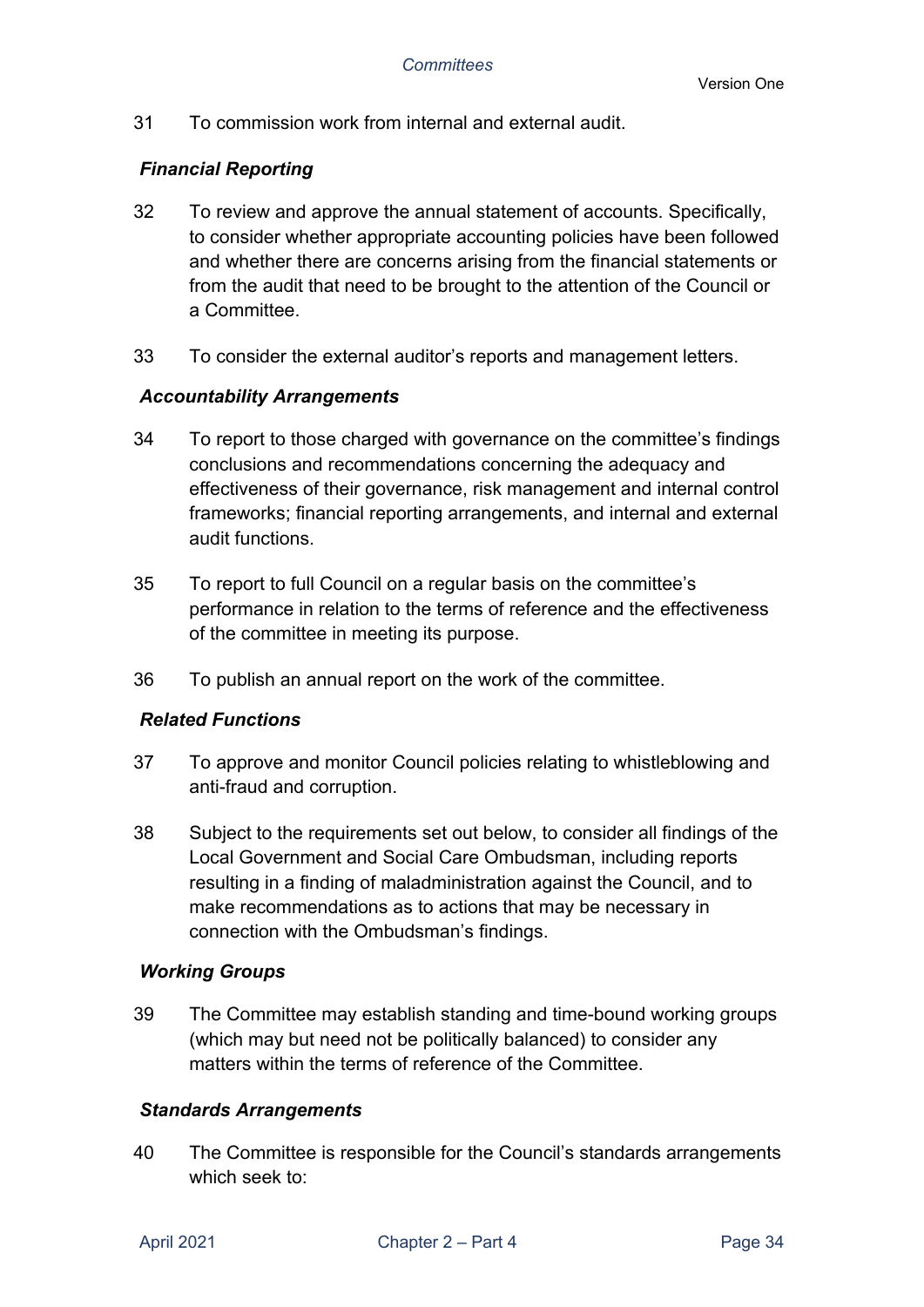31 To commission work from internal and external audit.

### *Financial Reporting*

32 To review and approve the annual statement of accounts. Specifically, to consider whether appropriate accounting policies have been followed and whether there are concerns arising from the financial statements or from the audit that need to be brought to the attention of the Council or a Committee.

33 To consider the external auditor's reports and management letters.

### *Accountability Arrangements*

34 To report to those charged with governance on the committee's findings conclusions and recommendations concerning the adequacy and effectiveness of their governance, risk management and internal control frameworks; financial reporting arrangements, and internal and external audit functions.

35 To report to full Council on a regular basis on the committee's performance in relation to the terms of reference and the effectiveness of the committee in meeting its purpose.

36 To publish an annual report on the work of the committee.

### *Related Functions*

37 To approve and monitor Council policies relating to whistleblowing and anti-fraud and corruption.

38 Subject to the requirements set out below, to consider all findings of the Local Government and Social Care Ombudsman, including reports resulting in a finding of maladministration against the Council, and to make recommendations as to actions that may be necessary in connection with the Ombudsman's findings.

### *Working Groups*

39 The Committee may establish standing and time-bound working groups (which may but need not be politically balanced) to consider any matters within the terms of reference of the Committee.

### *Standards Arrangements*

40 The Committee is responsible for the Council's standards arrangements which seek to: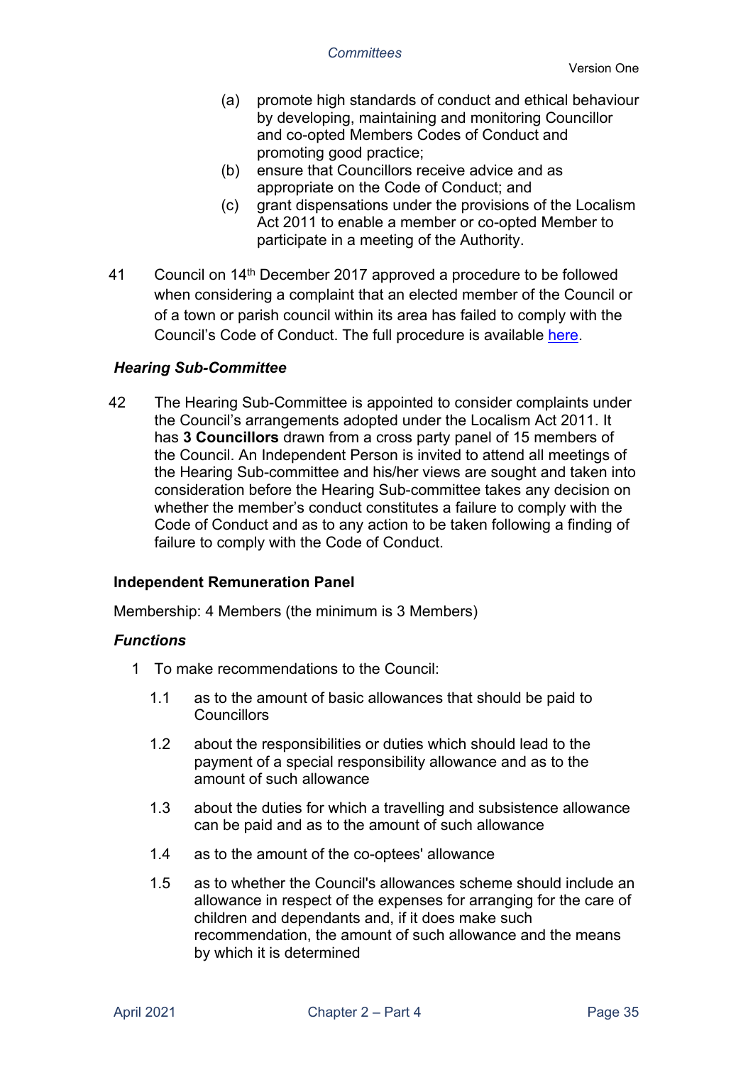(a) promote high standards of conduct and ethical behaviour by developing, maintaining and monitoring Councillor and co-opted Members Codes of Conduct and promoting good practice;

(b) ensure that Councillors receive advice and as appropriate on the Code of Conduct; and

(c) grant dispensations under the provisions of the Localism Act 2011 to enable a member or co-opted Member to participate in a meeting of the Authority.

41 Council on 14th December 2017 approved a procedure to be followed when considering a complaint that an elected member of the Council or of a town or parish council within its area has failed to comply with the Council's Code of Conduct. The full procedure is available [here](#).

***Hearing Sub-Committee***

42 The Hearing Sub-Committee is appointed to consider complaints under the Council's arrangements adopted under the Localism Act 2011. It has **3 Councillors** drawn from a cross party panel of 15 members of the Council. An Independent Person is invited to attend all meetings of the Hearing Sub-committee and his/her views are sought and taken into consideration before the Hearing Sub-committee takes any decision on whether the member's conduct constitutes a failure to comply with the Code of Conduct and as to any action to be taken following a finding of failure to comply with the Code of Conduct.

**Independent Remuneration Panel**

Membership: 4 Members (the minimum is 3 Members)

***Functions***

1 To make recommendations to the Council:

1.1 as to the amount of basic allowances that should be paid to Councillors

1.2 about the responsibilities or duties which should lead to the payment of a special responsibility allowance and as to the amount of such allowance

1.3 about the duties for which a travelling and subsistence allowance can be paid and as to the amount of such allowance

1.4 as to the amount of the co-optees' allowance

1.5 as to whether the Council's allowances scheme should include an allowance in respect of the expenses for arranging for the care of children and dependants and, if it does make such recommendation, the amount of such allowance and the means by which it is determined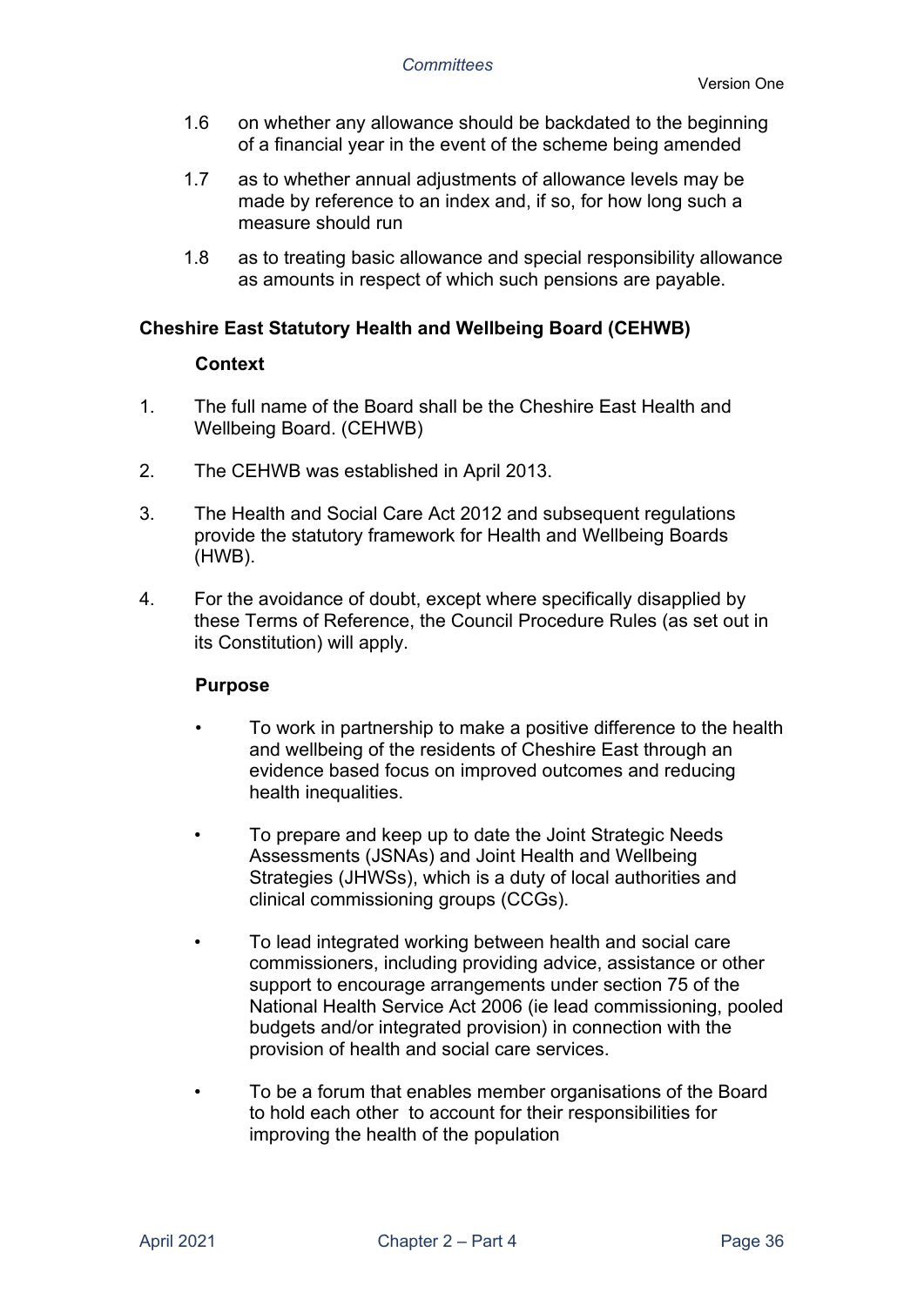1.6 on whether any allowance should be backdated to the beginning of a financial year in the event of the scheme being amended

1.7 as to whether annual adjustments of allowance levels may be made by reference to an index and, if so, for how long such a measure should run

1.8 as to treating basic allowance and special responsibility allowance as amounts in respect of which such pensions are payable.

## Cheshire East Statutory Health and Wellbeing Board (CEHWB)

### Context

1. The full name of the Board shall be the Cheshire East Health and Wellbeing Board. (CEHWB)

2. The CEHWB was established in April 2013.

3. The Health and Social Care Act 2012 and subsequent regulations provide the statutory framework for Health and Wellbeing Boards (HWB).

4. For the avoidance of doubt, except where specifically disapplied by these Terms of Reference, the Council Procedure Rules (as set out in its Constitution) will apply.

### Purpose

- To work in partnership to make a positive difference to the health and wellbeing of the residents of Cheshire East through an evidence based focus on improved outcomes and reducing health inequalities.

- To prepare and keep up to date the Joint Strategic Needs Assessments (JSNAs) and Joint Health and Wellbeing Strategies (JHWSs), which is a duty of local authorities and clinical commissioning groups (CCGs).

- To lead integrated working between health and social care commissioners, including providing advice, assistance or other support to encourage arrangements under section 75 of the National Health Service Act 2006 (ie lead commissioning, pooled budgets and/or integrated provision) in connection with the provision of health and social care services.

- To be a forum that enables member organisations of the Board to hold each other to account for their responsibilities for improving the health of the population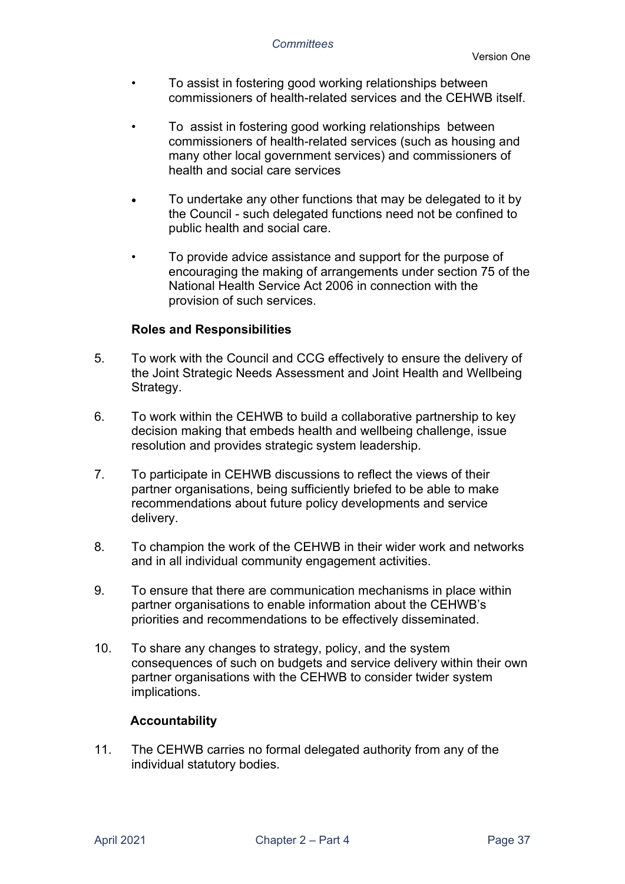- To assist in fostering good working relationships between commissioners of health-related services and the CEHWB itself.
- To  assist in fostering good working relationships  between commissioners of health-related services (such as housing and many other local government services) and commissioners of health and social care services
- To undertake any other functions that may be delegated to it by the Council - such delegated functions need not be confined to public health and social care.
- To provide advice assistance and support for the purpose of encouraging the making of arrangements under section 75 of the National Health Service Act 2006 in connection with the provision of such services.

**Roles and Responsibilities**

5. To work with the Council and CCG effectively to ensure the delivery of the Joint Strategic Needs Assessment and Joint Health and Wellbeing Strategy.

6. To work within the CEHWB to build a collaborative partnership to key decision making that embeds health and wellbeing challenge, issue resolution and provides strategic system leadership.

7. To participate in CEHWB discussions to reflect the views of their partner organisations, being sufficiently briefed to be able to make recommendations about future policy developments and service delivery.

8. To champion the work of the CEHWB in their wider work and networks and in all individual community engagement activities.

9. To ensure that there are communication mechanisms in place within partner organisations to enable information about the CEHWB's priorities and recommendations to be effectively disseminated.

10. To share any changes to strategy, policy, and the system consequences of such on budgets and service delivery within their own partner organisations with the CEHWB to consider twider system implications.

**Accountability**

11. The CEHWB carries no formal delegated authority from any of the individual statutory bodies.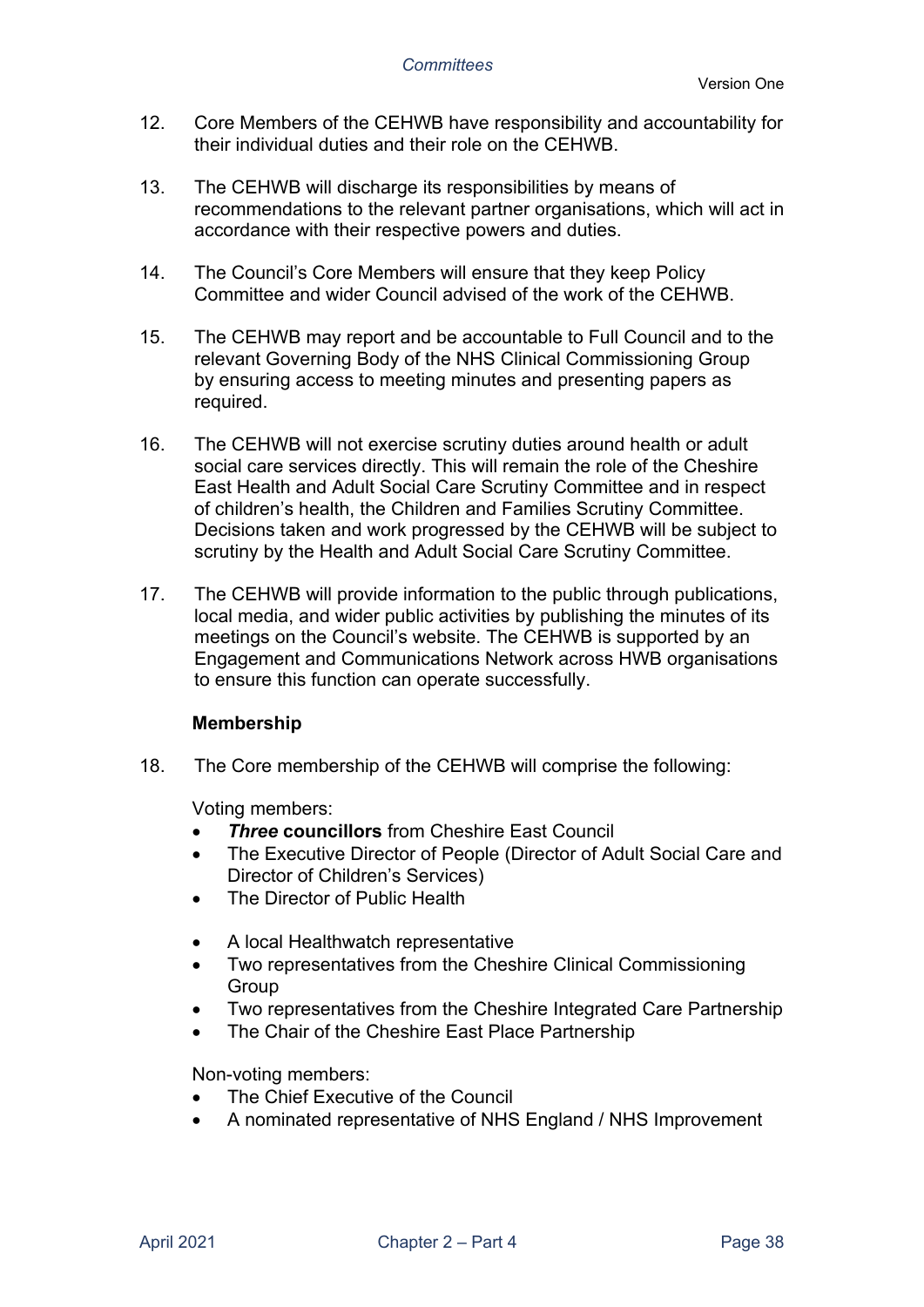12. Core Members of the CEHWB have responsibility and accountability for their individual duties and their role on the CEHWB.

13. The CEHWB will discharge its responsibilities by means of recommendations to the relevant partner organisations, which will act in accordance with their respective powers and duties.

14. The Council's Core Members will ensure that they keep Policy Committee and wider Council advised of the work of the CEHWB.

15. The CEHWB may report and be accountable to Full Council and to the relevant Governing Body of the NHS Clinical Commissioning Group by ensuring access to meeting minutes and presenting papers as required.

16. The CEHWB will not exercise scrutiny duties around health or adult social care services directly. This will remain the role of the Cheshire East Health and Adult Social Care Scrutiny Committee and in respect of children's health, the Children and Families Scrutiny Committee. Decisions taken and work progressed by the CEHWB will be subject to scrutiny by the Health and Adult Social Care Scrutiny Committee.

17. The CEHWB will provide information to the public through publications, local media, and wider public activities by publishing the minutes of its meetings on the Council's website. The CEHWB is supported by an Engagement and Communications Network across HWB organisations to ensure this function can operate successfully.

**Membership**

18. The Core membership of the CEHWB will comprise the following:

Voting members:

- ***Three* councillors** from Cheshire East Council
- The Executive Director of People (Director of Adult Social Care and Director of Children's Services)
- The Director of Public Health
- A local Healthwatch representative
- Two representatives from the Cheshire Clinical Commissioning Group
- Two representatives from the Cheshire Integrated Care Partnership
- The Chair of the Cheshire East Place Partnership

Non-voting members:

- The Chief Executive of the Council
- A nominated representative of NHS England / NHS Improvement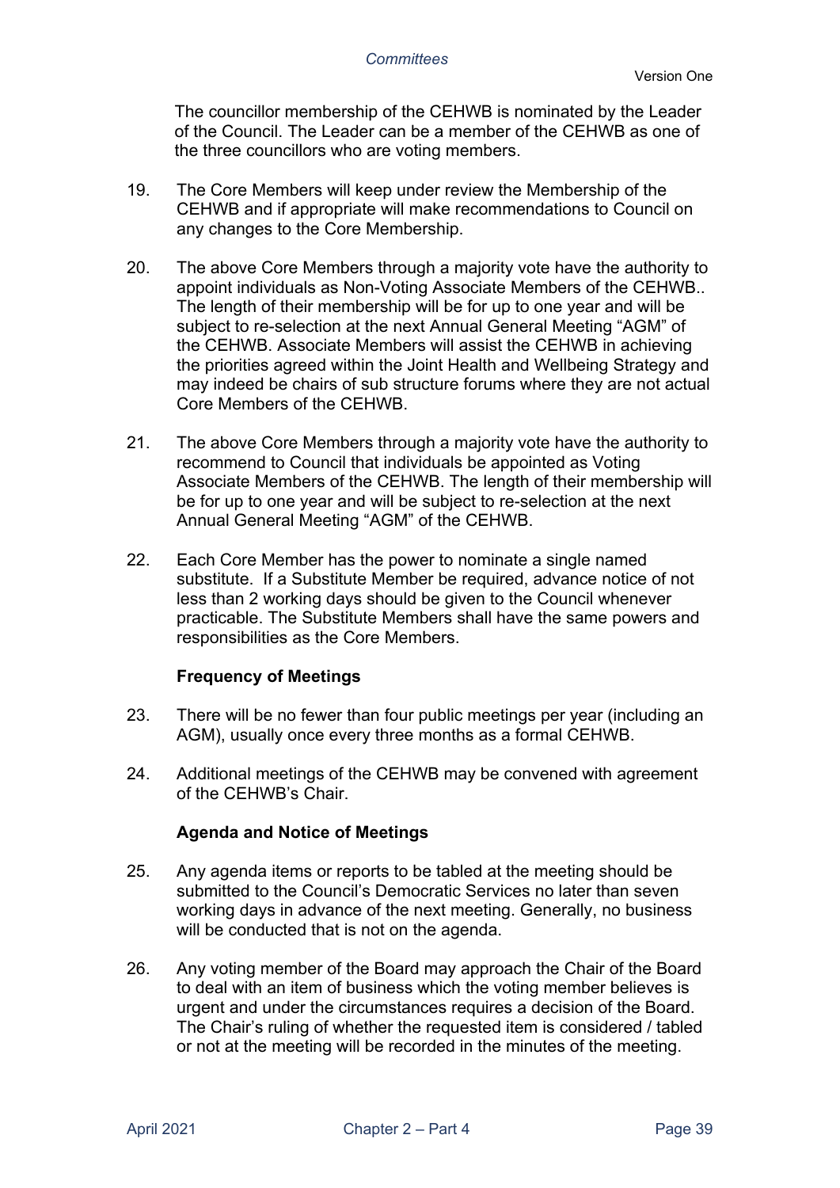The councillor membership of the CEHWB is nominated by the Leader of the Council. The Leader can be a member of the CEHWB as one of the three councillors who are voting members.

19. The Core Members will keep under review the Membership of the CEHWB and if appropriate will make recommendations to Council on any changes to the Core Membership.

20. The above Core Members through a majority vote have the authority to appoint individuals as Non-Voting Associate Members of the CEHWB.. The length of their membership will be for up to one year and will be subject to re-selection at the next Annual General Meeting "AGM" of the CEHWB. Associate Members will assist the CEHWB in achieving the priorities agreed within the Joint Health and Wellbeing Strategy and may indeed be chairs of sub structure forums where they are not actual Core Members of the CEHWB.

21. The above Core Members through a majority vote have the authority to recommend to Council that individuals be appointed as Voting Associate Members of the CEHWB. The length of their membership will be for up to one year and will be subject to re-selection at the next Annual General Meeting "AGM" of the CEHWB.

22. Each Core Member has the power to nominate a single named substitute. If a Substitute Member be required, advance notice of not less than 2 working days should be given to the Council whenever practicable. The Substitute Members shall have the same powers and responsibilities as the Core Members.

**Frequency of Meetings**

23. There will be no fewer than four public meetings per year (including an AGM), usually once every three months as a formal CEHWB.

24. Additional meetings of the CEHWB may be convened with agreement of the CEHWB's Chair.

**Agenda and Notice of Meetings**

25. Any agenda items or reports to be tabled at the meeting should be submitted to the Council's Democratic Services no later than seven working days in advance of the next meeting. Generally, no business will be conducted that is not on the agenda.

26. Any voting member of the Board may approach the Chair of the Board to deal with an item of business which the voting member believes is urgent and under the circumstances requires a decision of the Board. The Chair's ruling of whether the requested item is considered / tabled or not at the meeting will be recorded in the minutes of the meeting.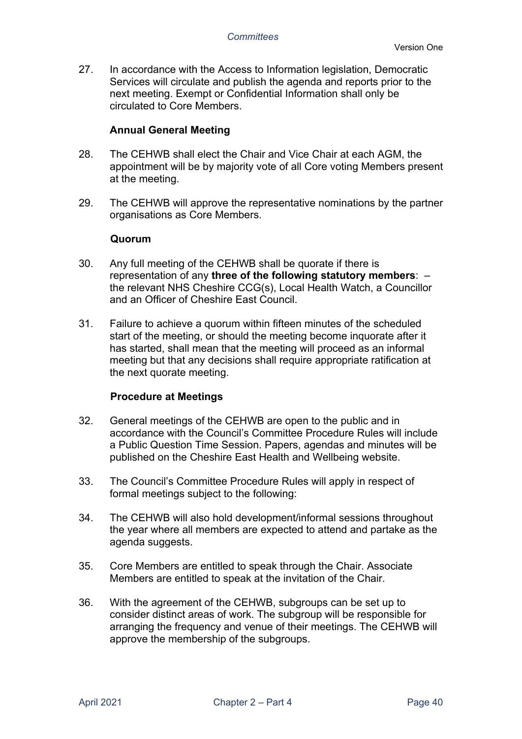27. In accordance with the Access to Information legislation, Democratic Services will circulate and publish the agenda and reports prior to the next meeting. Exempt or Confidential Information shall only be circulated to Core Members.

### Annual General Meeting

28. The CEHWB shall elect the Chair and Vice Chair at each AGM, the appointment will be by majority vote of all Core voting Members present at the meeting.

29. The CEHWB will approve the representative nominations by the partner organisations as Core Members.

### Quorum

30. Any full meeting of the CEHWB shall be quorate if there is representation of any **three of the following statutory members**: – the relevant NHS Cheshire CCG(s), Local Health Watch, a Councillor and an Officer of Cheshire East Council.

31. Failure to achieve a quorum within fifteen minutes of the scheduled start of the meeting, or should the meeting become inquorate after it has started, shall mean that the meeting will proceed as an informal meeting but that any decisions shall require appropriate ratification at the next quorate meeting.

### Procedure at Meetings

32. General meetings of the CEHWB are open to the public and in accordance with the Council's Committee Procedure Rules will include a Public Question Time Session. Papers, agendas and minutes will be published on the Cheshire East Health and Wellbeing website.

33. The Council's Committee Procedure Rules will apply in respect of formal meetings subject to the following:

34. The CEHWB will also hold development/informal sessions throughout the year where all members are expected to attend and partake as the agenda suggests.

35. Core Members are entitled to speak through the Chair. Associate Members are entitled to speak at the invitation of the Chair.

36. With the agreement of the CEHWB, subgroups can be set up to consider distinct areas of work. The subgroup will be responsible for arranging the frequency and venue of their meetings. The CEHWB will approve the membership of the subgroups.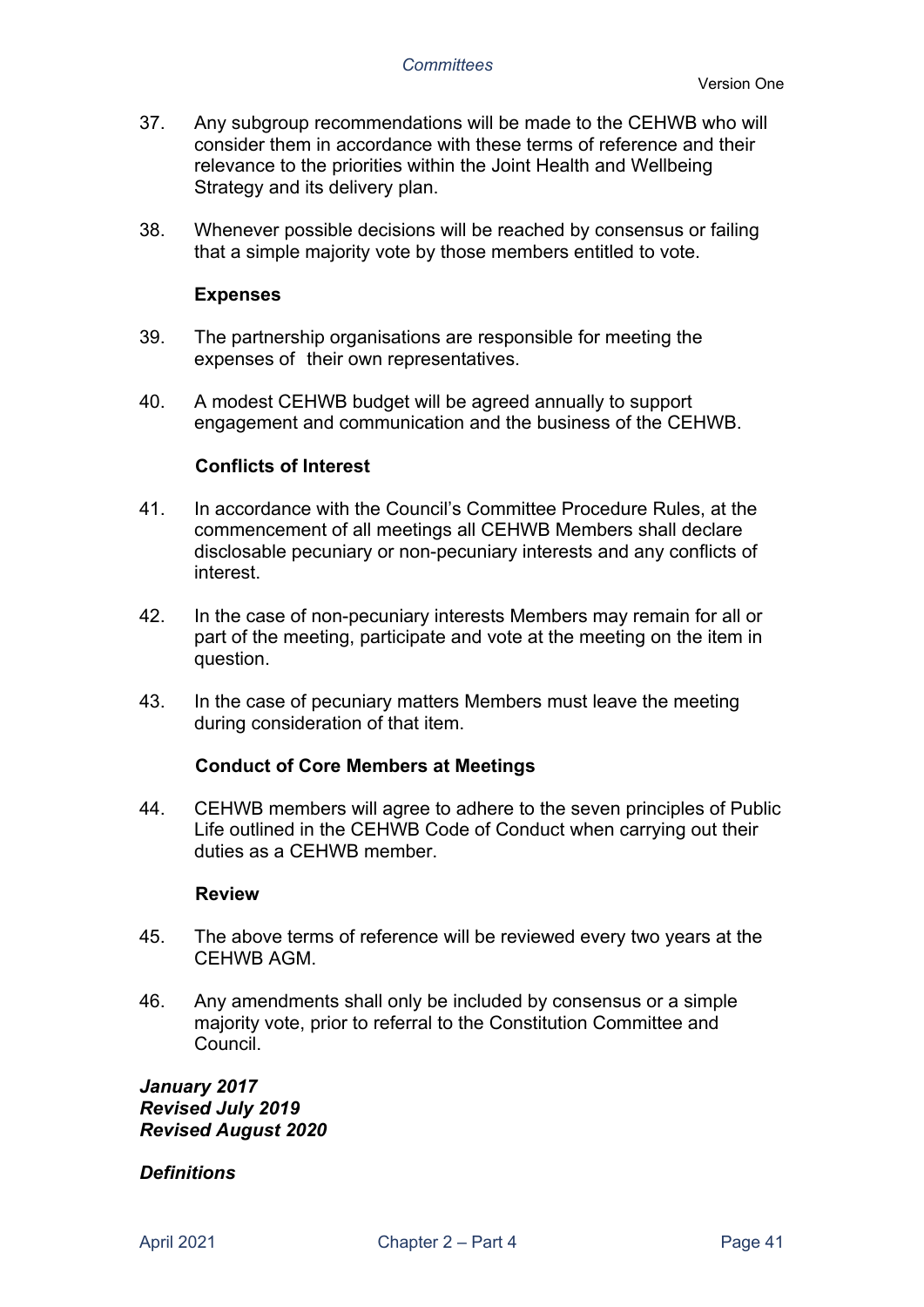37. Any subgroup recommendations will be made to the CEHWB who will consider them in accordance with these terms of reference and their relevance to the priorities within the Joint Health and Wellbeing Strategy and its delivery plan.

38. Whenever possible decisions will be reached by consensus or failing that a simple majority vote by those members entitled to vote.

**Expenses**

39. The partnership organisations are responsible for meeting the expenses of their own representatives.

40. A modest CEHWB budget will be agreed annually to support engagement and communication and the business of the CEHWB.

**Conflicts of Interest**

41. In accordance with the Council's Committee Procedure Rules, at the commencement of all meetings all CEHWB Members shall declare disclosable pecuniary or non-pecuniary interests and any conflicts of interest.

42. In the case of non-pecuniary interests Members may remain for all or part of the meeting, participate and vote at the meeting on the item in question.

43. In the case of pecuniary matters Members must leave the meeting during consideration of that item.

**Conduct of Core Members at Meetings**

44. CEHWB members will agree to adhere to the seven principles of Public Life outlined in the CEHWB Code of Conduct when carrying out their duties as a CEHWB member.

**Review**

45. The above terms of reference will be reviewed every two years at the CEHWB AGM.

46. Any amendments shall only be included by consensus or a simple majority vote, prior to referral to the Constitution Committee and Council.

***January 2017***
***Revised July 2019***
***Revised August 2020***

***Definitions***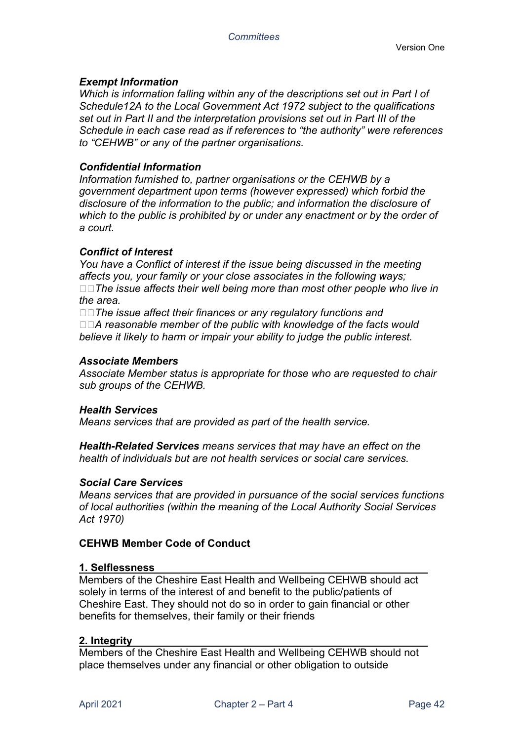***Exempt Information***
*Which is information falling within any of the descriptions set out in Part I of Schedule12A to the Local Government Act 1972 subject to the qualifications set out in Part II and the interpretation provisions set out in Part III of the Schedule in each case read as if references to "the authority" were references to "CEHWB" or any of the partner organisations.*

***Confidential Information***
*Information furnished to, partner organisations or the CEHWB by a government department upon terms (however expressed) which forbid the disclosure of the information to the public; and information the disclosure of which to the public is prohibited by or under any enactment or by the order of a court.*

***Conflict of Interest***
*You have a Conflict of interest if the issue being discussed in the meeting affects you, your family or your close associates in the following ways;*

- *The issue affects their well being more than most other people who live in the area.*
- *The issue affect their finances or any regulatory functions and*
- *A reasonable member of the public with knowledge of the facts would believe it likely to harm or impair your ability to judge the public interest.*

***Associate Members***
*Associate Member status is appropriate for those who are requested to chair sub groups of the CEHWB.*

***Health Services***
*Means services that are provided as part of the health service.*

***Health-Related Services*** *means services that may have an effect on the health of individuals but are not health services or social care services.*

***Social Care Services***
*Means services that are provided in pursuance of the social services functions of local authorities (within the meaning of the Local Authority Social Services Act 1970)*

**CEHWB Member Code of Conduct**

**1. Selflessness**

Members of the Cheshire East Health and Wellbeing CEHWB should act solely in terms of the interest of and benefit to the public/patients of Cheshire East. They should not do so in order to gain financial or other benefits for themselves, their family or their friends

**2. Integrity**

Members of the Cheshire East Health and Wellbeing CEHWB should not place themselves under any financial or other obligation to outside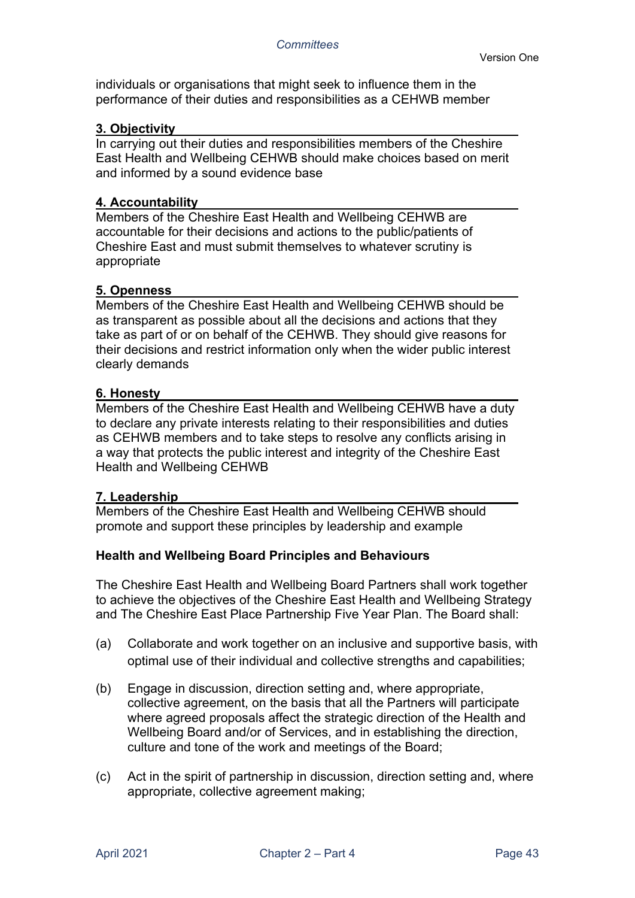individuals or organisations that might seek to influence them in the performance of their duties and responsibilities as a CEHWB member

**3. Objectivity**

In carrying out their duties and responsibilities members of the Cheshire East Health and Wellbeing CEHWB should make choices based on merit and informed by a sound evidence base

**4. Accountability**

Members of the Cheshire East Health and Wellbeing CEHWB are accountable for their decisions and actions to the public/patients of Cheshire East and must submit themselves to whatever scrutiny is appropriate

**5. Openness**

Members of the Cheshire East Health and Wellbeing CEHWB should be as transparent as possible about all the decisions and actions that they take as part of or on behalf of the CEHWB. They should give reasons for their decisions and restrict information only when the wider public interest clearly demands

**6. Honesty**

Members of the Cheshire East Health and Wellbeing CEHWB have a duty to declare any private interests relating to their responsibilities and duties as CEHWB members and to take steps to resolve any conflicts arising in a way that protects the public interest and integrity of the Cheshire East Health and Wellbeing CEHWB

**7. Leadership**

Members of the Cheshire East Health and Wellbeing CEHWB should promote and support these principles by leadership and example

**Health and Wellbeing Board Principles and Behaviours**

The Cheshire East Health and Wellbeing Board Partners shall work together to achieve the objectives of the Cheshire East Health and Wellbeing Strategy and The Cheshire East Place Partnership Five Year Plan. The Board shall:

(a) Collaborate and work together on an inclusive and supportive basis, with optimal use of their individual and collective strengths and capabilities;

(b) Engage in discussion, direction setting and, where appropriate, collective agreement, on the basis that all the Partners will participate where agreed proposals affect the strategic direction of the Health and Wellbeing Board and/or of Services, and in establishing the direction, culture and tone of the work and meetings of the Board;

(c) Act in the spirit of partnership in discussion, direction setting and, where appropriate, collective agreement making;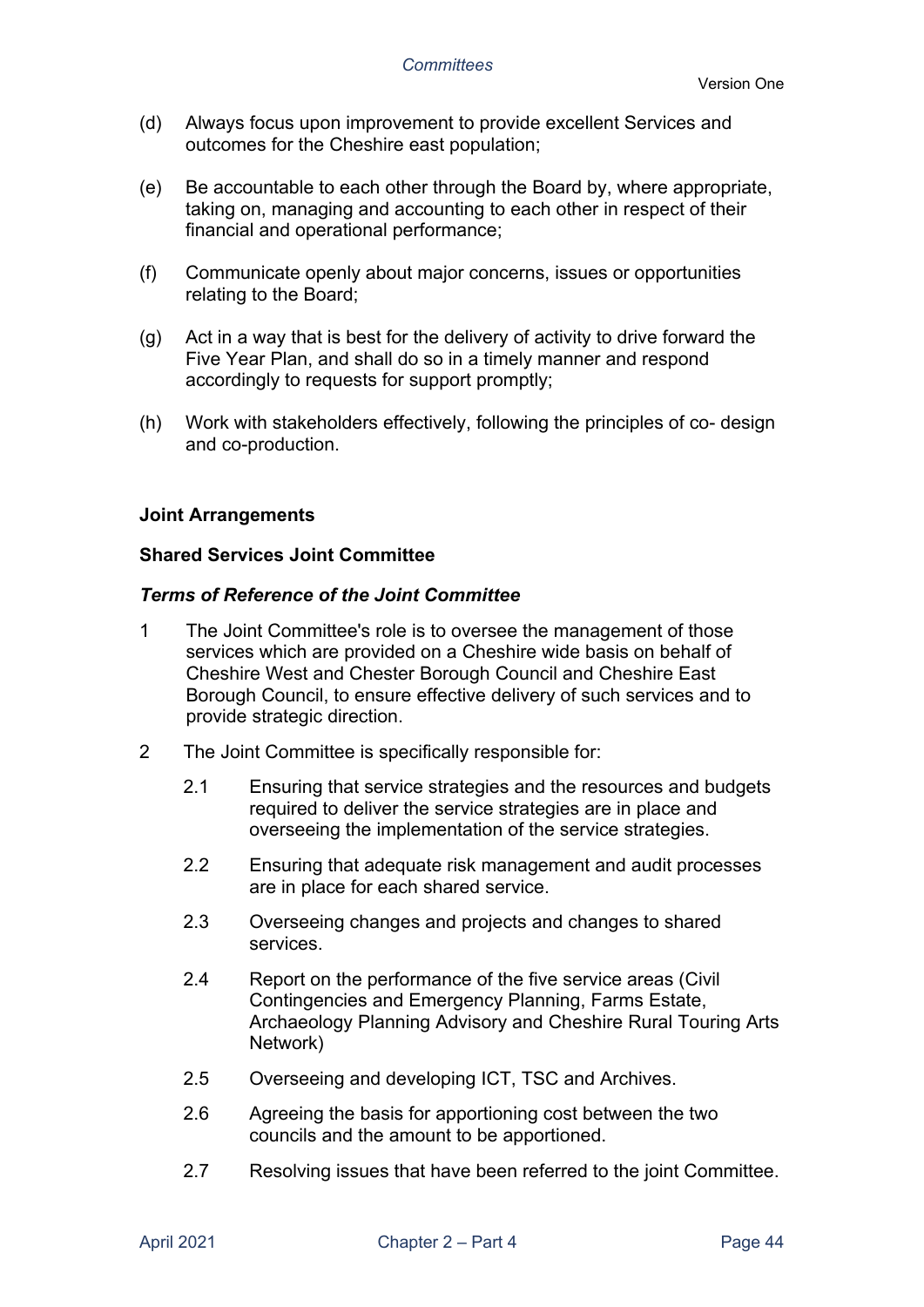(d) Always focus upon improvement to provide excellent Services and outcomes for the Cheshire east population;

(e) Be accountable to each other through the Board by, where appropriate, taking on, managing and accounting to each other in respect of their financial and operational performance;

(f) Communicate openly about major concerns, issues or opportunities relating to the Board;

(g) Act in a way that is best for the delivery of activity to drive forward the Five Year Plan, and shall do so in a timely manner and respond accordingly to requests for support promptly;

(h) Work with stakeholders effectively, following the principles of co- design and co-production.

**Joint Arrangements**

**Shared Services Joint Committee**

***Terms of Reference of the Joint Committee***

1 The Joint Committee's role is to oversee the management of those services which are provided on a Cheshire wide basis on behalf of Cheshire West and Chester Borough Council and Cheshire East Borough Council, to ensure effective delivery of such services and to provide strategic direction.

2 The Joint Committee is specifically responsible for:

2.1 Ensuring that service strategies and the resources and budgets required to deliver the service strategies are in place and overseeing the implementation of the service strategies.

2.2 Ensuring that adequate risk management and audit processes are in place for each shared service.

2.3 Overseeing changes and projects and changes to shared services.

2.4 Report on the performance of the five service areas (Civil Contingencies and Emergency Planning, Farms Estate, Archaeology Planning Advisory and Cheshire Rural Touring Arts Network)

2.5 Overseeing and developing ICT, TSC and Archives.

2.6 Agreeing the basis for apportioning cost between the two councils and the amount to be apportioned.

2.7 Resolving issues that have been referred to the joint Committee.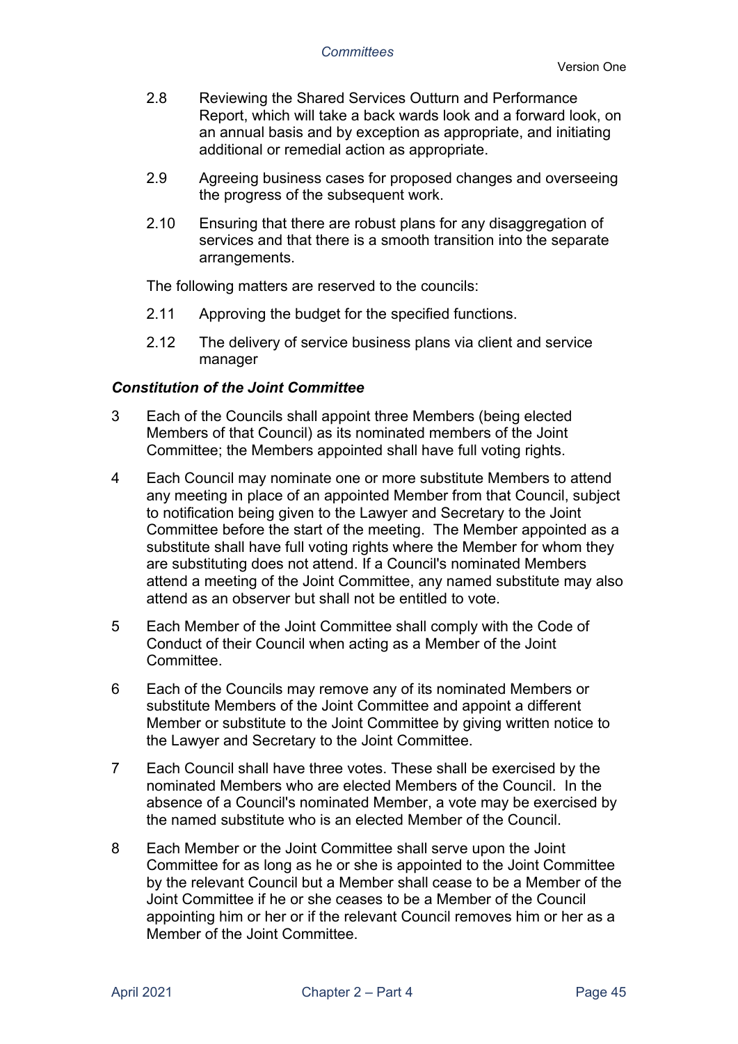2.8 Reviewing the Shared Services Outturn and Performance Report, which will take a back wards look and a forward look, on an annual basis and by exception as appropriate, and initiating additional or remedial action as appropriate.

2.9 Agreeing business cases for proposed changes and overseeing the progress of the subsequent work.

2.10 Ensuring that there are robust plans for any disaggregation of services and that there is a smooth transition into the separate arrangements.

The following matters are reserved to the councils:

2.11 Approving the budget for the specified functions.

2.12 The delivery of service business plans via client and service manager

### *Constitution of the Joint Committee*

3 Each of the Councils shall appoint three Members (being elected Members of that Council) as its nominated members of the Joint Committee; the Members appointed shall have full voting rights.

4 Each Council may nominate one or more substitute Members to attend any meeting in place of an appointed Member from that Council, subject to notification being given to the Lawyer and Secretary to the Joint Committee before the start of the meeting. The Member appointed as a substitute shall have full voting rights where the Member for whom they are substituting does not attend. If a Council's nominated Members attend a meeting of the Joint Committee, any named substitute may also attend as an observer but shall not be entitled to vote.

5 Each Member of the Joint Committee shall comply with the Code of Conduct of their Council when acting as a Member of the Joint Committee.

6 Each of the Councils may remove any of its nominated Members or substitute Members of the Joint Committee and appoint a different Member or substitute to the Joint Committee by giving written notice to the Lawyer and Secretary to the Joint Committee.

7 Each Council shall have three votes. These shall be exercised by the nominated Members who are elected Members of the Council. In the absence of a Council's nominated Member, a vote may be exercised by the named substitute who is an elected Member of the Council.

8 Each Member or the Joint Committee shall serve upon the Joint Committee for as long as he or she is appointed to the Joint Committee by the relevant Council but a Member shall cease to be a Member of the Joint Committee if he or she ceases to be a Member of the Council appointing him or her or if the relevant Council removes him or her as a Member of the Joint Committee.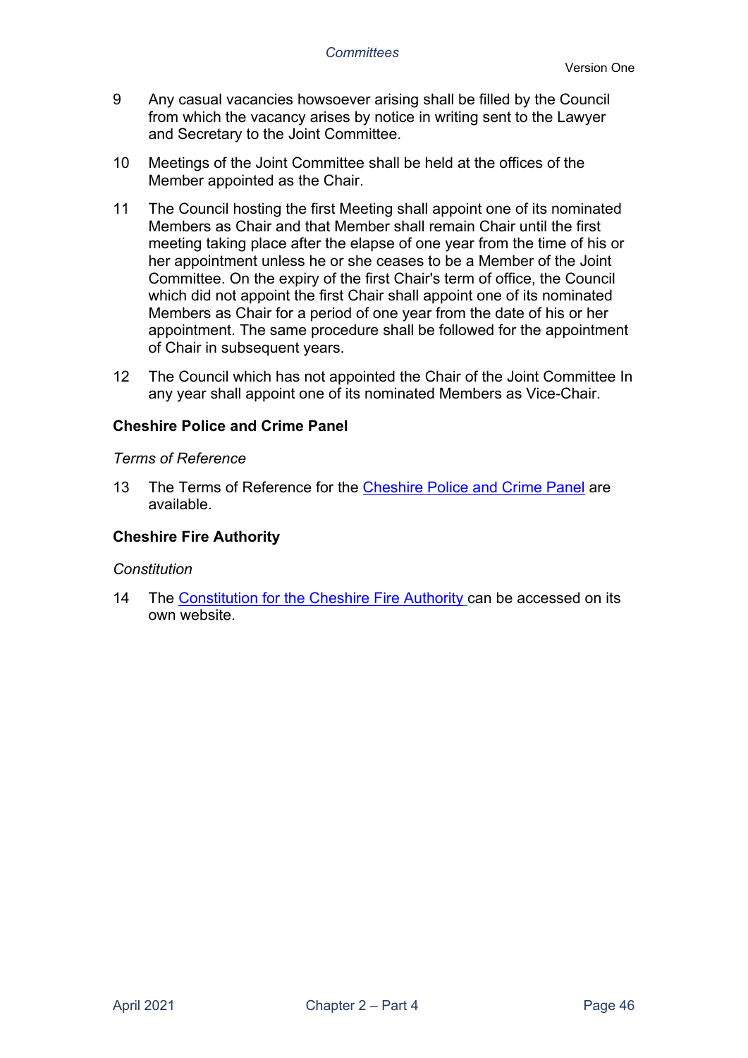9 Any casual vacancies howsoever arising shall be filled by the Council from which the vacancy arises by notice in writing sent to the Lawyer and Secretary to the Joint Committee.

10 Meetings of the Joint Committee shall be held at the offices of the Member appointed as the Chair.

11 The Council hosting the first Meeting shall appoint one of its nominated Members as Chair and that Member shall remain Chair until the first meeting taking place after the elapse of one year from the time of his or her appointment unless he or she ceases to be a Member of the Joint Committee. On the expiry of the first Chair's term of office, the Council which did not appoint the first Chair shall appoint one of its nominated Members as Chair for a period of one year from the date of his or her appointment. The same procedure shall be followed for the appointment of Chair in subsequent years.

12 The Council which has not appointed the Chair of the Joint Committee In any year shall appoint one of its nominated Members as Vice-Chair.

**Cheshire Police and Crime Panel**

*Terms of Reference*

13 The Terms of Reference for the Cheshire Police and Crime Panel are available.

**Cheshire Fire Authority**

*Constitution*

14 The Constitution for the Cheshire Fire Authority can be accessed on its own website.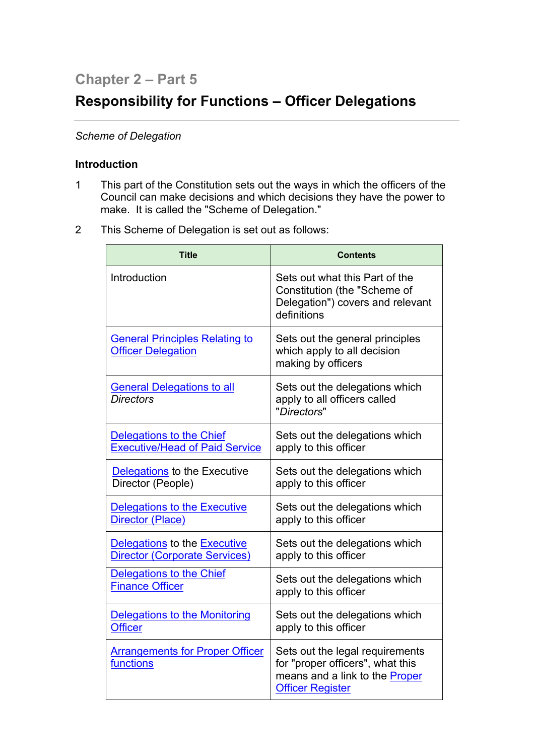## Chapter 2 – Part 5

# Responsibility for Functions – Officer Delegations

*Scheme of Delegation*

### Introduction

1 This part of the Constitution sets out the ways in which the officers of the Council can make decisions and which decisions they have the power to make. It is called the "Scheme of Delegation."

2 This Scheme of Delegation is set out as follows:

| Title | Contents |
|---|---|
| Introduction | Sets out what this Part of the Constitution (the "Scheme of Delegation") covers and relevant definitions |
| General Principles Relating to Officer Delegation | Sets out the general principles which apply to all decision making by officers |
| General Delegations to all *Directors* | Sets out the delegations which apply to all officers called "*Directors*" |
| Delegations to the Chief Executive/Head of Paid Service | Sets out the delegations which apply to this officer |
| Delegations to the Executive Director (People) | Sets out the delegations which apply to this officer |
| Delegations to the Executive Director (Place) | Sets out the delegations which apply to this officer |
| Delegations to the Executive Director (Corporate Services) | Sets out the delegations which apply to this officer |
| Delegations to the Chief Finance Officer | Sets out the delegations which apply to this officer |
| Delegations to the Monitoring Officer | Sets out the delegations which apply to this officer |
| Arrangements for Proper Officer functions | Sets out the legal requirements for "proper officers", what this means and a link to the Proper Officer Register |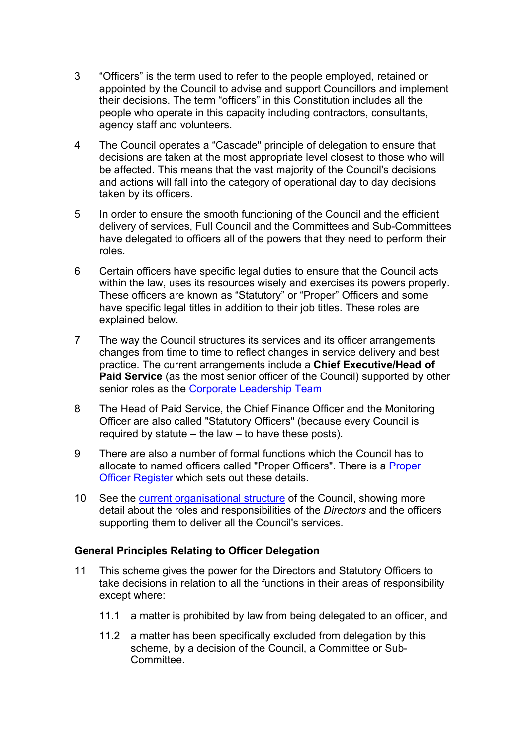3 "Officers" is the term used to refer to the people employed, retained or appointed by the Council to advise and support Councillors and implement their decisions. The term "officers" in this Constitution includes all the people who operate in this capacity including contractors, consultants, agency staff and volunteers.

4 The Council operates a "Cascade" principle of delegation to ensure that decisions are taken at the most appropriate level closest to those who will be affected. This means that the vast majority of the Council's decisions and actions will fall into the category of operational day to day decisions taken by its officers.

5 In order to ensure the smooth functioning of the Council and the efficient delivery of services, Full Council and the Committees and Sub-Committees have delegated to officers all of the powers that they need to perform their roles.

6 Certain officers have specific legal duties to ensure that the Council acts within the law, uses its resources wisely and exercises its powers properly. These officers are known as "Statutory" or "Proper" Officers and some have specific legal titles in addition to their job titles. These roles are explained below.

7 The way the Council structures its services and its officer arrangements changes from time to time to reflect changes in service delivery and best practice. The current arrangements include a **Chief Executive/Head of Paid Service** (as the most senior officer of the Council) supported by other senior roles as the Corporate Leadership Team

8 The Head of Paid Service, the Chief Finance Officer and the Monitoring Officer are also called "Statutory Officers" (because every Council is required by statute – the law – to have these posts).

9 There are also a number of formal functions which the Council has to allocate to named officers called "Proper Officers". There is a Proper Officer Register which sets out these details.

10 See the current organisational structure of the Council, showing more detail about the roles and responsibilities of the *Directors* and the officers supporting them to deliver all the Council's services.

### General Principles Relating to Officer Delegation

11 This scheme gives the power for the Directors and Statutory Officers to take decisions in relation to all the functions in their areas of responsibility except where:

11.1 a matter is prohibited by law from being delegated to an officer, and

11.2 a matter has been specifically excluded from delegation by this scheme, by a decision of the Council, a Committee or Sub-Committee.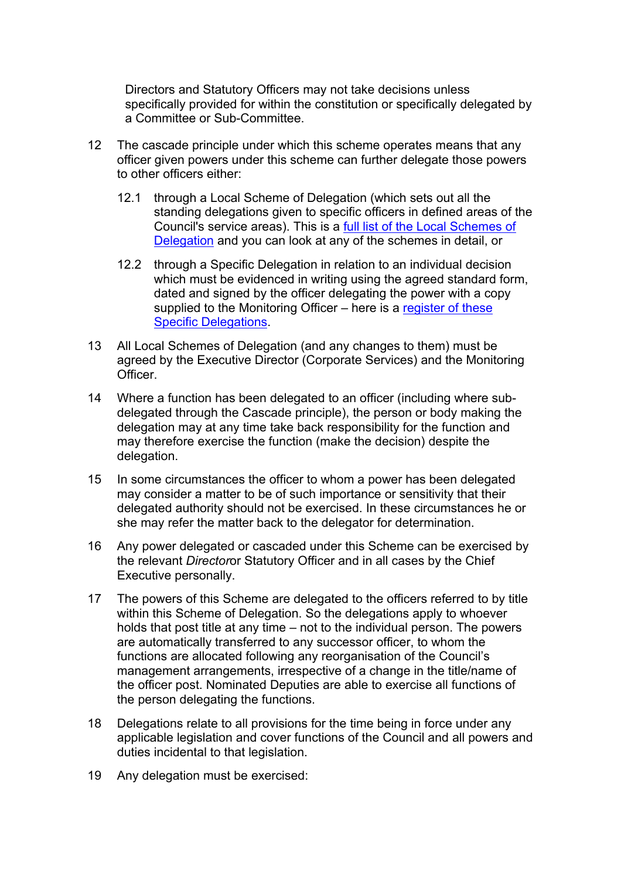Directors and Statutory Officers may not take decisions unless specifically provided for within the constitution or specifically delegated by a Committee or Sub-Committee.

12 The cascade principle under which this scheme operates means that any officer given powers under this scheme can further delegate those powers to other officers either:

   12.1 through a Local Scheme of Delegation (which sets out all the standing delegations given to specific officers in defined areas of the Council's service areas). This is a full list of the Local Schemes of Delegation and you can look at any of the schemes in detail, or

   12.2 through a Specific Delegation in relation to an individual decision which must be evidenced in writing using the agreed standard form, dated and signed by the officer delegating the power with a copy supplied to the Monitoring Officer – here is a register of these Specific Delegations.

13 All Local Schemes of Delegation (and any changes to them) must be agreed by the Executive Director (Corporate Services) and the Monitoring Officer.

14 Where a function has been delegated to an officer (including where sub-delegated through the Cascade principle), the person or body making the delegation may at any time take back responsibility for the function and may therefore exercise the function (make the decision) despite the delegation.

15 In some circumstances the officer to whom a power has been delegated may consider a matter to be of such importance or sensitivity that their delegated authority should not be exercised. In these circumstances he or she may refer the matter back to the delegator for determination.

16 Any power delegated or cascaded under this Scheme can be exercised by the relevant *Director*or Statutory Officer and in all cases by the Chief Executive personally.

17 The powers of this Scheme are delegated to the officers referred to by title within this Scheme of Delegation. So the delegations apply to whoever holds that post title at any time – not to the individual person. The powers are automatically transferred to any successor officer, to whom the functions are allocated following any reorganisation of the Council's management arrangements, irrespective of a change in the title/name of the officer post. Nominated Deputies are able to exercise all functions of the person delegating the functions.

18 Delegations relate to all provisions for the time being in force under any applicable legislation and cover functions of the Council and all powers and duties incidental to that legislation.

19 Any delegation must be exercised: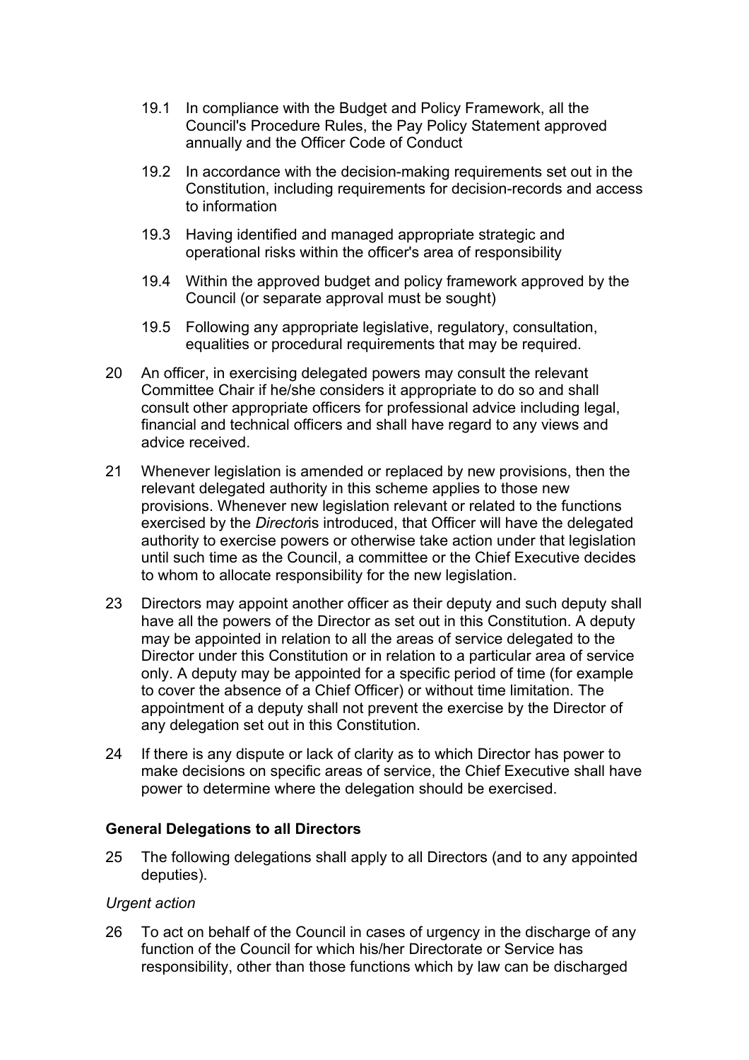19.1 In compliance with the Budget and Policy Framework, all the Council's Procedure Rules, the Pay Policy Statement approved annually and the Officer Code of Conduct

19.2 In accordance with the decision-making requirements set out in the Constitution, including requirements for decision-records and access to information

19.3 Having identified and managed appropriate strategic and operational risks within the officer's area of responsibility

19.4 Within the approved budget and policy framework approved by the Council (or separate approval must be sought)

19.5 Following any appropriate legislative, regulatory, consultation, equalities or procedural requirements that may be required.

20 An officer, in exercising delegated powers may consult the relevant Committee Chair if he/she considers it appropriate to do so and shall consult other appropriate officers for professional advice including legal, financial and technical officers and shall have regard to any views and advice received.

21 Whenever legislation is amended or replaced by new provisions, then the relevant delegated authority in this scheme applies to those new provisions. Whenever new legislation relevant or related to the functions exercised by the *Director*is introduced, that Officer will have the delegated authority to exercise powers or otherwise take action under that legislation until such time as the Council, a committee or the Chief Executive decides to whom to allocate responsibility for the new legislation.

23 Directors may appoint another officer as their deputy and such deputy shall have all the powers of the Director as set out in this Constitution. A deputy may be appointed in relation to all the areas of service delegated to the Director under this Constitution or in relation to a particular area of service only. A deputy may be appointed for a specific period of time (for example to cover the absence of a Chief Officer) or without time limitation. The appointment of a deputy shall not prevent the exercise by the Director of any delegation set out in this Constitution.

24 If there is any dispute or lack of clarity as to which Director has power to make decisions on specific areas of service, the Chief Executive shall have power to determine where the delegation should be exercised.

**General Delegations to all Directors**

25 The following delegations shall apply to all Directors (and to any appointed deputies).

*Urgent action*

26 To act on behalf of the Council in cases of urgency in the discharge of any function of the Council for which his/her Directorate or Service has responsibility, other than those functions which by law can be discharged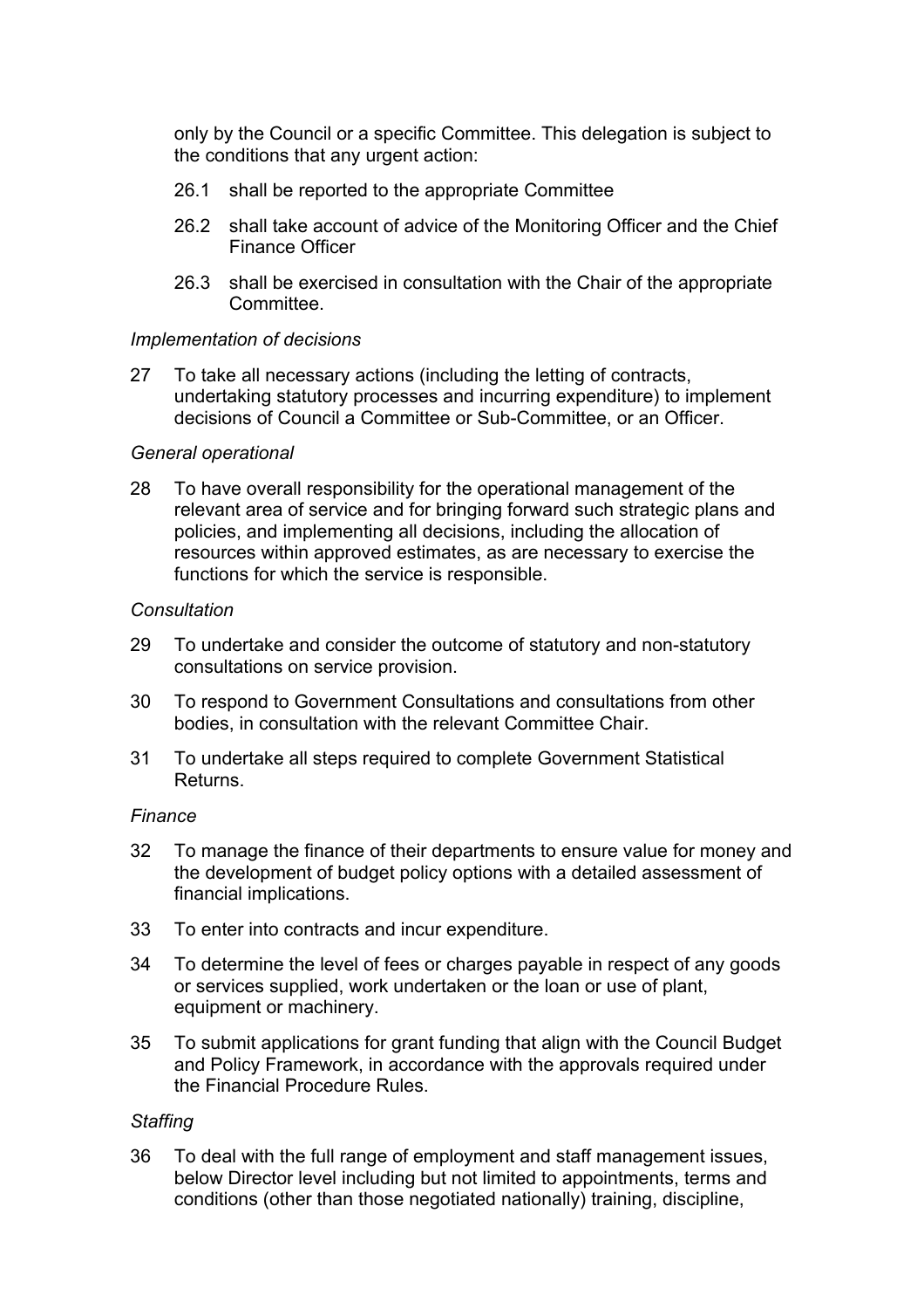only by the Council or a specific Committee. This delegation is subject to the conditions that any urgent action:

26.1 shall be reported to the appropriate Committee

26.2 shall take account of advice of the Monitoring Officer and the Chief Finance Officer

26.3 shall be exercised in consultation with the Chair of the appropriate Committee.

*Implementation of decisions*

27 To take all necessary actions (including the letting of contracts, undertaking statutory processes and incurring expenditure) to implement decisions of Council a Committee or Sub-Committee, or an Officer.

*General operational*

28 To have overall responsibility for the operational management of the relevant area of service and for bringing forward such strategic plans and policies, and implementing all decisions, including the allocation of resources within approved estimates, as are necessary to exercise the functions for which the service is responsible.

*Consultation*

29 To undertake and consider the outcome of statutory and non-statutory consultations on service provision.

30 To respond to Government Consultations and consultations from other bodies, in consultation with the relevant Committee Chair.

31 To undertake all steps required to complete Government Statistical Returns.

*Finance*

32 To manage the finance of their departments to ensure value for money and the development of budget policy options with a detailed assessment of financial implications.

33 To enter into contracts and incur expenditure.

34 To determine the level of fees or charges payable in respect of any goods or services supplied, work undertaken or the loan or use of plant, equipment or machinery.

35 To submit applications for grant funding that align with the Council Budget and Policy Framework, in accordance with the approvals required under the Financial Procedure Rules.

*Staffing*

36 To deal with the full range of employment and staff management issues, below Director level including but not limited to appointments, terms and conditions (other than those negotiated nationally) training, discipline,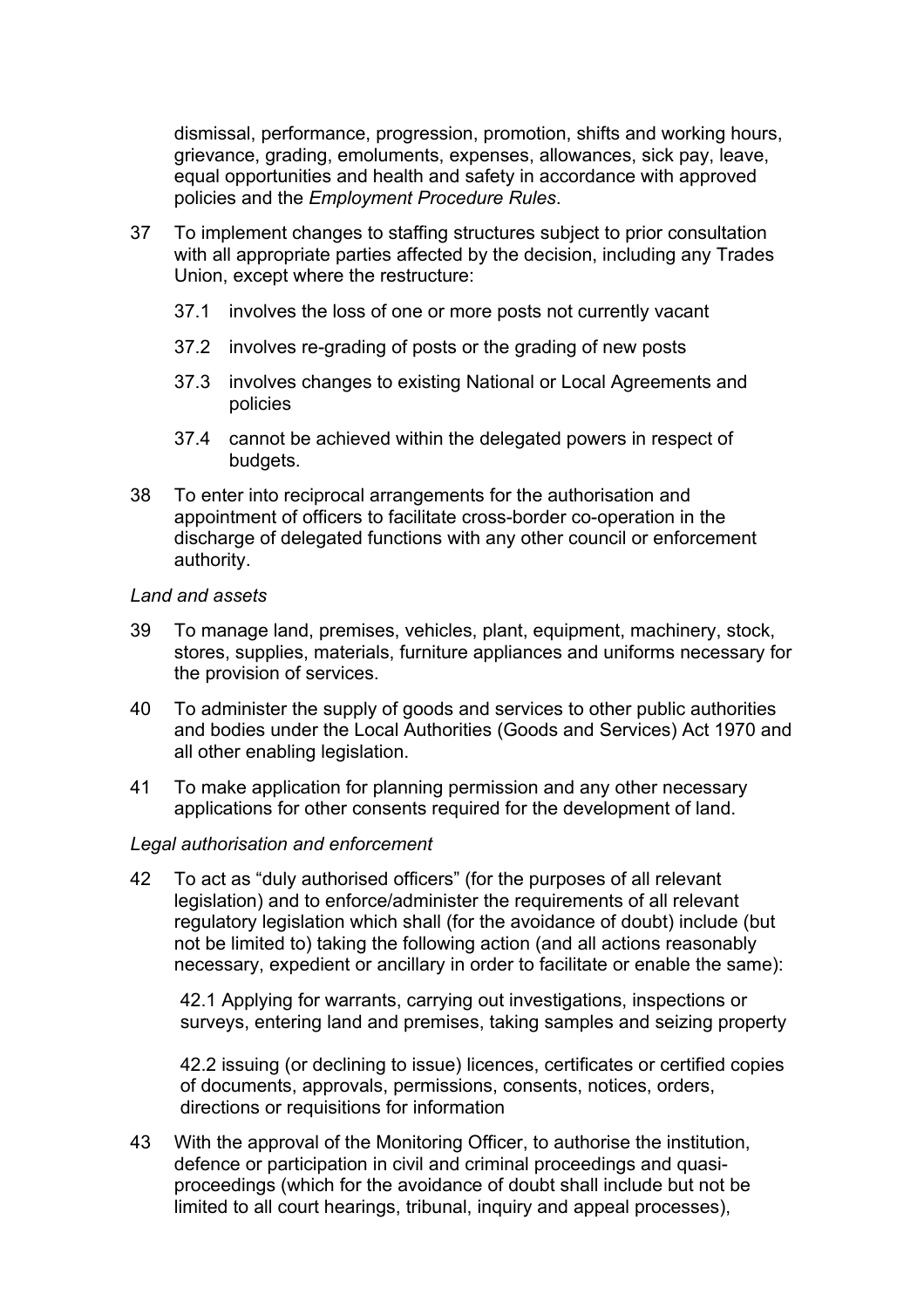dismissal, performance, progression, promotion, shifts and working hours, grievance, grading, emoluments, expenses, allowances, sick pay, leave, equal opportunities and health and safety in accordance with approved policies and the *Employment Procedure Rules*.

37 To implement changes to staffing structures subject to prior consultation with all appropriate parties affected by the decision, including any Trades Union, except where the restructure:

 37.1 involves the loss of one or more posts not currently vacant

 37.2 involves re-grading of posts or the grading of new posts

 37.3 involves changes to existing National or Local Agreements and policies

 37.4 cannot be achieved within the delegated powers in respect of budgets.

38 To enter into reciprocal arrangements for the authorisation and appointment of officers to facilitate cross-border co-operation in the discharge of delegated functions with any other council or enforcement authority.

*Land and assets*

39 To manage land, premises, vehicles, plant, equipment, machinery, stock, stores, supplies, materials, furniture appliances and uniforms necessary for the provision of services.

40 To administer the supply of goods and services to other public authorities and bodies under the Local Authorities (Goods and Services) Act 1970 and all other enabling legislation.

41 To make application for planning permission and any other necessary applications for other consents required for the development of land.

*Legal authorisation and enforcement*

42 To act as "duly authorised officers" (for the purposes of all relevant legislation) and to enforce/administer the requirements of all relevant regulatory legislation which shall (for the avoidance of doubt) include (but not be limited to) taking the following action (and all actions reasonably necessary, expedient or ancillary in order to facilitate or enable the same):

 42.1 Applying for warrants, carrying out investigations, inspections or surveys, entering land and premises, taking samples and seizing property

 42.2 issuing (or declining to issue) licences, certificates or certified copies of documents, approvals, permissions, consents, notices, orders, directions or requisitions for information

43 With the approval of the Monitoring Officer, to authorise the institution, defence or participation in civil and criminal proceedings and quasi-proceedings (which for the avoidance of doubt shall include but not be limited to all court hearings, tribunal, inquiry and appeal processes),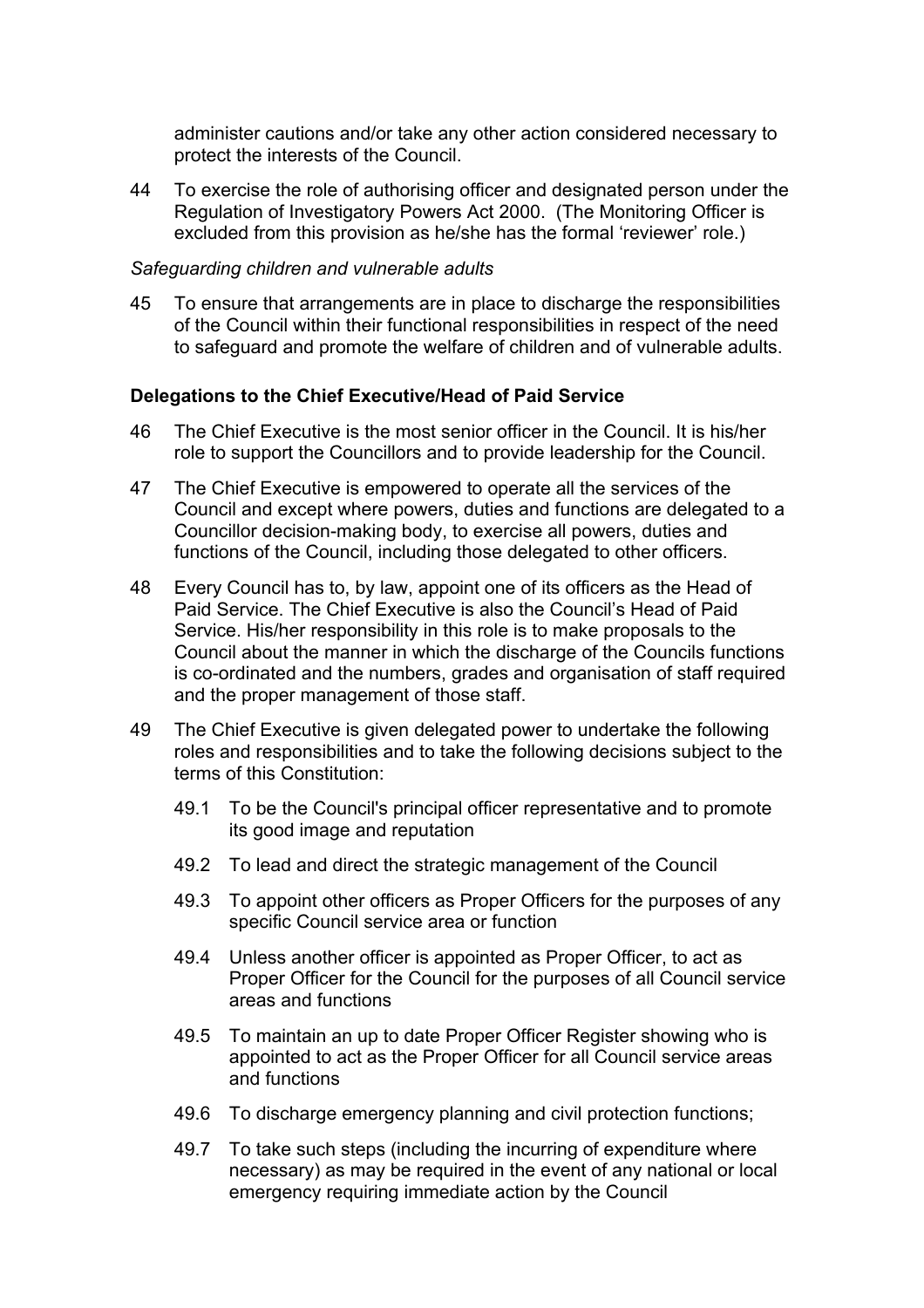administer cautions and/or take any other action considered necessary to protect the interests of the Council.

44 To exercise the role of authorising officer and designated person under the Regulation of Investigatory Powers Act 2000. (The Monitoring Officer is excluded from this provision as he/she has the formal 'reviewer' role.)

*Safeguarding children and vulnerable adults*

45 To ensure that arrangements are in place to discharge the responsibilities of the Council within their functional responsibilities in respect of the need to safeguard and promote the welfare of children and of vulnerable adults.

**Delegations to the Chief Executive/Head of Paid Service**

46 The Chief Executive is the most senior officer in the Council. It is his/her role to support the Councillors and to provide leadership for the Council.

47 The Chief Executive is empowered to operate all the services of the Council and except where powers, duties and functions are delegated to a Councillor decision-making body, to exercise all powers, duties and functions of the Council, including those delegated to other officers.

48 Every Council has to, by law, appoint one of its officers as the Head of Paid Service. The Chief Executive is also the Council's Head of Paid Service. His/her responsibility in this role is to make proposals to the Council about the manner in which the discharge of the Councils functions is co-ordinated and the numbers, grades and organisation of staff required and the proper management of those staff.

49 The Chief Executive is given delegated power to undertake the following roles and responsibilities and to take the following decisions subject to the terms of this Constitution:

49.1 To be the Council's principal officer representative and to promote its good image and reputation

49.2 To lead and direct the strategic management of the Council

49.3 To appoint other officers as Proper Officers for the purposes of any specific Council service area or function

49.4 Unless another officer is appointed as Proper Officer, to act as Proper Officer for the Council for the purposes of all Council service areas and functions

49.5 To maintain an up to date Proper Officer Register showing who is appointed to act as the Proper Officer for all Council service areas and functions

49.6 To discharge emergency planning and civil protection functions;

49.7 To take such steps (including the incurring of expenditure where necessary) as may be required in the event of any national or local emergency requiring immediate action by the Council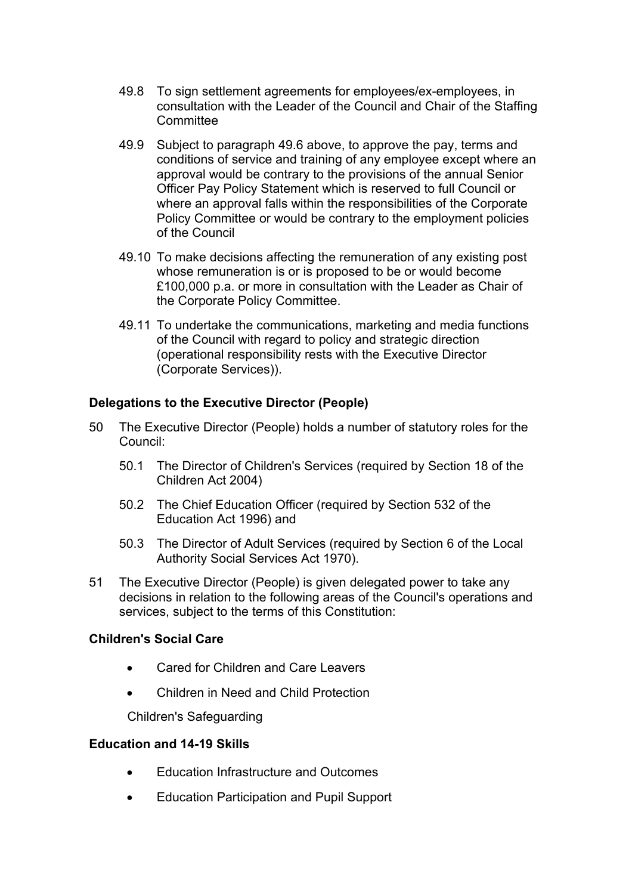49.8 To sign settlement agreements for employees/ex-employees, in consultation with the Leader of the Council and Chair of the Staffing Committee

49.9 Subject to paragraph 49.6 above, to approve the pay, terms and conditions of service and training of any employee except where an approval would be contrary to the provisions of the annual Senior Officer Pay Policy Statement which is reserved to full Council or where an approval falls within the responsibilities of the Corporate Policy Committee or would be contrary to the employment policies of the Council

49.10 To make decisions affecting the remuneration of any existing post whose remuneration is or is proposed to be or would become £100,000 p.a. or more in consultation with the Leader as Chair of the Corporate Policy Committee.

49.11 To undertake the communications, marketing and media functions of the Council with regard to policy and strategic direction (operational responsibility rests with the Executive Director (Corporate Services)).

**Delegations to the Executive Director (People)**

50 The Executive Director (People) holds a number of statutory roles for the Council:

50.1 The Director of Children's Services (required by Section 18 of the Children Act 2004)

50.2 The Chief Education Officer (required by Section 532 of the Education Act 1996) and

50.3 The Director of Adult Services (required by Section 6 of the Local Authority Social Services Act 1970).

51 The Executive Director (People) is given delegated power to take any decisions in relation to the following areas of the Council's operations and services, subject to the terms of this Constitution:

**Children's Social Care**

- Cared for Children and Care Leavers
- Children in Need and Child Protection

Children's Safeguarding

**Education and 14-19 Skills**

- Education Infrastructure and Outcomes
- Education Participation and Pupil Support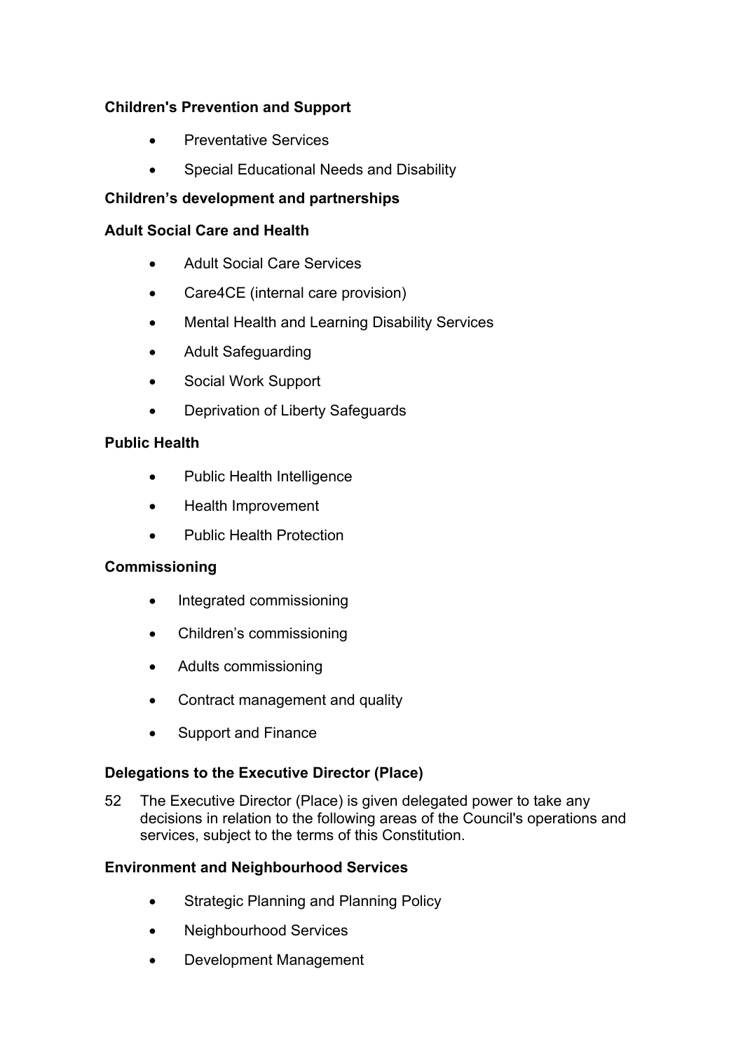**Children's Prevention and Support**

- Preventative Services
- Special Educational Needs and Disability

**Children's development and partnerships**

**Adult Social Care and Health**

- Adult Social Care Services
- Care4CE (internal care provision)
- Mental Health and Learning Disability Services
- Adult Safeguarding
- Social Work Support
- Deprivation of Liberty Safeguards

**Public Health**

- Public Health Intelligence
- Health Improvement
- Public Health Protection

**Commissioning**

- Integrated commissioning
- Children's commissioning
- Adults commissioning
- Contract management and quality
- Support and Finance

**Delegations to the Executive Director (Place)**

52 The Executive Director (Place) is given delegated power to take any decisions in relation to the following areas of the Council's operations and services, subject to the terms of this Constitution.

**Environment and Neighbourhood Services**

- Strategic Planning and Planning Policy
- Neighbourhood Services
- Development Management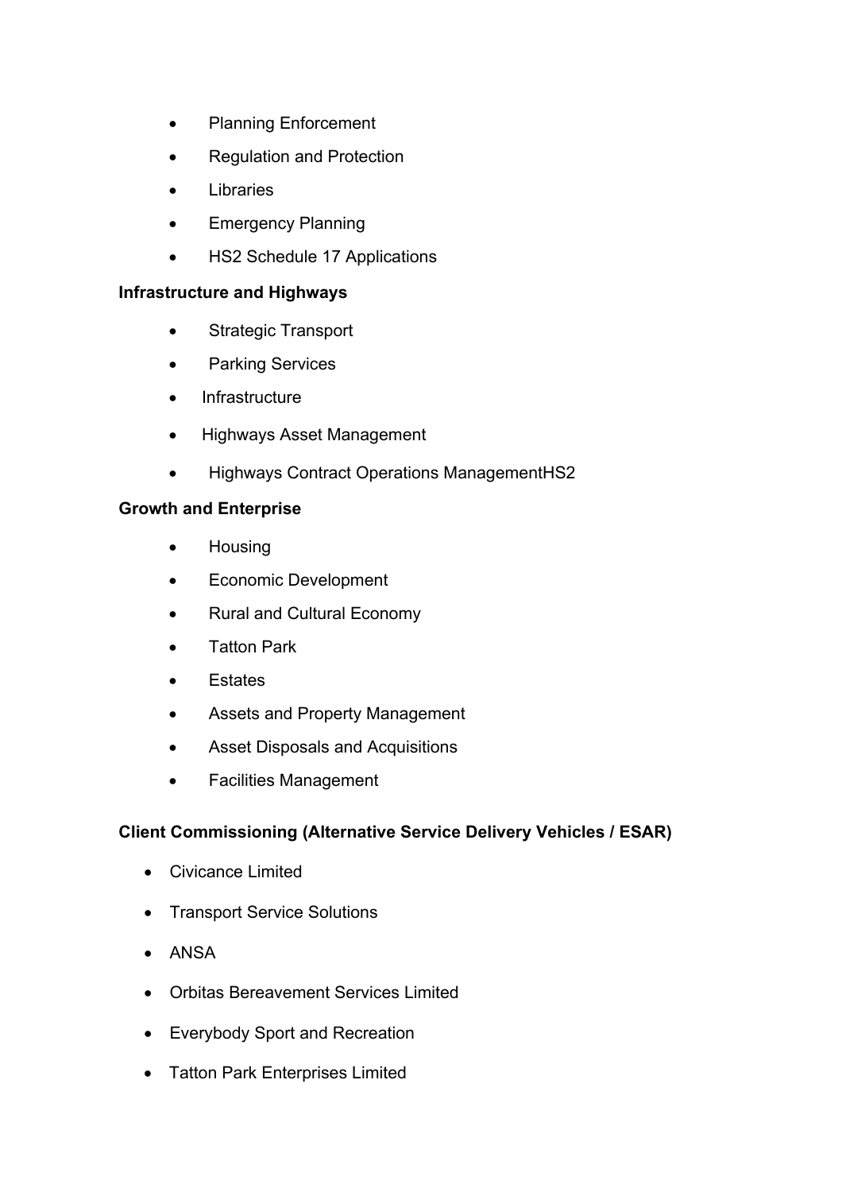- Planning Enforcement
- Regulation and Protection
- Libraries
- Emergency Planning
- HS2 Schedule 17 Applications

**Infrastructure and Highways**

- Strategic Transport
- Parking Services
- Infrastructure
- Highways Asset Management
- Highways Contract Operations ManagementHS2

**Growth and Enterprise**

- Housing
- Economic Development
- Rural and Cultural Economy
- Tatton Park
- Estates
- Assets and Property Management
- Asset Disposals and Acquisitions
- Facilities Management

**Client Commissioning (Alternative Service Delivery Vehicles / ESAR)**

- Civicance Limited
- Transport Service Solutions
- ANSA
- Orbitas Bereavement Services Limited
- Everybody Sport and Recreation
- Tatton Park Enterprises Limited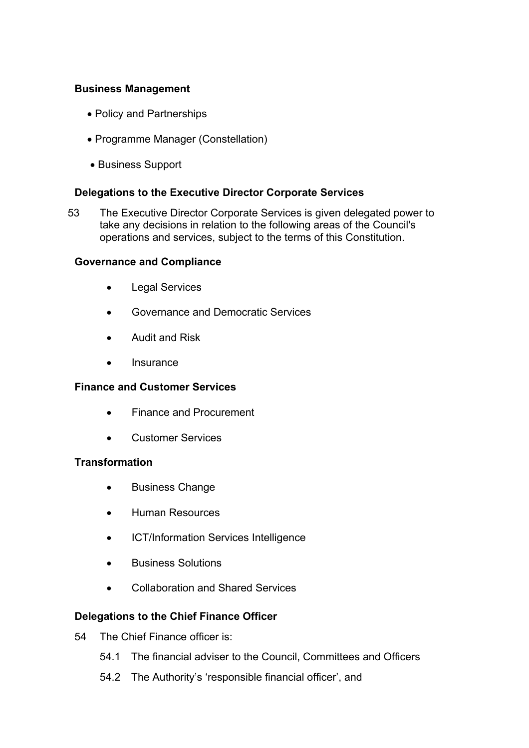**Business Management**

- Policy and Partnerships
- Programme Manager (Constellation)
- Business Support

**Delegations to the Executive Director Corporate Services**

53 The Executive Director Corporate Services is given delegated power to take any decisions in relation to the following areas of the Council's operations and services, subject to the terms of this Constitution.

**Governance and Compliance**

- Legal Services
- Governance and Democratic Services
- Audit and Risk
- Insurance

**Finance and Customer Services**

- Finance and Procurement
- Customer Services

**Transformation**

- Business Change
- Human Resources
- ICT/Information Services Intelligence
- Business Solutions
- Collaboration and Shared Services

**Delegations to the Chief Finance Officer**

54 The Chief Finance officer is:

54.1 The financial adviser to the Council, Committees and Officers

54.2 The Authority's 'responsible financial officer', and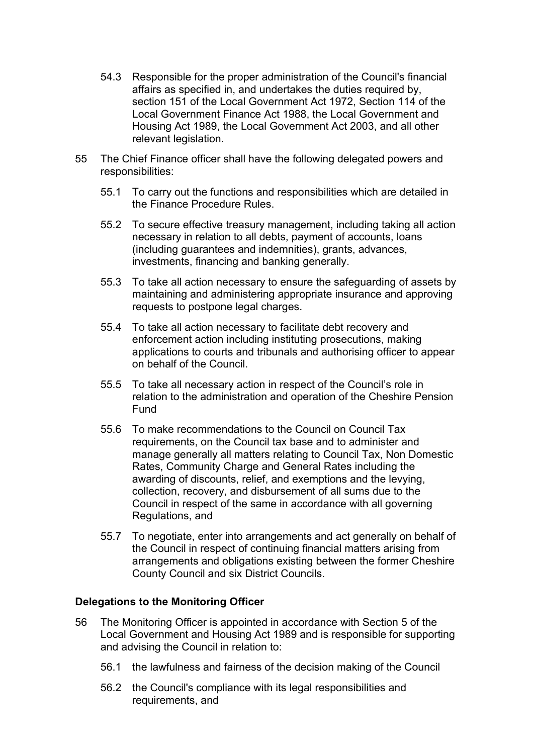54.3 Responsible for the proper administration of the Council's financial affairs as specified in, and undertakes the duties required by, section 151 of the Local Government Act 1972, Section 114 of the Local Government Finance Act 1988, the Local Government and Housing Act 1989, the Local Government Act 2003, and all other relevant legislation.

55 The Chief Finance officer shall have the following delegated powers and responsibilities:

55.1 To carry out the functions and responsibilities which are detailed in the Finance Procedure Rules.

55.2 To secure effective treasury management, including taking all action necessary in relation to all debts, payment of accounts, loans (including guarantees and indemnities), grants, advances, investments, financing and banking generally.

55.3 To take all action necessary to ensure the safeguarding of assets by maintaining and administering appropriate insurance and approving requests to postpone legal charges.

55.4 To take all action necessary to facilitate debt recovery and enforcement action including instituting prosecutions, making applications to courts and tribunals and authorising officer to appear on behalf of the Council.

55.5 To take all necessary action in respect of the Council's role in relation to the administration and operation of the Cheshire Pension Fund

55.6 To make recommendations to the Council on Council Tax requirements, on the Council tax base and to administer and manage generally all matters relating to Council Tax, Non Domestic Rates, Community Charge and General Rates including the awarding of discounts, relief, and exemptions and the levying, collection, recovery, and disbursement of all sums due to the Council in respect of the same in accordance with all governing Regulations, and

55.7 To negotiate, enter into arrangements and act generally on behalf of the Council in respect of continuing financial matters arising from arrangements and obligations existing between the former Cheshire County Council and six District Councils.

**Delegations to the Monitoring Officer**

56 The Monitoring Officer is appointed in accordance with Section 5 of the Local Government and Housing Act 1989 and is responsible for supporting and advising the Council in relation to:

56.1 the lawfulness and fairness of the decision making of the Council

56.2 the Council's compliance with its legal responsibilities and requirements, and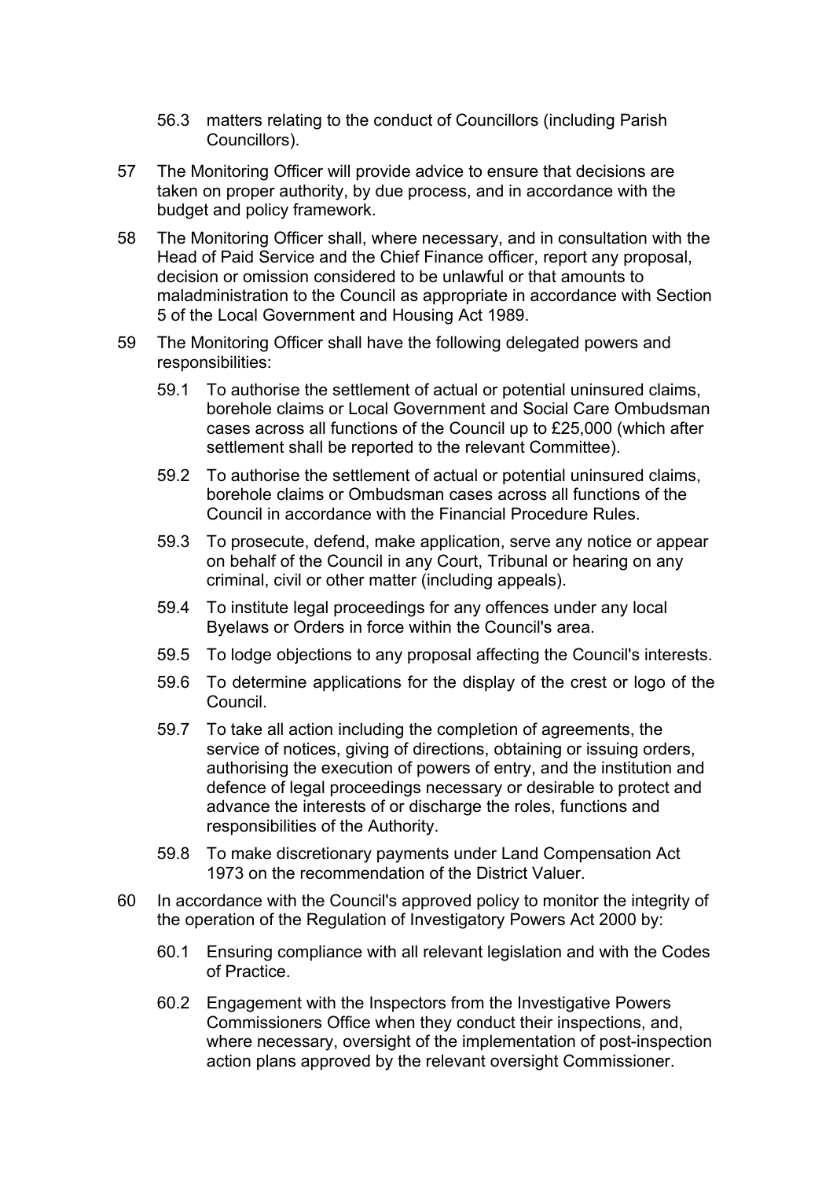56.3 matters relating to the conduct of Councillors (including Parish Councillors).

57 The Monitoring Officer will provide advice to ensure that decisions are taken on proper authority, by due process, and in accordance with the budget and policy framework.

58 The Monitoring Officer shall, where necessary, and in consultation with the Head of Paid Service and the Chief Finance officer, report any proposal, decision or omission considered to be unlawful or that amounts to maladministration to the Council as appropriate in accordance with Section 5 of the Local Government and Housing Act 1989.

59 The Monitoring Officer shall have the following delegated powers and responsibilities:

59.1 To authorise the settlement of actual or potential uninsured claims, borehole claims or Local Government and Social Care Ombudsman cases across all functions of the Council up to £25,000 (which after settlement shall be reported to the relevant Committee).

59.2 To authorise the settlement of actual or potential uninsured claims, borehole claims or Ombudsman cases across all functions of the Council in accordance with the Financial Procedure Rules.

59.3 To prosecute, defend, make application, serve any notice or appear on behalf of the Council in any Court, Tribunal or hearing on any criminal, civil or other matter (including appeals).

59.4 To institute legal proceedings for any offences under any local Byelaws or Orders in force within the Council's area.

59.5 To lodge objections to any proposal affecting the Council's interests.

59.6 To determine applications for the display of the crest or logo of the Council.

59.7 To take all action including the completion of agreements, the service of notices, giving of directions, obtaining or issuing orders, authorising the execution of powers of entry, and the institution and defence of legal proceedings necessary or desirable to protect and advance the interests of or discharge the roles, functions and responsibilities of the Authority.

59.8 To make discretionary payments under Land Compensation Act 1973 on the recommendation of the District Valuer.

60 In accordance with the Council's approved policy to monitor the integrity of the operation of the Regulation of Investigatory Powers Act 2000 by:

60.1 Ensuring compliance with all relevant legislation and with the Codes of Practice.

60.2 Engagement with the Inspectors from the Investigative Powers Commissioners Office when they conduct their inspections, and, where necessary, oversight of the implementation of post-inspection action plans approved by the relevant oversight Commissioner.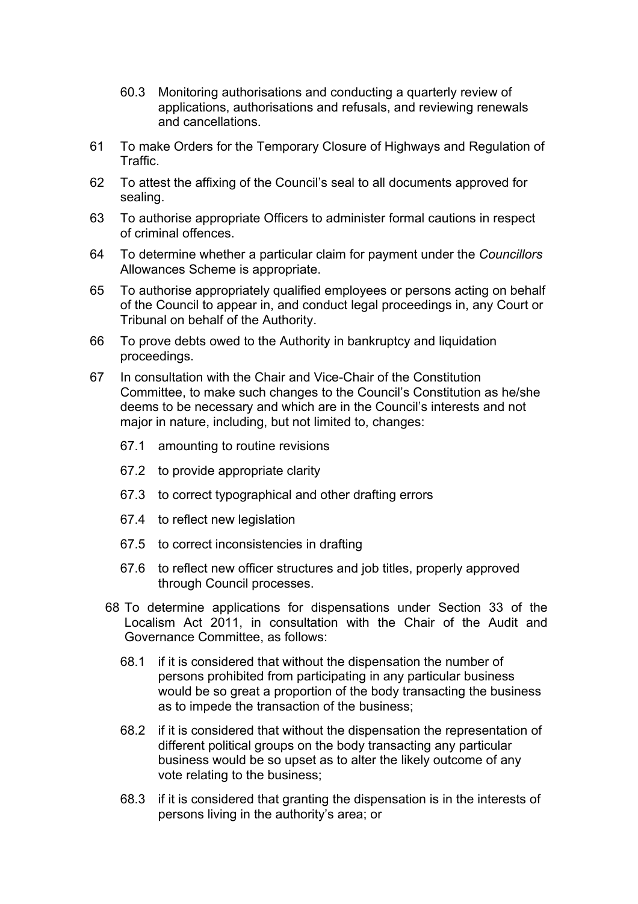60.3 Monitoring authorisations and conducting a quarterly review of applications, authorisations and refusals, and reviewing renewals and cancellations.

61 To make Orders for the Temporary Closure of Highways and Regulation of Traffic.

62 To attest the affixing of the Council's seal to all documents approved for sealing.

63 To authorise appropriate Officers to administer formal cautions in respect of criminal offences.

64 To determine whether a particular claim for payment under the *Councillors* Allowances Scheme is appropriate.

65 To authorise appropriately qualified employees or persons acting on behalf of the Council to appear in, and conduct legal proceedings in, any Court or Tribunal on behalf of the Authority.

66 To prove debts owed to the Authority in bankruptcy and liquidation proceedings.

67 In consultation with the Chair and Vice-Chair of the Constitution Committee, to make such changes to the Council's Constitution as he/she deems to be necessary and which are in the Council's interests and not major in nature, including, but not limited to, changes:

67.1 amounting to routine revisions

67.2 to provide appropriate clarity

67.3 to correct typographical and other drafting errors

67.4 to reflect new legislation

67.5 to correct inconsistencies in drafting

67.6 to reflect new officer structures and job titles, properly approved through Council processes.

68 To determine applications for dispensations under Section 33 of the Localism Act 2011, in consultation with the Chair of the Audit and Governance Committee, as follows:

68.1 if it is considered that without the dispensation the number of persons prohibited from participating in any particular business would be so great a proportion of the body transacting the business as to impede the transaction of the business;

68.2 if it is considered that without the dispensation the representation of different political groups on the body transacting any particular business would be so upset as to alter the likely outcome of any vote relating to the business;

68.3 if it is considered that granting the dispensation is in the interests of persons living in the authority's area; or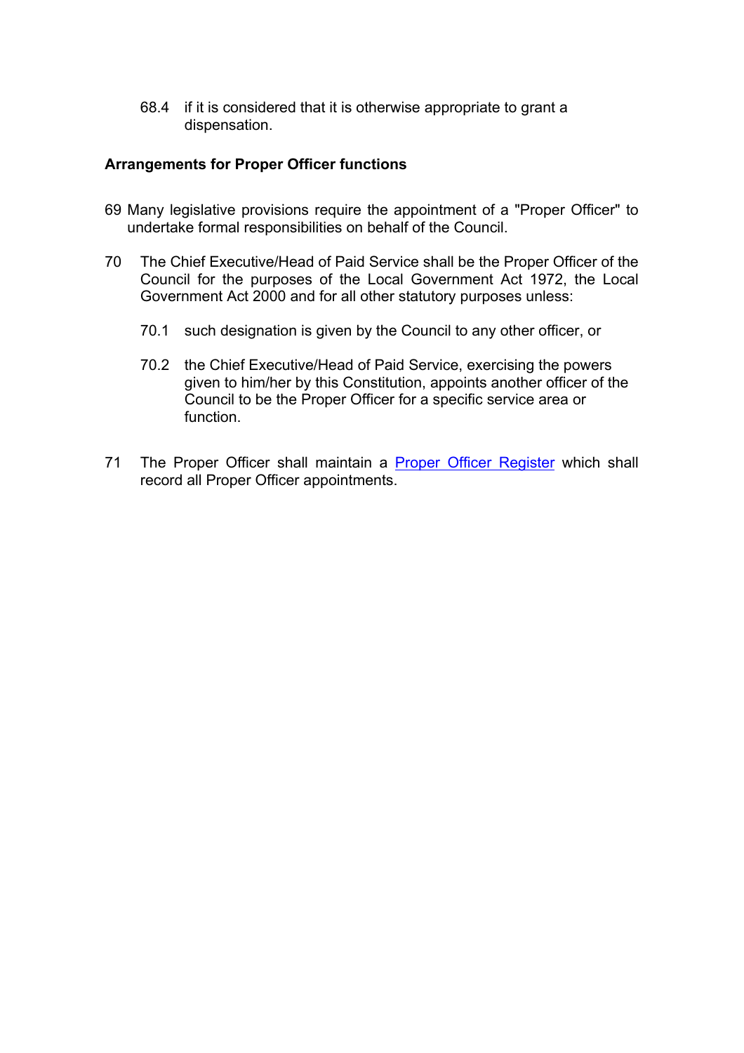68.4 if it is considered that it is otherwise appropriate to grant a dispensation.

**Arrangements for Proper Officer functions**

69 Many legislative provisions require the appointment of a "Proper Officer" to undertake formal responsibilities on behalf of the Council.

70 The Chief Executive/Head of Paid Service shall be the Proper Officer of the Council for the purposes of the Local Government Act 1972, the Local Government Act 2000 and for all other statutory purposes unless:

70.1 such designation is given by the Council to any other officer, or

70.2 the Chief Executive/Head of Paid Service, exercising the powers given to him/her by this Constitution, appoints another officer of the Council to be the Proper Officer for a specific service area or function.

71 The Proper Officer shall maintain a Proper Officer Register which shall record all Proper Officer appointments.